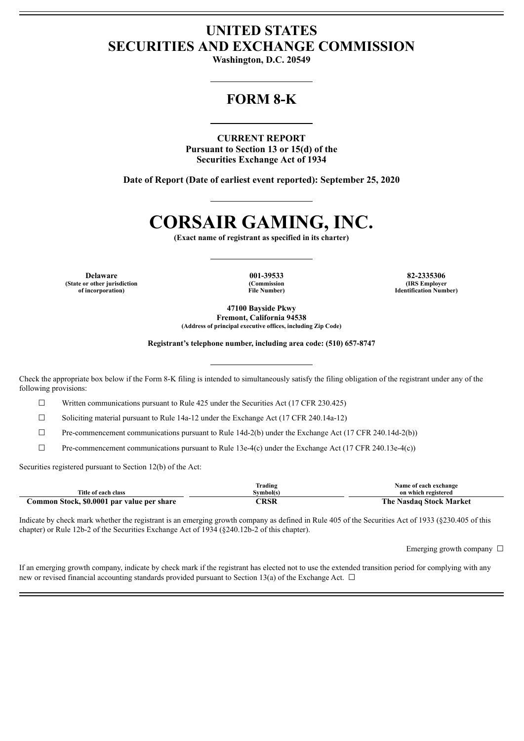# UNITED STATES
# SECURITIES AND EXCHANGE COMMISSION

**Washington, D.C. 20549**

## FORM 8-K

**CURRENT REPORT**
**Pursuant to Section 13 or 15(d) of the**
**Securities Exchange Act of 1934**

**Date of Report (Date of earliest event reported): September 25, 2020**

# CORSAIR GAMING, INC.

**(Exact name of registrant as specified in its charter)**

| Delaware | 001-39533 | 82-2335306 |
|---|---|---|
| (State or other jurisdiction of incorporation) | (Commission File Number) | (IRS Employer Identification Number) |

**47100 Bayside Pkwy**
**Fremont, California 94538**
**(Address of principal executive offices, including Zip Code)**

**Registrant's telephone number, including area code: (510) 657-8747**

Check the appropriate box below if the Form 8-K filing is intended to simultaneously satisfy the filing obligation of the registrant under any of the following provisions:

☐ Written communications pursuant to Rule 425 under the Securities Act (17 CFR 230.425)

☐ Soliciting material pursuant to Rule 14a-12 under the Exchange Act (17 CFR 240.14a-12)

☐ Pre-commencement communications pursuant to Rule 14d-2(b) under the Exchange Act (17 CFR 240.14d-2(b))

☐ Pre-commencement communications pursuant to Rule 13e-4(c) under the Exchange Act (17 CFR 240.13e-4(c))

Securities registered pursuant to Section 12(b) of the Act:

| Title of each class | Trading Symbol(s) | Name of each exchange on which registered |
|---|---|---|
| **Common Stock, $0.0001 par value per share** | **CRSR** | **The Nasdaq Stock Market** |

Indicate by check mark whether the registrant is an emerging growth company as defined in Rule 405 of the Securities Act of 1933 (§230.405 of this chapter) or Rule 12b-2 of the Securities Exchange Act of 1934 (§240.12b-2 of this chapter).

Emerging growth company ☐

If an emerging growth company, indicate by check mark if the registrant has elected not to use the extended transition period for complying with any new or revised financial accounting standards provided pursuant to Section 13(a) of the Exchange Act. ☐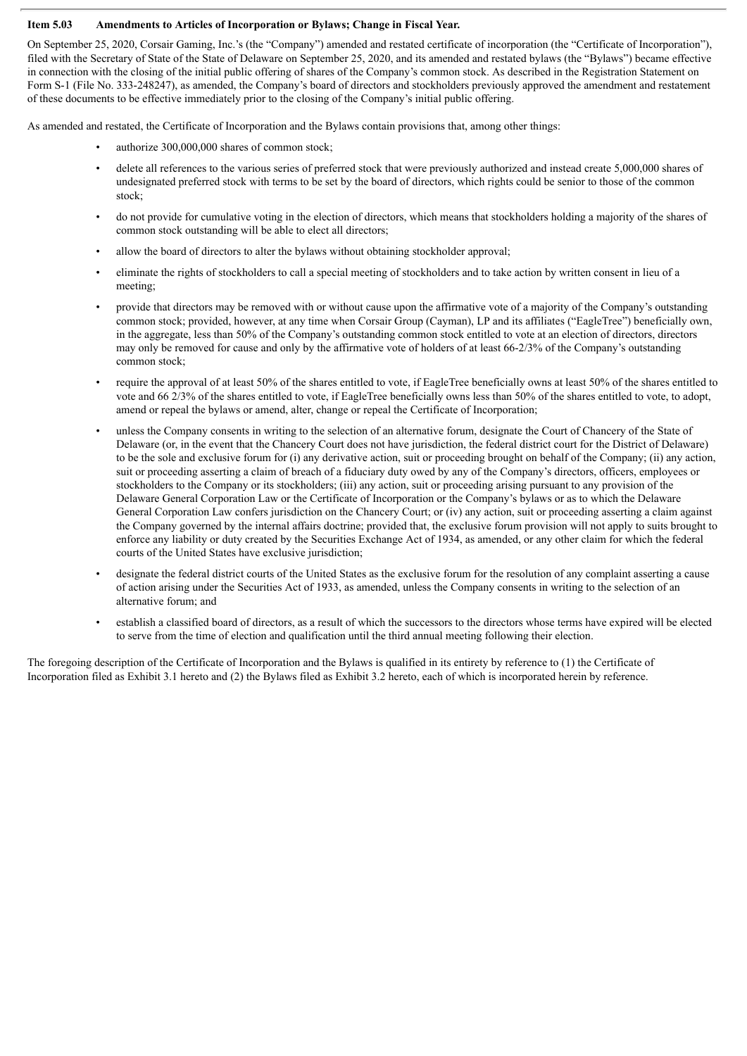**Item 5.03 Amendments to Articles of Incorporation or Bylaws; Change in Fiscal Year.**

On September 25, 2020, Corsair Gaming, Inc.'s (the "Company") amended and restated certificate of incorporation (the "Certificate of Incorporation"), filed with the Secretary of State of the State of Delaware on September 25, 2020, and its amended and restated bylaws (the "Bylaws") became effective in connection with the closing of the initial public offering of shares of the Company's common stock. As described in the Registration Statement on Form S-1 (File No. 333-248247), as amended, the Company's board of directors and stockholders previously approved the amendment and restatement of these documents to be effective immediately prior to the closing of the Company's initial public offering.

As amended and restated, the Certificate of Incorporation and the Bylaws contain provisions that, among other things:

- authorize 300,000,000 shares of common stock;
- delete all references to the various series of preferred stock that were previously authorized and instead create 5,000,000 shares of undesignated preferred stock with terms to be set by the board of directors, which rights could be senior to those of the common stock;
- do not provide for cumulative voting in the election of directors, which means that stockholders holding a majority of the shares of common stock outstanding will be able to elect all directors;
- allow the board of directors to alter the bylaws without obtaining stockholder approval;
- eliminate the rights of stockholders to call a special meeting of stockholders and to take action by written consent in lieu of a meeting;
- provide that directors may be removed with or without cause upon the affirmative vote of a majority of the Company's outstanding common stock; provided, however, at any time when Corsair Group (Cayman), LP and its affiliates ("EagleTree") beneficially own, in the aggregate, less than 50% of the Company's outstanding common stock entitled to vote at an election of directors, directors may only be removed for cause and only by the affirmative vote of holders of at least 66-2/3% of the Company's outstanding common stock;
- require the approval of at least 50% of the shares entitled to vote, if EagleTree beneficially owns at least 50% of the shares entitled to vote and 66 2/3% of the shares entitled to vote, if EagleTree beneficially owns less than 50% of the shares entitled to vote, to adopt, amend or repeal the bylaws or amend, alter, change or repeal the Certificate of Incorporation;
- unless the Company consents in writing to the selection of an alternative forum, designate the Court of Chancery of the State of Delaware (or, in the event that the Chancery Court does not have jurisdiction, the federal district court for the District of Delaware) to be the sole and exclusive forum for (i) any derivative action, suit or proceeding brought on behalf of the Company; (ii) any action, suit or proceeding asserting a claim of breach of a fiduciary duty owed by any of the Company's directors, officers, employees or stockholders to the Company or its stockholders; (iii) any action, suit or proceeding arising pursuant to any provision of the Delaware General Corporation Law or the Certificate of Incorporation or the Company's bylaws or as to which the Delaware General Corporation Law confers jurisdiction on the Chancery Court; or (iv) any action, suit or proceeding asserting a claim against the Company governed by the internal affairs doctrine; provided that, the exclusive forum provision will not apply to suits brought to enforce any liability or duty created by the Securities Exchange Act of 1934, as amended, or any other claim for which the federal courts of the United States have exclusive jurisdiction;
- designate the federal district courts of the United States as the exclusive forum for the resolution of any complaint asserting a cause of action arising under the Securities Act of 1933, as amended, unless the Company consents in writing to the selection of an alternative forum; and
- establish a classified board of directors, as a result of which the successors to the directors whose terms have expired will be elected to serve from the time of election and qualification until the third annual meeting following their election.

The foregoing description of the Certificate of Incorporation and the Bylaws is qualified in its entirety by reference to (1) the Certificate of Incorporation filed as Exhibit 3.1 hereto and (2) the Bylaws filed as Exhibit 3.2 hereto, each of which is incorporated herein by reference.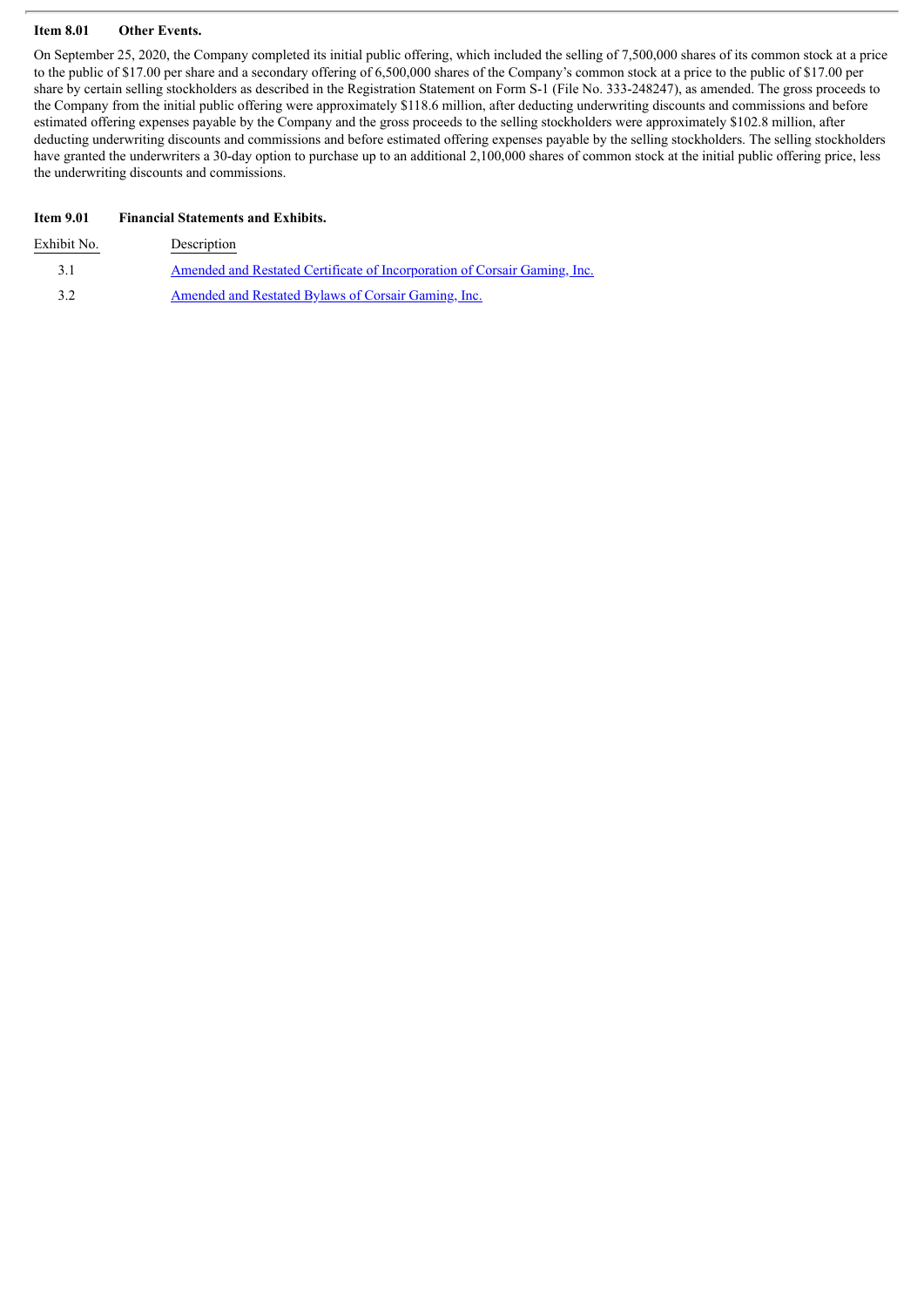**Item 8.01 Other Events.**

On September 25, 2020, the Company completed its initial public offering, which included the selling of 7,500,000 shares of its common stock at a price to the public of $17.00 per share and a secondary offering of 6,500,000 shares of the Company's common stock at a price to the public of $17.00 per share by certain selling stockholders as described in the Registration Statement on Form S-1 (File No. 333-248247), as amended. The gross proceeds to the Company from the initial public offering were approximately $118.6 million, after deducting underwriting discounts and commissions and before estimated offering expenses payable by the Company and the gross proceeds to the selling stockholders were approximately $102.8 million, after deducting underwriting discounts and commissions and before estimated offering expenses payable by the selling stockholders. The selling stockholders have granted the underwriters a 30-day option to purchase up to an additional 2,100,000 shares of common stock at the initial public offering price, less the underwriting discounts and commissions.

**Item 9.01 Financial Statements and Exhibits.**

| Exhibit No. | Description |
| --- | --- |
| 3.1 | Amended and Restated Certificate of Incorporation of Corsair Gaming, Inc. |
| 3.2 | Amended and Restated Bylaws of Corsair Gaming, Inc. |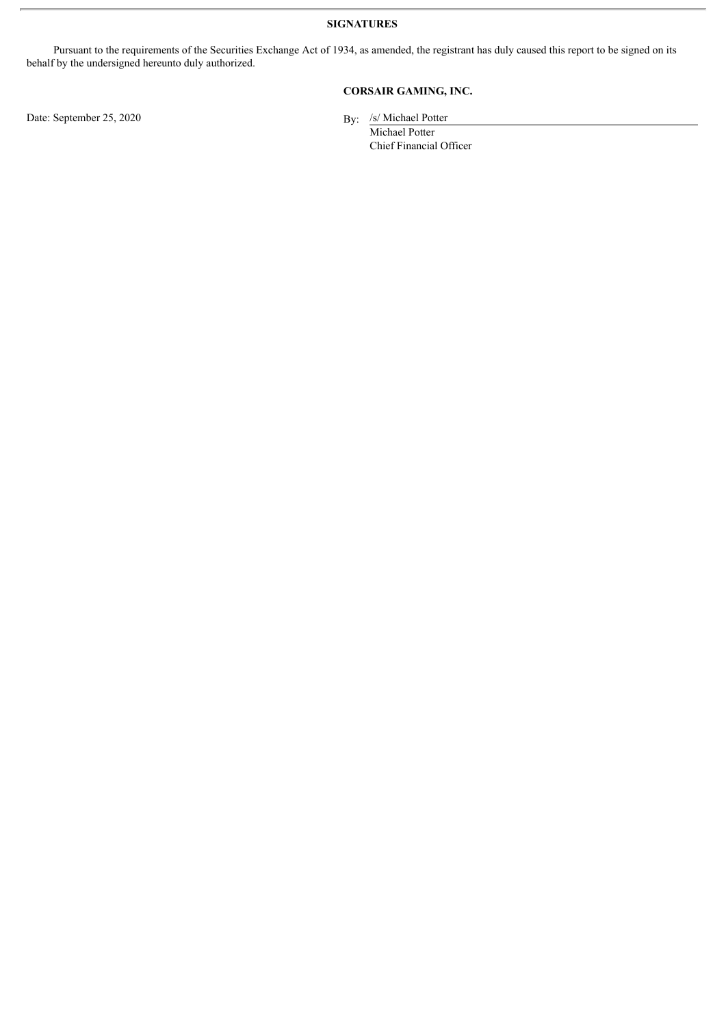## SIGNATURES

Pursuant to the requirements of the Securities Exchange Act of 1934, as amended, the registrant has duly caused this report to be signed on its behalf by the undersigned hereunto duly authorized.

**CORSAIR GAMING, INC.**

Date: September 25, 2020

By: /s/ Michael Potter  
Michael Potter  
Chief Financial Officer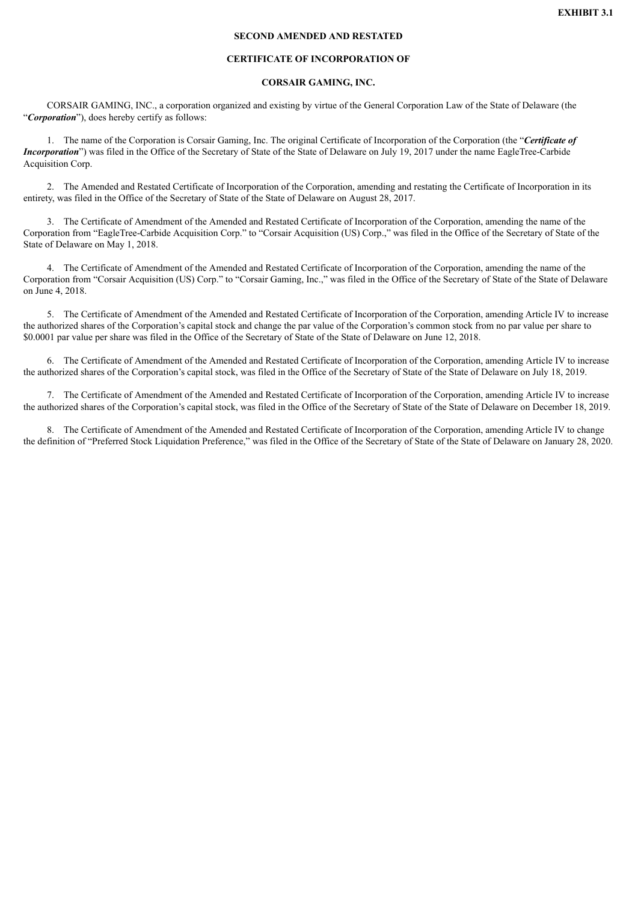**EXHIBIT 3.1**

**SECOND AMENDED AND RESTATED**

**CERTIFICATE OF INCORPORATION OF**

**CORSAIR GAMING, INC.**

CORSAIR GAMING, INC., a corporation organized and existing by virtue of the General Corporation Law of the State of Delaware (the "***Corporation***"), does hereby certify as follows:

1. The name of the Corporation is Corsair Gaming, Inc. The original Certificate of Incorporation of the Corporation (the "***Certificate of Incorporation***") was filed in the Office of the Secretary of State of the State of Delaware on July 19, 2017 under the name EagleTree-Carbide Acquisition Corp.

2. The Amended and Restated Certificate of Incorporation of the Corporation, amending and restating the Certificate of Incorporation in its entirety, was filed in the Office of the Secretary of State of the State of Delaware on August 28, 2017.

3. The Certificate of Amendment of the Amended and Restated Certificate of Incorporation of the Corporation, amending the name of the Corporation from "EagleTree-Carbide Acquisition Corp." to "Corsair Acquisition (US) Corp.," was filed in the Office of the Secretary of State of the State of Delaware on May 1, 2018.

4. The Certificate of Amendment of the Amended and Restated Certificate of Incorporation of the Corporation, amending the name of the Corporation from "Corsair Acquisition (US) Corp." to "Corsair Gaming, Inc.," was filed in the Office of the Secretary of State of the State of Delaware on June 4, 2018.

5. The Certificate of Amendment of the Amended and Restated Certificate of Incorporation of the Corporation, amending Article IV to increase the authorized shares of the Corporation's capital stock and change the par value of the Corporation's common stock from no par value per share to $0.0001 par value per share was filed in the Office of the Secretary of State of the State of Delaware on June 12, 2018.

6. The Certificate of Amendment of the Amended and Restated Certificate of Incorporation of the Corporation, amending Article IV to increase the authorized shares of the Corporation's capital stock, was filed in the Office of the Secretary of State of the State of Delaware on July 18, 2019.

7. The Certificate of Amendment of the Amended and Restated Certificate of Incorporation of the Corporation, amending Article IV to increase the authorized shares of the Corporation's capital stock, was filed in the Office of the Secretary of State of the State of Delaware on December 18, 2019.

8. The Certificate of Amendment of the Amended and Restated Certificate of Incorporation of the Corporation, amending Article IV to change the definition of "Preferred Stock Liquidation Preference," was filed in the Office of the Secretary of State of the State of Delaware on January 28, 2020.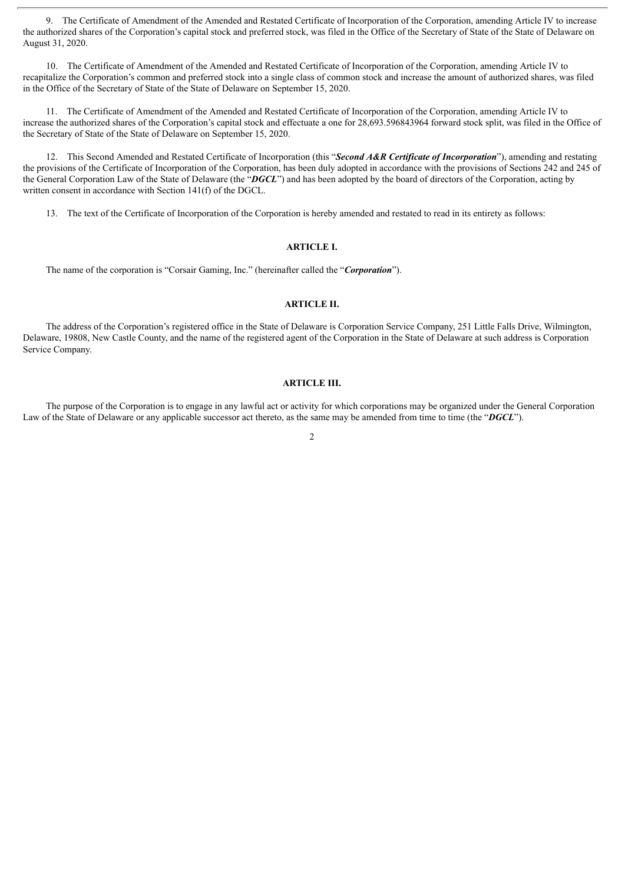9. The Certificate of Amendment of the Amended and Restated Certificate of Incorporation of the Corporation, amending Article IV to increase the authorized shares of the Corporation's capital stock and preferred stock, was filed in the Office of the Secretary of State of the State of Delaware on August 31, 2020.

10. The Certificate of Amendment of the Amended and Restated Certificate of Incorporation of the Corporation, amending Article IV to recapitalize the Corporation's common and preferred stock into a single class of common stock and increase the amount of authorized shares, was filed in the Office of the Secretary of State of the State of Delaware on September 15, 2020.

11. The Certificate of Amendment of the Amended and Restated Certificate of Incorporation of the Corporation, amending Article IV to increase the authorized shares of the Corporation's capital stock and effectuate a one for 28,693.596843964 forward stock split, was filed in the Office of the Secretary of State of the State of Delaware on September 15, 2020.

12. This Second Amended and Restated Certificate of Incorporation (this "***Second A&R Certificate of Incorporation***"), amending and restating the provisions of the Certificate of Incorporation of the Corporation, has been duly adopted in accordance with the provisions of Sections 242 and 245 of the General Corporation Law of the State of Delaware (the "***DGCL***") and has been adopted by the board of directors of the Corporation, acting by written consent in accordance with Section 141(f) of the DGCL.

13. The text of the Certificate of Incorporation of the Corporation is hereby amended and restated to read in its entirety as follows:

## ARTICLE I.

The name of the corporation is "Corsair Gaming, Inc." (hereinafter called the "***Corporation***").

## ARTICLE II.

The address of the Corporation's registered office in the State of Delaware is Corporation Service Company, 251 Little Falls Drive, Wilmington, Delaware, 19808, New Castle County, and the name of the registered agent of the Corporation in the State of Delaware at such address is Corporation Service Company.

## ARTICLE III.

The purpose of the Corporation is to engage in any lawful act or activity for which corporations may be organized under the General Corporation Law of the State of Delaware or any applicable successor act thereto, as the same may be amended from time to time (the "***DGCL***").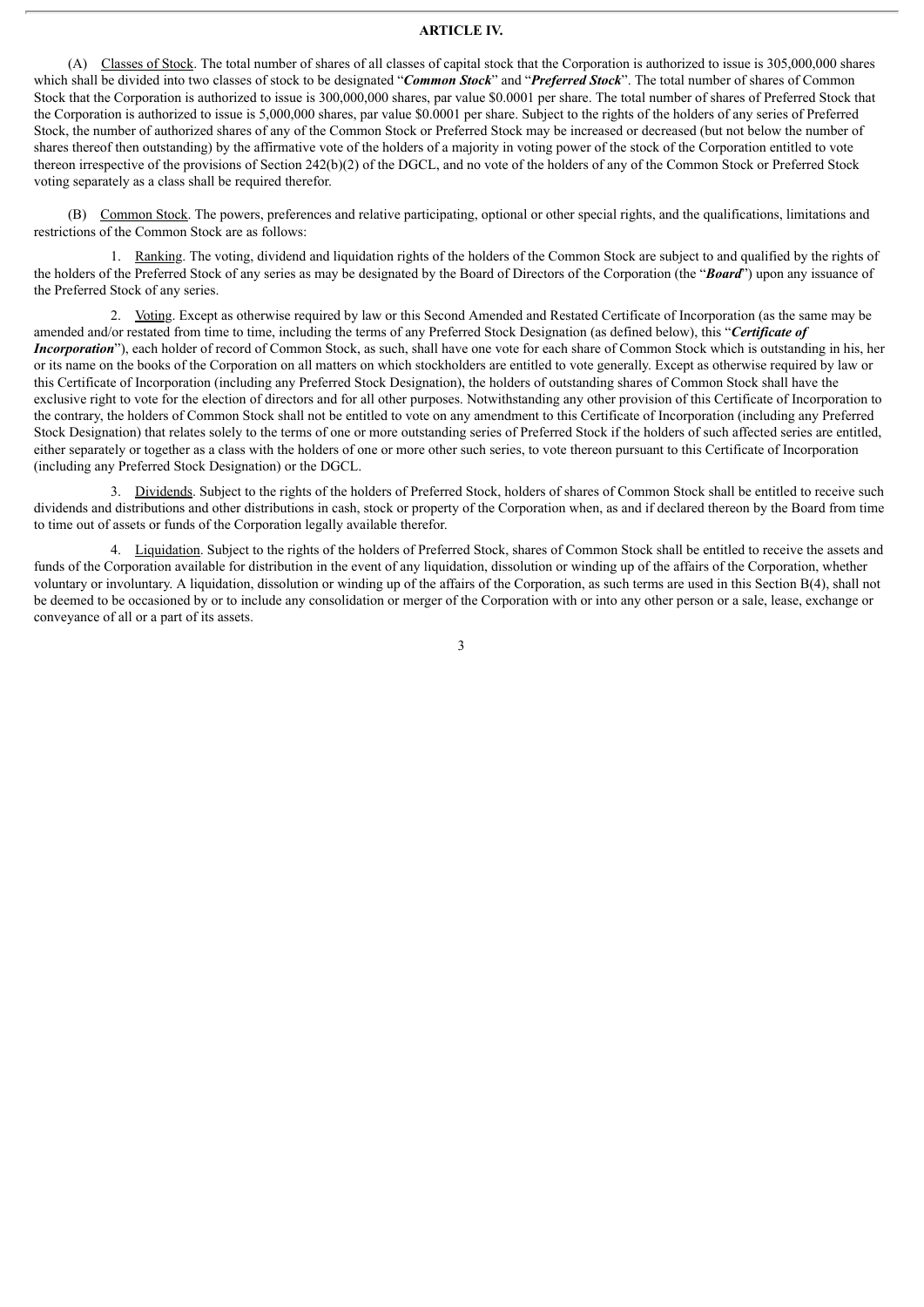## ARTICLE IV.

(A) Classes of Stock. The total number of shares of all classes of capital stock that the Corporation is authorized to issue is 305,000,000 shares which shall be divided into two classes of stock to be designated "***Common Stock***" and "***Preferred Stock***". The total number of shares of Common Stock that the Corporation is authorized to issue is 300,000,000 shares, par value $0.0001 per share. The total number of shares of Preferred Stock that the Corporation is authorized to issue is 5,000,000 shares, par value $0.0001 per share. Subject to the rights of the holders of any series of Preferred Stock, the number of authorized shares of any of the Common Stock or Preferred Stock may be increased or decreased (but not below the number of shares thereof then outstanding) by the affirmative vote of the holders of a majority in voting power of the stock of the Corporation entitled to vote thereon irrespective of the provisions of Section 242(b)(2) of the DGCL, and no vote of the holders of any of the Common Stock or Preferred Stock voting separately as a class shall be required therefor.

(B) Common Stock. The powers, preferences and relative participating, optional or other special rights, and the qualifications, limitations and restrictions of the Common Stock are as follows:

1. Ranking. The voting, dividend and liquidation rights of the holders of the Common Stock are subject to and qualified by the rights of the holders of the Preferred Stock of any series as may be designated by the Board of Directors of the Corporation (the "***Board***") upon any issuance of the Preferred Stock of any series.

2. Voting. Except as otherwise required by law or this Second Amended and Restated Certificate of Incorporation (as the same may be amended and/or restated from time to time, including the terms of any Preferred Stock Designation (as defined below), this "***Certificate of Incorporation***"), each holder of record of Common Stock, as such, shall have one vote for each share of Common Stock which is outstanding in his, her or its name on the books of the Corporation on all matters on which stockholders are entitled to vote generally. Except as otherwise required by law or this Certificate of Incorporation (including any Preferred Stock Designation), the holders of outstanding shares of Common Stock shall have the exclusive right to vote for the election of directors and for all other purposes. Notwithstanding any other provision of this Certificate of Incorporation to the contrary, the holders of Common Stock shall not be entitled to vote on any amendment to this Certificate of Incorporation (including any Preferred Stock Designation) that relates solely to the terms of one or more outstanding series of Preferred Stock if the holders of such affected series are entitled, either separately or together as a class with the holders of one or more other such series, to vote thereon pursuant to this Certificate of Incorporation (including any Preferred Stock Designation) or the DGCL.

3. Dividends. Subject to the rights of the holders of Preferred Stock, holders of shares of Common Stock shall be entitled to receive such dividends and distributions and other distributions in cash, stock or property of the Corporation when, as and if declared thereon by the Board from time to time out of assets or funds of the Corporation legally available therefor.

4. Liquidation. Subject to the rights of the holders of Preferred Stock, shares of Common Stock shall be entitled to receive the assets and funds of the Corporation available for distribution in the event of any liquidation, dissolution or winding up of the affairs of the Corporation, whether voluntary or involuntary. A liquidation, dissolution or winding up of the affairs of the Corporation, as such terms are used in this Section B(4), shall not be deemed to be occasioned by or to include any consolidation or merger of the Corporation with or into any other person or a sale, lease, exchange or conveyance of all or a part of its assets.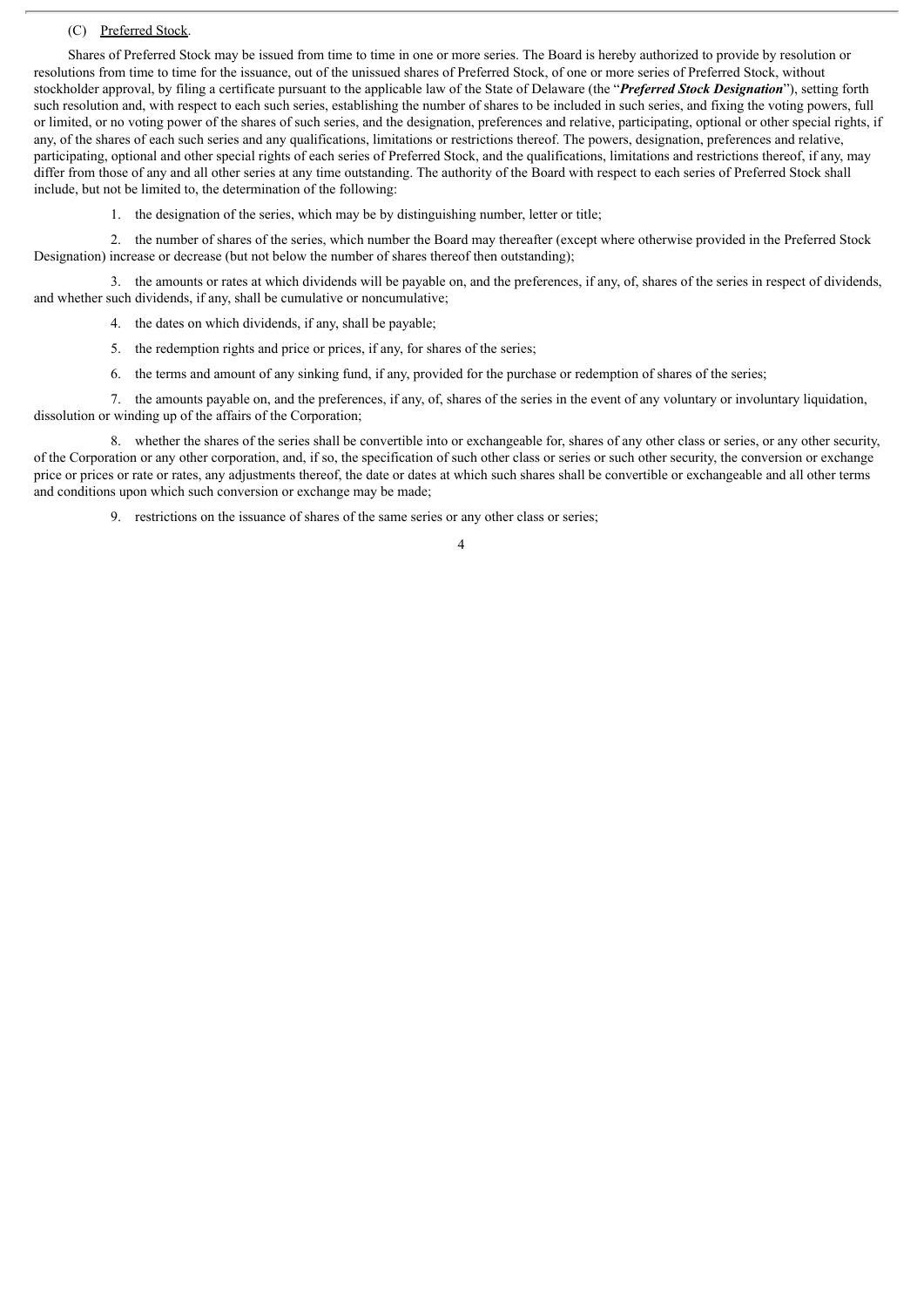(C) <u>Preferred Stock</u>.

Shares of Preferred Stock may be issued from time to time in one or more series. The Board is hereby authorized to provide by resolution or resolutions from time to time for the issuance, out of the unissued shares of Preferred Stock, of one or more series of Preferred Stock, without stockholder approval, by filing a certificate pursuant to the applicable law of the State of Delaware (the "***Preferred Stock Designation***"), setting forth such resolution and, with respect to each such series, establishing the number of shares to be included in such series, and fixing the voting powers, full or limited, or no voting power of the shares of such series, and the designation, preferences and relative, participating, optional or other special rights, if any, of the shares of each such series and any qualifications, limitations or restrictions thereof. The powers, designation, preferences and relative, participating, optional and other special rights of each series of Preferred Stock, and the qualifications, limitations and restrictions thereof, if any, may differ from those of any and all other series at any time outstanding. The authority of the Board with respect to each series of Preferred Stock shall include, but not be limited to, the determination of the following:

1. the designation of the series, which may be by distinguishing number, letter or title;

2. the number of shares of the series, which number the Board may thereafter (except where otherwise provided in the Preferred Stock Designation) increase or decrease (but not below the number of shares thereof then outstanding);

3. the amounts or rates at which dividends will be payable on, and the preferences, if any, of, shares of the series in respect of dividends, and whether such dividends, if any, shall be cumulative or noncumulative;

4. the dates on which dividends, if any, shall be payable;

5. the redemption rights and price or prices, if any, for shares of the series;

6. the terms and amount of any sinking fund, if any, provided for the purchase or redemption of shares of the series;

7. the amounts payable on, and the preferences, if any, of, shares of the series in the event of any voluntary or involuntary liquidation, dissolution or winding up of the affairs of the Corporation;

8. whether the shares of the series shall be convertible into or exchangeable for, shares of any other class or series, or any other security, of the Corporation or any other corporation, and, if so, the specification of such other class or series or such other security, the conversion or exchange price or prices or rate or rates, any adjustments thereof, the date or dates at which such shares shall be convertible or exchangeable and all other terms and conditions upon which such conversion or exchange may be made;

9. restrictions on the issuance of shares of the same series or any other class or series;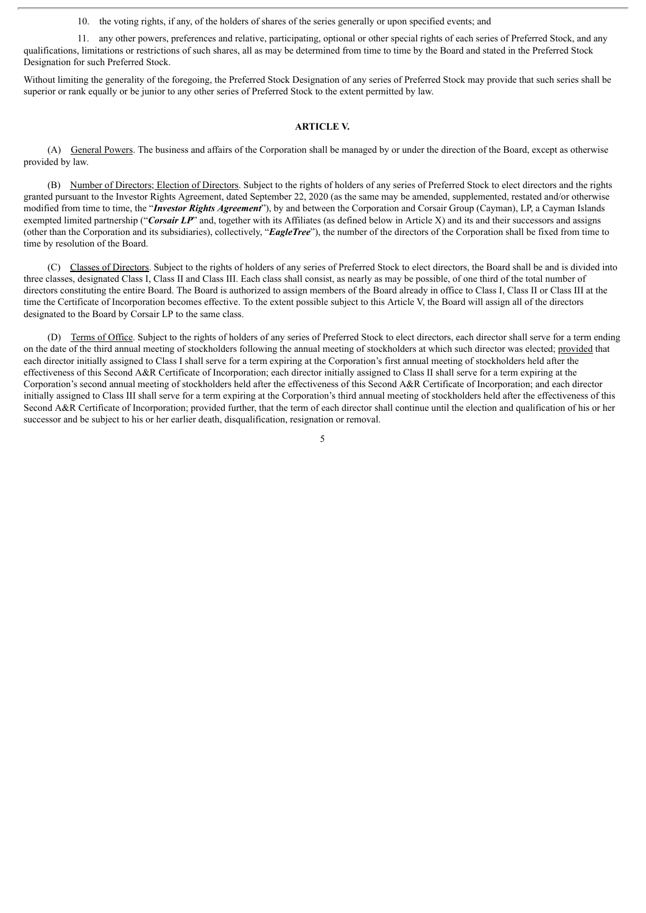10. the voting rights, if any, of the holders of shares of the series generally or upon specified events; and

11. any other powers, preferences and relative, participating, optional or other special rights of each series of Preferred Stock, and any qualifications, limitations or restrictions of such shares, all as may be determined from time to time by the Board and stated in the Preferred Stock Designation for such Preferred Stock.

Without limiting the generality of the foregoing, the Preferred Stock Designation of any series of Preferred Stock may provide that such series shall be superior or rank equally or be junior to any other series of Preferred Stock to the extent permitted by law.

## ARTICLE V.

(A) General Powers. The business and affairs of the Corporation shall be managed by or under the direction of the Board, except as otherwise provided by law.

(B) Number of Directors; Election of Directors. Subject to the rights of holders of any series of Preferred Stock to elect directors and the rights granted pursuant to the Investor Rights Agreement, dated September 22, 2020 (as the same may be amended, supplemented, restated and/or otherwise modified from time to time, the "***Investor Rights Agreement***"), by and between the Corporation and Corsair Group (Cayman), LP, a Cayman Islands exempted limited partnership ("***Corsair LP***" and, together with its Affiliates (as defined below in Article X) and its and their successors and assigns (other than the Corporation and its subsidiaries), collectively, "***EagleTree***"), the number of the directors of the Corporation shall be fixed from time to time by resolution of the Board.

(C) Classes of Directors. Subject to the rights of holders of any series of Preferred Stock to elect directors, the Board shall be and is divided into three classes, designated Class I, Class II and Class III. Each class shall consist, as nearly as may be possible, of one third of the total number of directors constituting the entire Board. The Board is authorized to assign members of the Board already in office to Class I, Class II or Class III at the time the Certificate of Incorporation becomes effective. To the extent possible subject to this Article V, the Board will assign all of the directors designated to the Board by Corsair LP to the same class.

(D) Terms of Office. Subject to the rights of holders of any series of Preferred Stock to elect directors, each director shall serve for a term ending on the date of the third annual meeting of stockholders following the annual meeting of stockholders at which such director was elected; provided that each director initially assigned to Class I shall serve for a term expiring at the Corporation's first annual meeting of stockholders held after the effectiveness of this Second A&R Certificate of Incorporation; each director initially assigned to Class II shall serve for a term expiring at the Corporation's second annual meeting of stockholders held after the effectiveness of this Second A&R Certificate of Incorporation; and each director initially assigned to Class III shall serve for a term expiring at the Corporation's third annual meeting of stockholders held after the effectiveness of this Second A&R Certificate of Incorporation; provided further, that the term of each director shall continue until the election and qualification of his or her successor and be subject to his or her earlier death, disqualification, resignation or removal.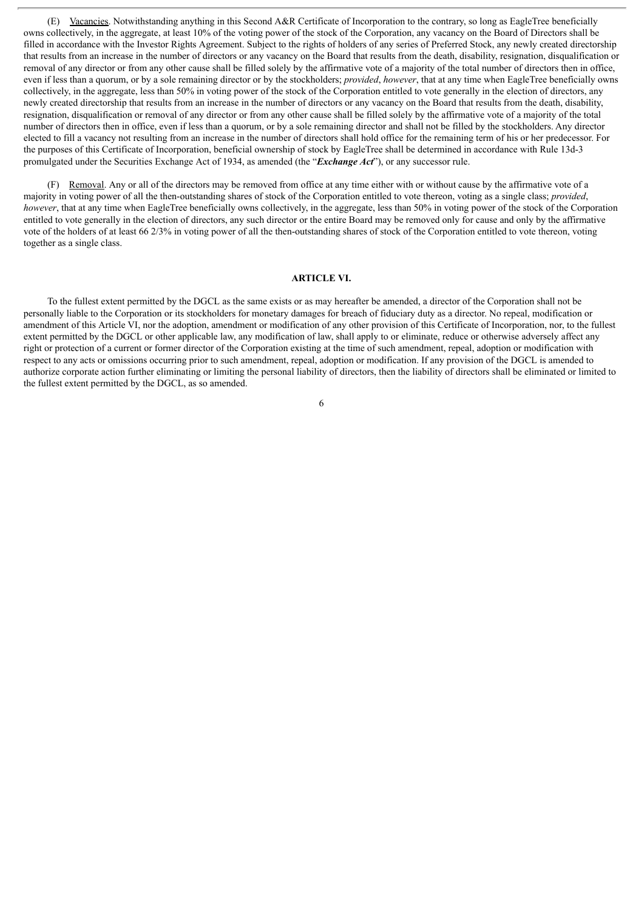(E) Vacancies. Notwithstanding anything in this Second A&R Certificate of Incorporation to the contrary, so long as EagleTree beneficially owns collectively, in the aggregate, at least 10% of the voting power of the stock of the Corporation, any vacancy on the Board of Directors shall be filled in accordance with the Investor Rights Agreement. Subject to the rights of holders of any series of Preferred Stock, any newly created directorship that results from an increase in the number of directors or any vacancy on the Board that results from the death, disability, resignation, disqualification or removal of any director or from any other cause shall be filled solely by the affirmative vote of a majority of the total number of directors then in office, even if less than a quorum, or by a sole remaining director or by the stockholders; *provided*, *however*, that at any time when EagleTree beneficially owns collectively, in the aggregate, less than 50% in voting power of the stock of the Corporation entitled to vote generally in the election of directors, any newly created directorship that results from an increase in the number of directors or any vacancy on the Board that results from the death, disability, resignation, disqualification or removal of any director or from any other cause shall be filled solely by the affirmative vote of a majority of the total number of directors then in office, even if less than a quorum, or by a sole remaining director and shall not be filled by the stockholders. Any director elected to fill a vacancy not resulting from an increase in the number of directors shall hold office for the remaining term of his or her predecessor. For the purposes of this Certificate of Incorporation, beneficial ownership of stock by EagleTree shall be determined in accordance with Rule 13d-3 promulgated under the Securities Exchange Act of 1934, as amended (the "***Exchange Act***"), or any successor rule.

(F) Removal. Any or all of the directors may be removed from office at any time either with or without cause by the affirmative vote of a majority in voting power of all the then-outstanding shares of stock of the Corporation entitled to vote thereon, voting as a single class; *provided*, *however*, that at any time when EagleTree beneficially owns collectively, in the aggregate, less than 50% in voting power of the stock of the Corporation entitled to vote generally in the election of directors, any such director or the entire Board may be removed only for cause and only by the affirmative vote of the holders of at least 66 2/3% in voting power of all the then-outstanding shares of stock of the Corporation entitled to vote thereon, voting together as a single class.

## ARTICLE VI.

To the fullest extent permitted by the DGCL as the same exists or as may hereafter be amended, a director of the Corporation shall not be personally liable to the Corporation or its stockholders for monetary damages for breach of fiduciary duty as a director. No repeal, modification or amendment of this Article VI, nor the adoption, amendment or modification of any other provision of this Certificate of Incorporation, nor, to the fullest extent permitted by the DGCL or other applicable law, any modification of law, shall apply to or eliminate, reduce or otherwise adversely affect any right or protection of a current or former director of the Corporation existing at the time of such amendment, repeal, adoption or modification with respect to any acts or omissions occurring prior to such amendment, repeal, adoption or modification. If any provision of the DGCL is amended to authorize corporate action further eliminating or limiting the personal liability of directors, then the liability of directors shall be eliminated or limited to the fullest extent permitted by the DGCL, as so amended.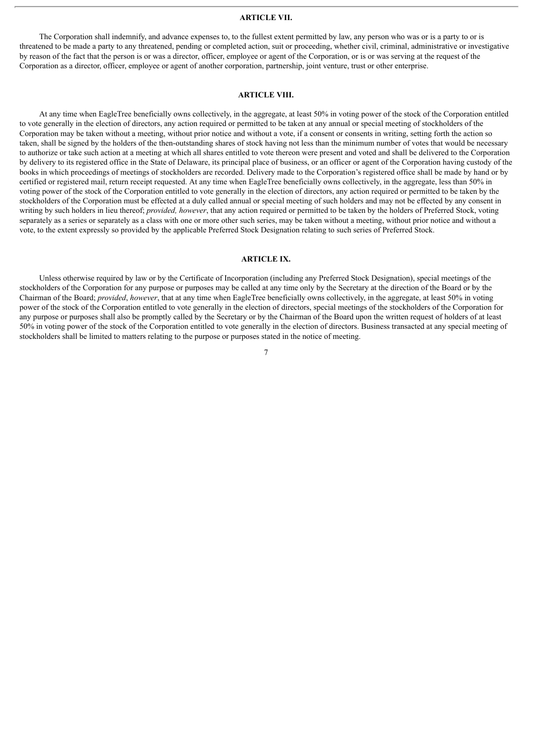## ARTICLE VII.

The Corporation shall indemnify, and advance expenses to, to the fullest extent permitted by law, any person who was or is a party to or is threatened to be made a party to any threatened, pending or completed action, suit or proceeding, whether civil, criminal, administrative or investigative by reason of the fact that the person is or was a director, officer, employee or agent of the Corporation, or is or was serving at the request of the Corporation as a director, officer, employee or agent of another corporation, partnership, joint venture, trust or other enterprise.

## ARTICLE VIII.

At any time when EagleTree beneficially owns collectively, in the aggregate, at least 50% in voting power of the stock of the Corporation entitled to vote generally in the election of directors, any action required or permitted to be taken at any annual or special meeting of stockholders of the Corporation may be taken without a meeting, without prior notice and without a vote, if a consent or consents in writing, setting forth the action so taken, shall be signed by the holders of the then-outstanding shares of stock having not less than the minimum number of votes that would be necessary to authorize or take such action at a meeting at which all shares entitled to vote thereon were present and voted and shall be delivered to the Corporation by delivery to its registered office in the State of Delaware, its principal place of business, or an officer or agent of the Corporation having custody of the books in which proceedings of meetings of stockholders are recorded. Delivery made to the Corporation's registered office shall be made by hand or by certified or registered mail, return receipt requested. At any time when EagleTree beneficially owns collectively, in the aggregate, less than 50% in voting power of the stock of the Corporation entitled to vote generally in the election of directors, any action required or permitted to be taken by the stockholders of the Corporation must be effected at a duly called annual or special meeting of such holders and may not be effected by any consent in writing by such holders in lieu thereof; *provided, however*, that any action required or permitted to be taken by the holders of Preferred Stock, voting separately as a series or separately as a class with one or more other such series, may be taken without a meeting, without prior notice and without a vote, to the extent expressly so provided by the applicable Preferred Stock Designation relating to such series of Preferred Stock.

## ARTICLE IX.

Unless otherwise required by law or by the Certificate of Incorporation (including any Preferred Stock Designation), special meetings of the stockholders of the Corporation for any purpose or purposes may be called at any time only by the Secretary at the direction of the Board or by the Chairman of the Board; *provided*, *however*, that at any time when EagleTree beneficially owns collectively, in the aggregate, at least 50% in voting power of the stock of the Corporation entitled to vote generally in the election of directors, special meetings of the stockholders of the Corporation for any purpose or purposes shall also be promptly called by the Secretary or by the Chairman of the Board upon the written request of holders of at least 50% in voting power of the stock of the Corporation entitled to vote generally in the election of directors. Business transacted at any special meeting of stockholders shall be limited to matters relating to the purpose or purposes stated in the notice of meeting.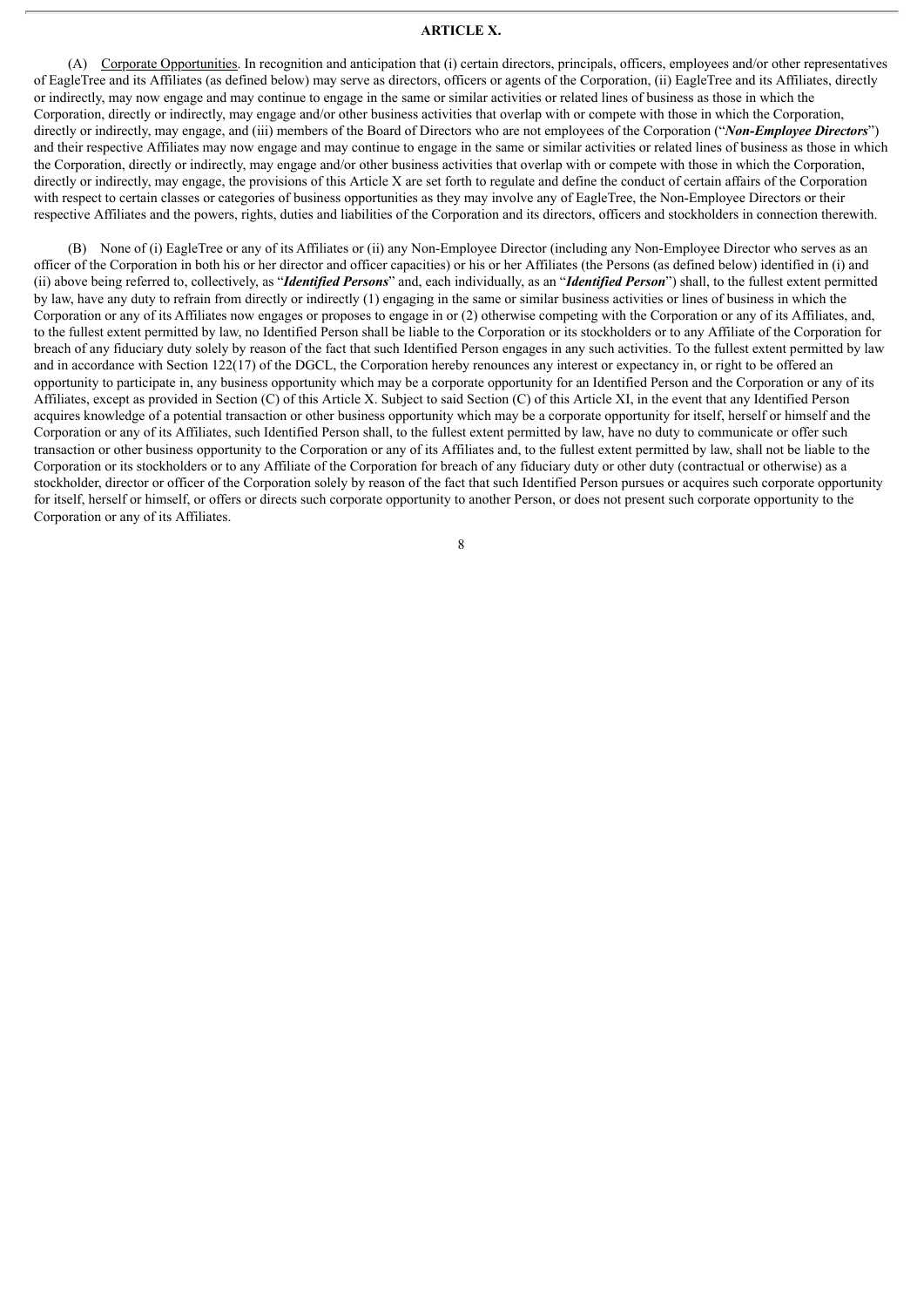## ARTICLE X.

(A) Corporate Opportunities. In recognition and anticipation that (i) certain directors, principals, officers, employees and/or other representatives of EagleTree and its Affiliates (as defined below) may serve as directors, officers or agents of the Corporation, (ii) EagleTree and its Affiliates, directly or indirectly, may now engage and may continue to engage in the same or similar activities or related lines of business as those in which the Corporation, directly or indirectly, may engage and/or other business activities that overlap with or compete with those in which the Corporation, directly or indirectly, may engage, and (iii) members of the Board of Directors who are not employees of the Corporation ("***Non-Employee Directors***") and their respective Affiliates may now engage and may continue to engage in the same or similar activities or related lines of business as those in which the Corporation, directly or indirectly, may engage and/or other business activities that overlap with or compete with those in which the Corporation, directly or indirectly, may engage, the provisions of this Article X are set forth to regulate and define the conduct of certain affairs of the Corporation with respect to certain classes or categories of business opportunities as they may involve any of EagleTree, the Non-Employee Directors or their respective Affiliates and the powers, rights, duties and liabilities of the Corporation and its directors, officers and stockholders in connection therewith.

(B) None of (i) EagleTree or any of its Affiliates or (ii) any Non-Employee Director (including any Non-Employee Director who serves as an officer of the Corporation in both his or her director and officer capacities) or his or her Affiliates (the Persons (as defined below) identified in (i) and (ii) above being referred to, collectively, as "***Identified Persons***" and, each individually, as an "***Identified Person***") shall, to the fullest extent permitted by law, have any duty to refrain from directly or indirectly (1) engaging in the same or similar business activities or lines of business in which the Corporation or any of its Affiliates now engages or proposes to engage in or (2) otherwise competing with the Corporation or any of its Affiliates, and, to the fullest extent permitted by law, no Identified Person shall be liable to the Corporation or its stockholders or to any Affiliate of the Corporation for breach of any fiduciary duty solely by reason of the fact that such Identified Person engages in any such activities. To the fullest extent permitted by law and in accordance with Section 122(17) of the DGCL, the Corporation hereby renounces any interest or expectancy in, or right to be offered an opportunity to participate in, any business opportunity which may be a corporate opportunity for an Identified Person and the Corporation or any of its Affiliates, except as provided in Section (C) of this Article X. Subject to said Section (C) of this Article XI, in the event that any Identified Person acquires knowledge of a potential transaction or other business opportunity which may be a corporate opportunity for itself, herself or himself and the Corporation or any of its Affiliates, such Identified Person shall, to the fullest extent permitted by law, have no duty to communicate or offer such transaction or other business opportunity to the Corporation or any of its Affiliates and, to the fullest extent permitted by law, shall not be liable to the Corporation or its stockholders or to any Affiliate of the Corporation for breach of any fiduciary duty or other duty (contractual or otherwise) as a stockholder, director or officer of the Corporation solely by reason of the fact that such Identified Person pursues or acquires such corporate opportunity for itself, herself or himself, or offers or directs such corporate opportunity to another Person, or does not present such corporate opportunity to the Corporation or any of its Affiliates.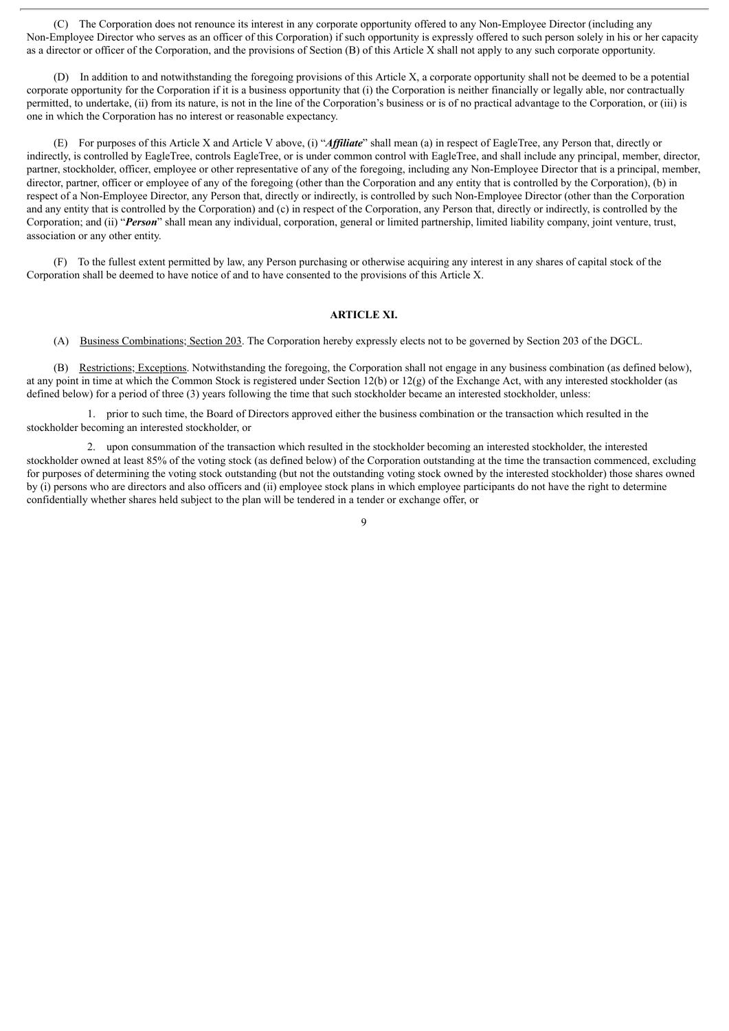(C) The Corporation does not renounce its interest in any corporate opportunity offered to any Non-Employee Director (including any Non-Employee Director who serves as an officer of this Corporation) if such opportunity is expressly offered to such person solely in his or her capacity as a director or officer of the Corporation, and the provisions of Section (B) of this Article X shall not apply to any such corporate opportunity.

(D) In addition to and notwithstanding the foregoing provisions of this Article X, a corporate opportunity shall not be deemed to be a potential corporate opportunity for the Corporation if it is a business opportunity that (i) the Corporation is neither financially or legally able, nor contractually permitted, to undertake, (ii) from its nature, is not in the line of the Corporation's business or is of no practical advantage to the Corporation, or (iii) is one in which the Corporation has no interest or reasonable expectancy.

(E) For purposes of this Article X and Article V above, (i) "***Affiliate***" shall mean (a) in respect of EagleTree, any Person that, directly or indirectly, is controlled by EagleTree, controls EagleTree, or is under common control with EagleTree, and shall include any principal, member, director, partner, stockholder, officer, employee or other representative of any of the foregoing, including any Non-Employee Director that is a principal, member, director, partner, officer or employee of any of the foregoing (other than the Corporation and any entity that is controlled by the Corporation), (b) in respect of a Non-Employee Director, any Person that, directly or indirectly, is controlled by such Non-Employee Director (other than the Corporation and any entity that is controlled by the Corporation) and (c) in respect of the Corporation, any Person that, directly or indirectly, is controlled by the Corporation; and (ii) "***Person***" shall mean any individual, corporation, general or limited partnership, limited liability company, joint venture, trust, association or any other entity.

(F) To the fullest extent permitted by law, any Person purchasing or otherwise acquiring any interest in any shares of capital stock of the Corporation shall be deemed to have notice of and to have consented to the provisions of this Article X.

## ARTICLE XI.

(A) Business Combinations; Section 203. The Corporation hereby expressly elects not to be governed by Section 203 of the DGCL.

(B) Restrictions; Exceptions. Notwithstanding the foregoing, the Corporation shall not engage in any business combination (as defined below), at any point in time at which the Common Stock is registered under Section 12(b) or 12(g) of the Exchange Act, with any interested stockholder (as defined below) for a period of three (3) years following the time that such stockholder became an interested stockholder, unless:

1. prior to such time, the Board of Directors approved either the business combination or the transaction which resulted in the stockholder becoming an interested stockholder, or

2. upon consummation of the transaction which resulted in the stockholder becoming an interested stockholder, the interested stockholder owned at least 85% of the voting stock (as defined below) of the Corporation outstanding at the time the transaction commenced, excluding for purposes of determining the voting stock outstanding (but not the outstanding voting stock owned by the interested stockholder) those shares owned by (i) persons who are directors and also officers and (ii) employee stock plans in which employee participants do not have the right to determine confidentially whether shares held subject to the plan will be tendered in a tender or exchange offer, or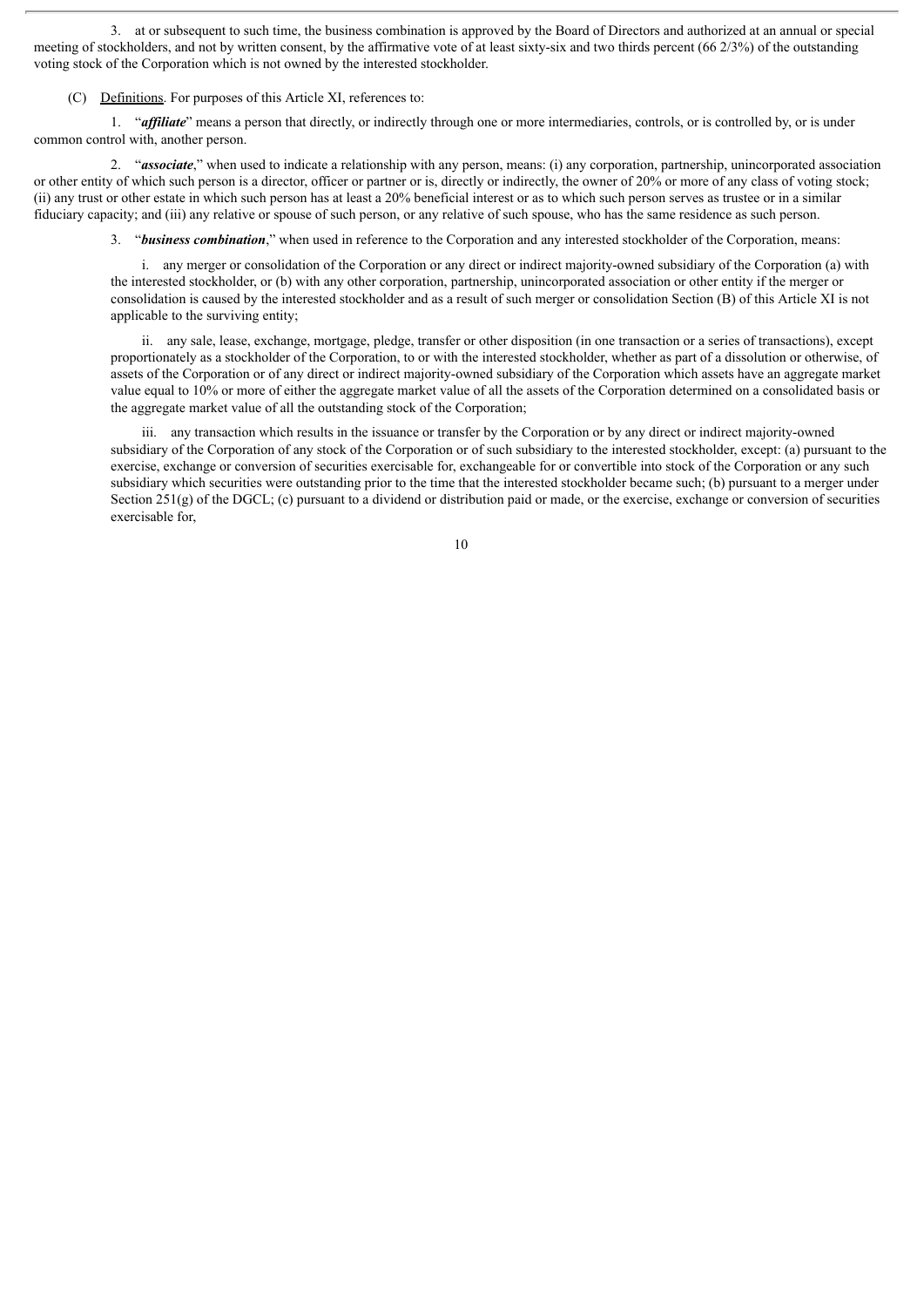3. at or subsequent to such time, the business combination is approved by the Board of Directors and authorized at an annual or special meeting of stockholders, and not by written consent, by the affirmative vote of at least sixty-six and two thirds percent (66 2/3%) of the outstanding voting stock of the Corporation which is not owned by the interested stockholder.

(C) Definitions. For purposes of this Article XI, references to:

1. "***affiliate***" means a person that directly, or indirectly through one or more intermediaries, controls, or is controlled by, or is under common control with, another person.

2. "***associate***," when used to indicate a relationship with any person, means: (i) any corporation, partnership, unincorporated association or other entity of which such person is a director, officer or partner or is, directly or indirectly, the owner of 20% or more of any class of voting stock; (ii) any trust or other estate in which such person has at least a 20% beneficial interest or as to which such person serves as trustee or in a similar fiduciary capacity; and (iii) any relative or spouse of such person, or any relative of such spouse, who has the same residence as such person.

3. "***business combination***," when used in reference to the Corporation and any interested stockholder of the Corporation, means:

i. any merger or consolidation of the Corporation or any direct or indirect majority-owned subsidiary of the Corporation (a) with the interested stockholder, or (b) with any other corporation, partnership, unincorporated association or other entity if the merger or consolidation is caused by the interested stockholder and as a result of such merger or consolidation Section (B) of this Article XI is not applicable to the surviving entity;

ii. any sale, lease, exchange, mortgage, pledge, transfer or other disposition (in one transaction or a series of transactions), except proportionately as a stockholder of the Corporation, to or with the interested stockholder, whether as part of a dissolution or otherwise, of assets of the Corporation or of any direct or indirect majority-owned subsidiary of the Corporation which assets have an aggregate market value equal to 10% or more of either the aggregate market value of all the assets of the Corporation determined on a consolidated basis or the aggregate market value of all the outstanding stock of the Corporation;

iii. any transaction which results in the issuance or transfer by the Corporation or by any direct or indirect majority-owned subsidiary of the Corporation of any stock of the Corporation or of such subsidiary to the interested stockholder, except: (a) pursuant to the exercise, exchange or conversion of securities exercisable for, exchangeable for or convertible into stock of the Corporation or any such subsidiary which securities were outstanding prior to the time that the interested stockholder became such; (b) pursuant to a merger under Section 251(g) of the DGCL; (c) pursuant to a dividend or distribution paid or made, or the exercise, exchange or conversion of securities exercisable for,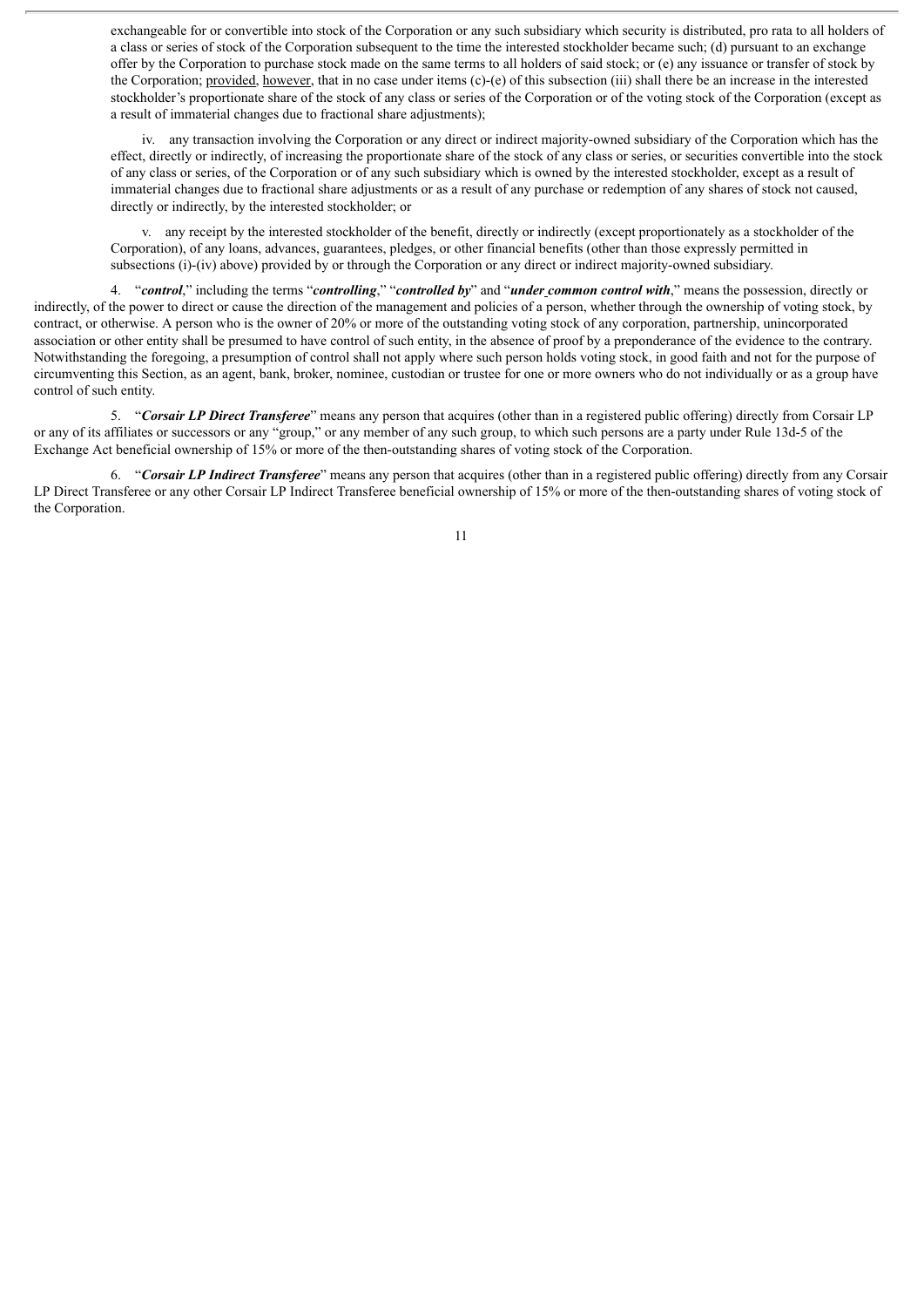exchangeable for or convertible into stock of the Corporation or any such subsidiary which security is distributed, pro rata to all holders of a class or series of stock of the Corporation subsequent to the time the interested stockholder became such; (d) pursuant to an exchange offer by the Corporation to purchase stock made on the same terms to all holders of said stock; or (e) any issuance or transfer of stock by the Corporation; provided, however, that in no case under items (c)-(e) of this subsection (iii) shall there be an increase in the interested stockholder's proportionate share of the stock of any class or series of the Corporation or of the voting stock of the Corporation (except as a result of immaterial changes due to fractional share adjustments);

iv. any transaction involving the Corporation or any direct or indirect majority-owned subsidiary of the Corporation which has the effect, directly or indirectly, of increasing the proportionate share of the stock of any class or series, or securities convertible into the stock of any class or series, of the Corporation or of any such subsidiary which is owned by the interested stockholder, except as a result of immaterial changes due to fractional share adjustments or as a result of any purchase or redemption of any shares of stock not caused, directly or indirectly, by the interested stockholder; or

v. any receipt by the interested stockholder of the benefit, directly or indirectly (except proportionately as a stockholder of the Corporation), of any loans, advances, guarantees, pledges, or other financial benefits (other than those expressly permitted in subsections (i)-(iv) above) provided by or through the Corporation or any direct or indirect majority-owned subsidiary.

4. "***control***," including the terms "***controlling***," "***controlled by***" and "***under common control with***," means the possession, directly or indirectly, of the power to direct or cause the direction of the management and policies of a person, whether through the ownership of voting stock, by contract, or otherwise. A person who is the owner of 20% or more of the outstanding voting stock of any corporation, partnership, unincorporated association or other entity shall be presumed to have control of such entity, in the absence of proof by a preponderance of the evidence to the contrary. Notwithstanding the foregoing, a presumption of control shall not apply where such person holds voting stock, in good faith and not for the purpose of circumventing this Section, as an agent, bank, broker, nominee, custodian or trustee for one or more owners who do not individually or as a group have control of such entity.

5. "***Corsair LP Direct Transferee***" means any person that acquires (other than in a registered public offering) directly from Corsair LP or any of its affiliates or successors or any "group," or any member of any such group, to which such persons are a party under Rule 13d-5 of the Exchange Act beneficial ownership of 15% or more of the then-outstanding shares of voting stock of the Corporation.

6. "***Corsair LP Indirect Transferee***" means any person that acquires (other than in a registered public offering) directly from any Corsair LP Direct Transferee or any other Corsair LP Indirect Transferee beneficial ownership of 15% or more of the then-outstanding shares of voting stock of the Corporation.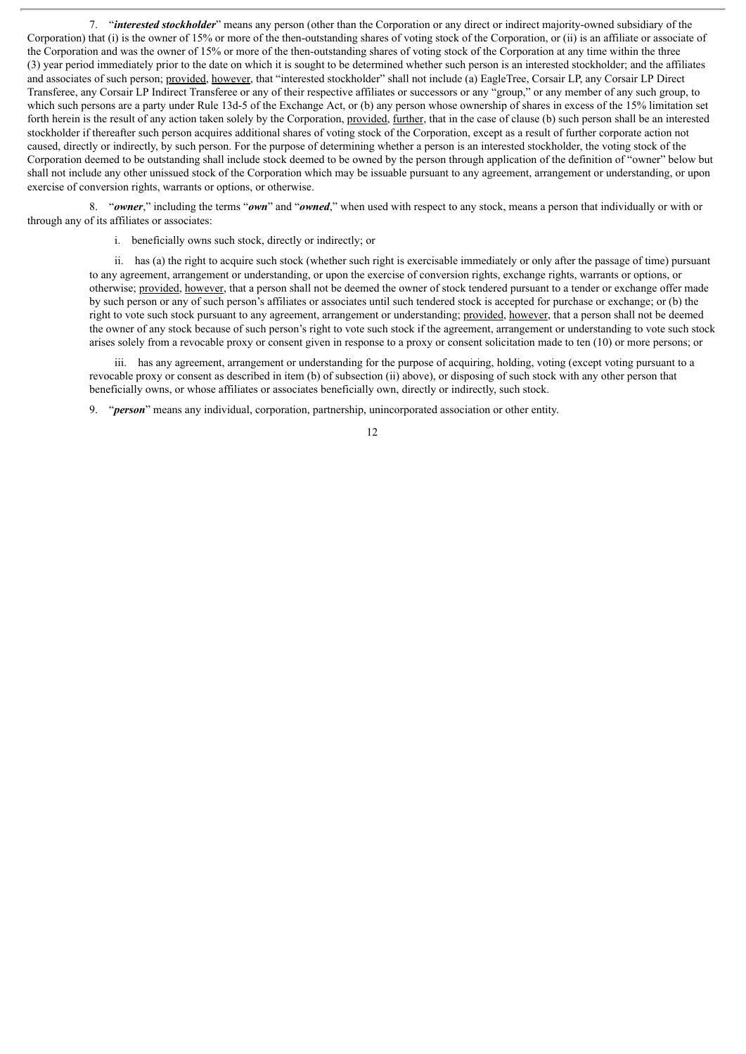7. "***interested stockholder***" means any person (other than the Corporation or any direct or indirect majority-owned subsidiary of the Corporation) that (i) is the owner of 15% or more of the then-outstanding shares of voting stock of the Corporation, or (ii) is an affiliate or associate of the Corporation and was the owner of 15% or more of the then-outstanding shares of voting stock of the Corporation at any time within the three (3) year period immediately prior to the date on which it is sought to be determined whether such person is an interested stockholder; and the affiliates and associates of such person; provided, however, that "interested stockholder" shall not include (a) EagleTree, Corsair LP, any Corsair LP Direct Transferee, any Corsair LP Indirect Transferee or any of their respective affiliates or successors or any "group," or any member of any such group, to which such persons are a party under Rule 13d-5 of the Exchange Act, or (b) any person whose ownership of shares in excess of the 15% limitation set forth herein is the result of any action taken solely by the Corporation, provided, further, that in the case of clause (b) such person shall be an interested stockholder if thereafter such person acquires additional shares of voting stock of the Corporation, except as a result of further corporate action not caused, directly or indirectly, by such person. For the purpose of determining whether a person is an interested stockholder, the voting stock of the Corporation deemed to be outstanding shall include stock deemed to be owned by the person through application of the definition of "owner" below but shall not include any other unissued stock of the Corporation which may be issuable pursuant to any agreement, arrangement or understanding, or upon exercise of conversion rights, warrants or options, or otherwise.

8. "***owner***," including the terms "***own***" and "***owned***," when used with respect to any stock, means a person that individually or with or through any of its affiliates or associates:

i. beneficially owns such stock, directly or indirectly; or

ii. has (a) the right to acquire such stock (whether such right is exercisable immediately or only after the passage of time) pursuant to any agreement, arrangement or understanding, or upon the exercise of conversion rights, exchange rights, warrants or options, or otherwise; provided, however, that a person shall not be deemed the owner of stock tendered pursuant to a tender or exchange offer made by such person or any of such person's affiliates or associates until such tendered stock is accepted for purchase or exchange; or (b) the right to vote such stock pursuant to any agreement, arrangement or understanding; provided, however, that a person shall not be deemed the owner of any stock because of such person's right to vote such stock if the agreement, arrangement or understanding to vote such stock arises solely from a revocable proxy or consent given in response to a proxy or consent solicitation made to ten (10) or more persons; or

iii. has any agreement, arrangement or understanding for the purpose of acquiring, holding, voting (except voting pursuant to a revocable proxy or consent as described in item (b) of subsection (ii) above), or disposing of such stock with any other person that beneficially owns, or whose affiliates or associates beneficially own, directly or indirectly, such stock.

9. "***person***" means any individual, corporation, partnership, unincorporated association or other entity.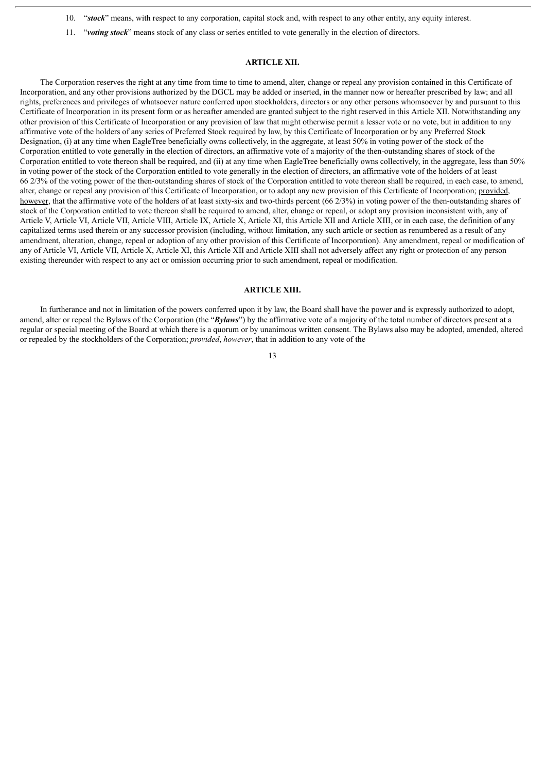10. "***stock***" means, with respect to any corporation, capital stock and, with respect to any other entity, any equity interest.

11. "***voting stock***" means stock of any class or series entitled to vote generally in the election of directors.

**ARTICLE XII.**

The Corporation reserves the right at any time from time to time to amend, alter, change or repeal any provision contained in this Certificate of Incorporation, and any other provisions authorized by the DGCL may be added or inserted, in the manner now or hereafter prescribed by law; and all rights, preferences and privileges of whatsoever nature conferred upon stockholders, directors or any other persons whomsoever by and pursuant to this Certificate of Incorporation in its present form or as hereafter amended are granted subject to the right reserved in this Article XII. Notwithstanding any other provision of this Certificate of Incorporation or any provision of law that might otherwise permit a lesser vote or no vote, but in addition to any affirmative vote of the holders of any series of Preferred Stock required by law, by this Certificate of Incorporation or by any Preferred Stock Designation, (i) at any time when EagleTree beneficially owns collectively, in the aggregate, at least 50% in voting power of the stock of the Corporation entitled to vote generally in the election of directors, an affirmative vote of a majority of the then-outstanding shares of stock of the Corporation entitled to vote thereon shall be required, and (ii) at any time when EagleTree beneficially owns collectively, in the aggregate, less than 50% in voting power of the stock of the Corporation entitled to vote generally in the election of directors, an affirmative vote of the holders of at least 66 2/3% of the voting power of the then-outstanding shares of stock of the Corporation entitled to vote thereon shall be required, in each case, to amend, alter, change or repeal any provision of this Certificate of Incorporation, or to adopt any new provision of this Certificate of Incorporation; provided, however, that the affirmative vote of the holders of at least sixty-six and two-thirds percent (66 2/3%) in voting power of the then-outstanding shares of stock of the Corporation entitled to vote thereon shall be required to amend, alter, change or repeal, or adopt any provision inconsistent with, any of Article V, Article VI, Article VII, Article VIII, Article IX, Article X, Article XI, this Article XII and Article XIII, or in each case, the definition of any capitalized terms used therein or any successor provision (including, without limitation, any such article or section as renumbered as a result of any amendment, alteration, change, repeal or adoption of any other provision of this Certificate of Incorporation). Any amendment, repeal or modification of any of Article VI, Article VII, Article X, Article XI, this Article XII and Article XIII shall not adversely affect any right or protection of any person existing thereunder with respect to any act or omission occurring prior to such amendment, repeal or modification.

**ARTICLE XIII.**

In furtherance and not in limitation of the powers conferred upon it by law, the Board shall have the power and is expressly authorized to adopt, amend, alter or repeal the Bylaws of the Corporation (the "***Bylaws***") by the affirmative vote of a majority of the total number of directors present at a regular or special meeting of the Board at which there is a quorum or by unanimous written consent. The Bylaws also may be adopted, amended, altered or repealed by the stockholders of the Corporation; *provided*, *however*, that in addition to any vote of the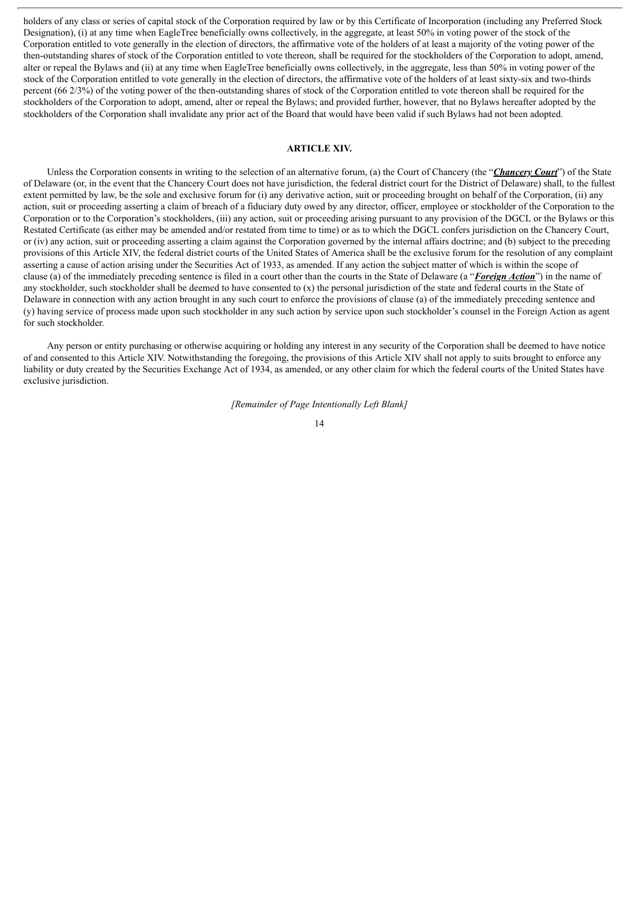holders of any class or series of capital stock of the Corporation required by law or by this Certificate of Incorporation (including any Preferred Stock Designation), (i) at any time when EagleTree beneficially owns collectively, in the aggregate, at least 50% in voting power of the stock of the Corporation entitled to vote generally in the election of directors, the affirmative vote of the holders of at least a majority of the voting power of the then-outstanding shares of stock of the Corporation entitled to vote thereon, shall be required for the stockholders of the Corporation to adopt, amend, alter or repeal the Bylaws and (ii) at any time when EagleTree beneficially owns collectively, in the aggregate, less than 50% in voting power of the stock of the Corporation entitled to vote generally in the election of directors, the affirmative vote of the holders of at least sixty-six and two-thirds percent (66 2/3%) of the voting power of the then-outstanding shares of stock of the Corporation entitled to vote thereon shall be required for the stockholders of the Corporation to adopt, amend, alter or repeal the Bylaws; and provided further, however, that no Bylaws hereafter adopted by the stockholders of the Corporation shall invalidate any prior act of the Board that would have been valid if such Bylaws had not been adopted.

## ARTICLE XIV.

Unless the Corporation consents in writing to the selection of an alternative forum, (a) the Court of Chancery (the "***Chancery Court***") of the State of Delaware (or, in the event that the Chancery Court does not have jurisdiction, the federal district court for the District of Delaware) shall, to the fullest extent permitted by law, be the sole and exclusive forum for (i) any derivative action, suit or proceeding brought on behalf of the Corporation, (ii) any action, suit or proceeding asserting a claim of breach of a fiduciary duty owed by any director, officer, employee or stockholder of the Corporation to the Corporation or to the Corporation's stockholders, (iii) any action, suit or proceeding arising pursuant to any provision of the DGCL or the Bylaws or this Restated Certificate (as either may be amended and/or restated from time to time) or as to which the DGCL confers jurisdiction on the Chancery Court, or (iv) any action, suit or proceeding asserting a claim against the Corporation governed by the internal affairs doctrine; and (b) subject to the preceding provisions of this Article XIV, the federal district courts of the United States of America shall be the exclusive forum for the resolution of any complaint asserting a cause of action arising under the Securities Act of 1933, as amended. If any action the subject matter of which is within the scope of clause (a) of the immediately preceding sentence is filed in a court other than the courts in the State of Delaware (a "***Foreign Action***") in the name of any stockholder, such stockholder shall be deemed to have consented to (x) the personal jurisdiction of the state and federal courts in the State of Delaware in connection with any action brought in any such court to enforce the provisions of clause (a) of the immediately preceding sentence and (y) having service of process made upon such stockholder in any such action by service upon such stockholder's counsel in the Foreign Action as agent for such stockholder.

Any person or entity purchasing or otherwise acquiring or holding any interest in any security of the Corporation shall be deemed to have notice of and consented to this Article XIV. Notwithstanding the foregoing, the provisions of this Article XIV shall not apply to suits brought to enforce any liability or duty created by the Securities Exchange Act of 1934, as amended, or any other claim for which the federal courts of the United States have exclusive jurisdiction.

*[Remainder of Page Intentionally Left Blank]*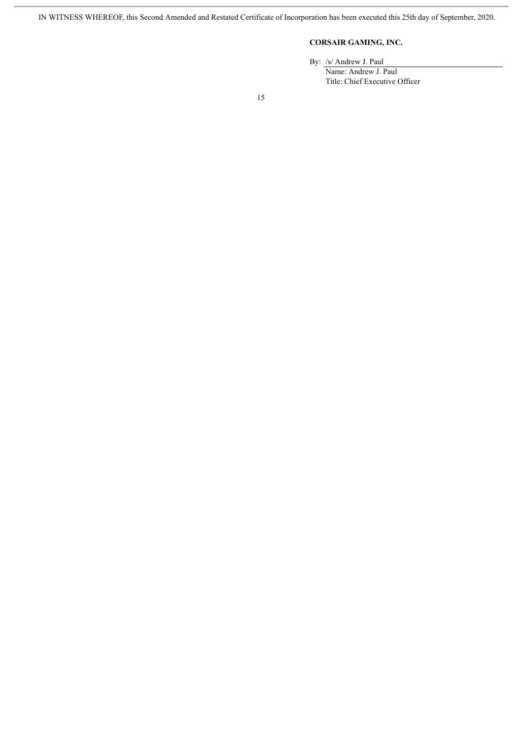IN WITNESS WHEREOF, this Second Amended and Restated Certificate of Incorporation has been executed this 25th day of September, 2020.

**CORSAIR GAMING, INC.**

By: /s/ Andrew J. Paul

Name: Andrew J. Paul

Title: Chief Executive Officer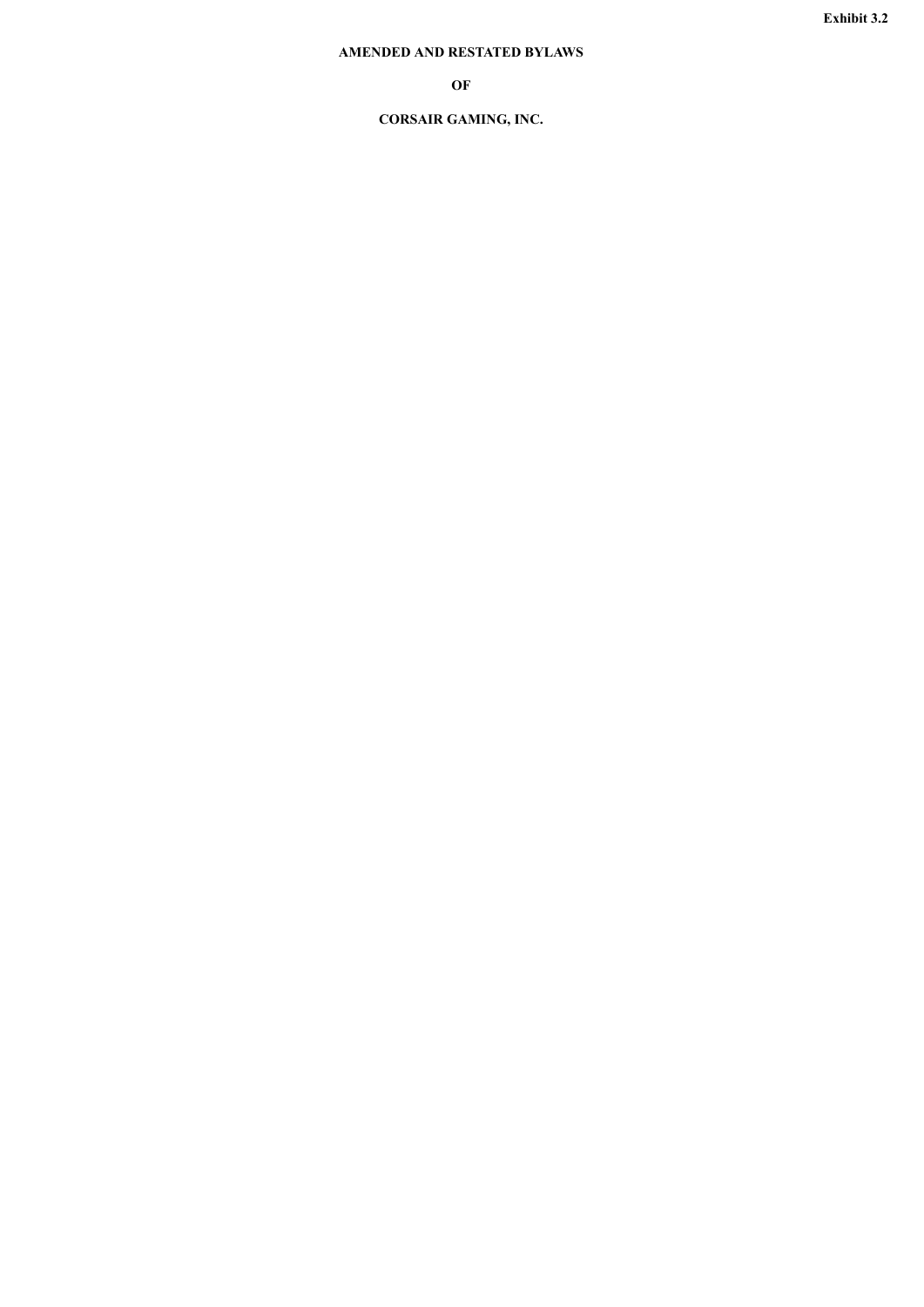**Exhibit 3.2**

**AMENDED AND RESTATED BYLAWS**

**OF**

**CORSAIR GAMING, INC.**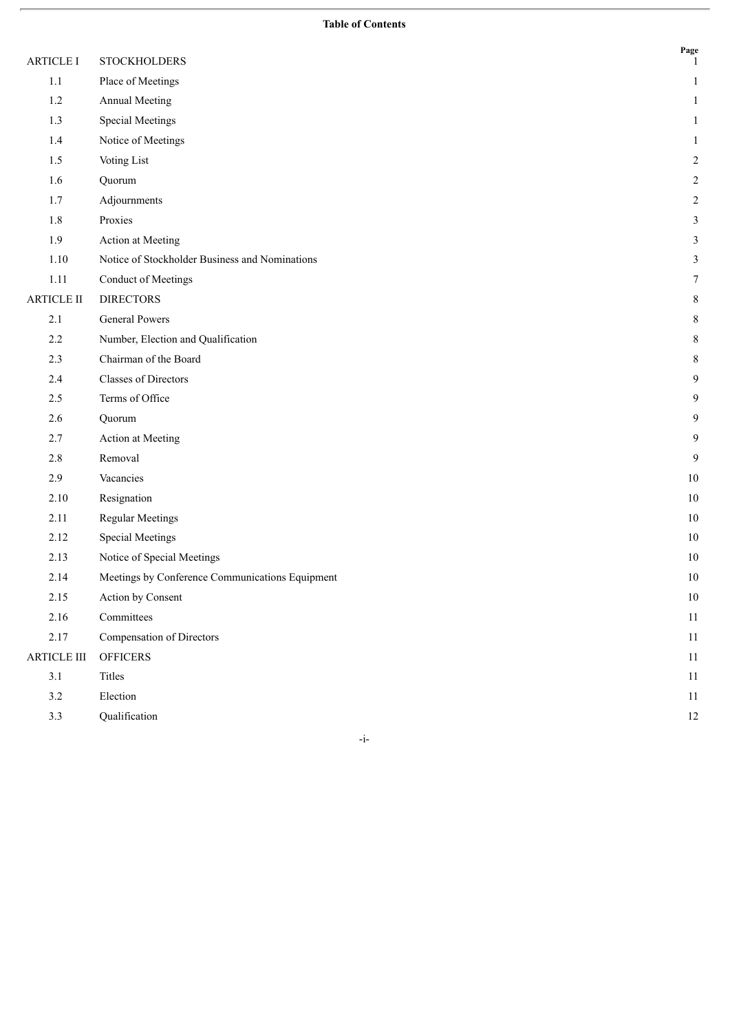## Table of Contents

| | | Page |
|---|---|---|
| ARTICLE I | STOCKHOLDERS | 1 |
| 1.1 | Place of Meetings | 1 |
| 1.2 | Annual Meeting | 1 |
| 1.3 | Special Meetings | 1 |
| 1.4 | Notice of Meetings | 1 |
| 1.5 | Voting List | 2 |
| 1.6 | Quorum | 2 |
| 1.7 | Adjournments | 2 |
| 1.8 | Proxies | 3 |
| 1.9 | Action at Meeting | 3 |
| 1.10 | Notice of Stockholder Business and Nominations | 3 |
| 1.11 | Conduct of Meetings | 7 |
| ARTICLE II | DIRECTORS | 8 |
| 2.1 | General Powers | 8 |
| 2.2 | Number, Election and Qualification | 8 |
| 2.3 | Chairman of the Board | 8 |
| 2.4 | Classes of Directors | 9 |
| 2.5 | Terms of Office | 9 |
| 2.6 | Quorum | 9 |
| 2.7 | Action at Meeting | 9 |
| 2.8 | Removal | 9 |
| 2.9 | Vacancies | 10 |
| 2.10 | Resignation | 10 |
| 2.11 | Regular Meetings | 10 |
| 2.12 | Special Meetings | 10 |
| 2.13 | Notice of Special Meetings | 10 |
| 2.14 | Meetings by Conference Communications Equipment | 10 |
| 2.15 | Action by Consent | 10 |
| 2.16 | Committees | 11 |
| 2.17 | Compensation of Directors | 11 |
| ARTICLE III | OFFICERS | 11 |
| 3.1 | Titles | 11 |
| 3.2 | Election | 11 |
| 3.3 | Qualification | 12 |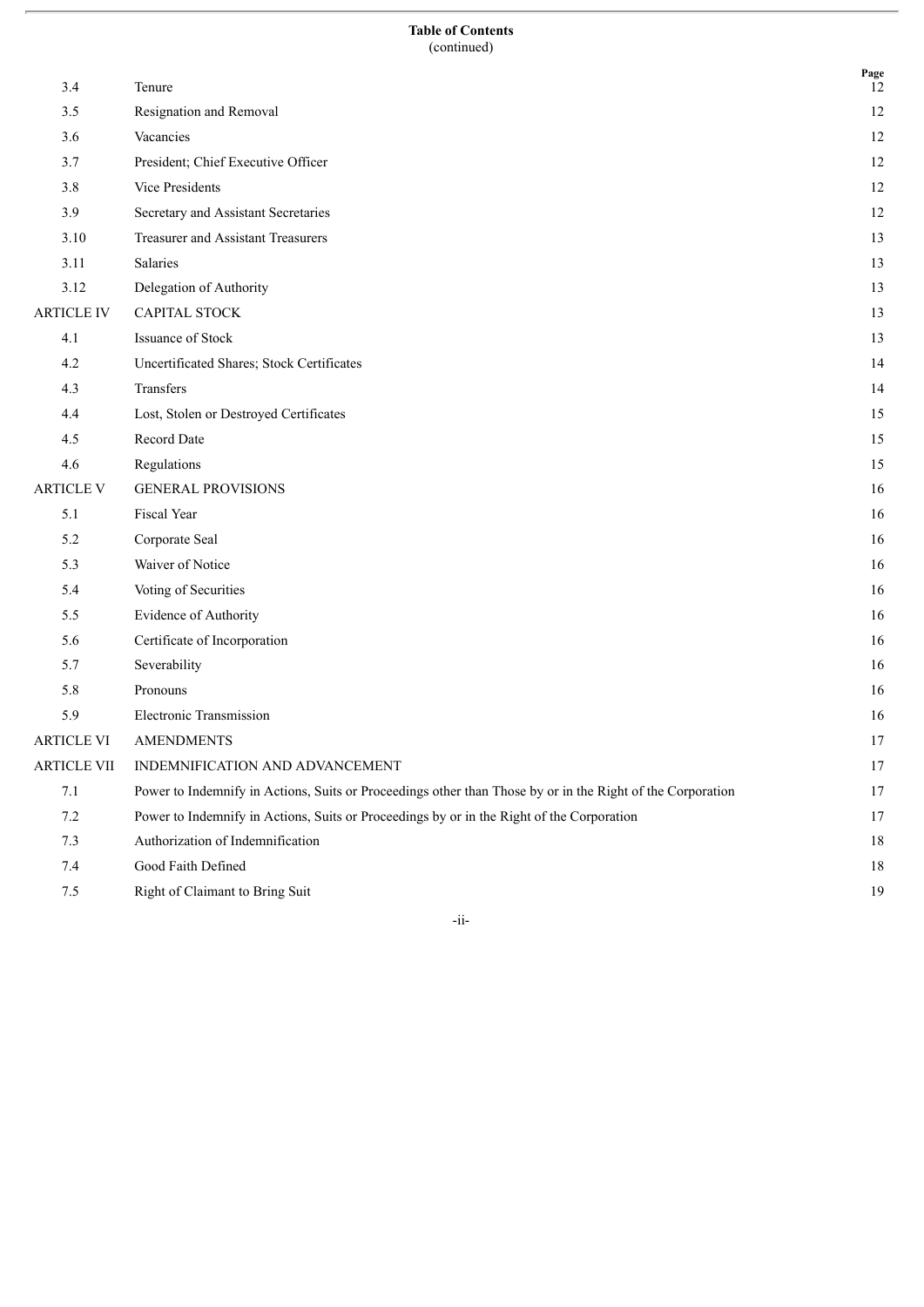**Table of Contents**
(continued)

| | | Page |
|---|---|---|
| 3.4 | Tenure | 12 |
| 3.5 | Resignation and Removal | 12 |
| 3.6 | Vacancies | 12 |
| 3.7 | President; Chief Executive Officer | 12 |
| 3.8 | Vice Presidents | 12 |
| 3.9 | Secretary and Assistant Secretaries | 12 |
| 3.10 | Treasurer and Assistant Treasurers | 13 |
| 3.11 | Salaries | 13 |
| 3.12 | Delegation of Authority | 13 |
| ARTICLE IV | CAPITAL STOCK | 13 |
| 4.1 | Issuance of Stock | 13 |
| 4.2 | Uncertificated Shares; Stock Certificates | 14 |
| 4.3 | Transfers | 14 |
| 4.4 | Lost, Stolen or Destroyed Certificates | 15 |
| 4.5 | Record Date | 15 |
| 4.6 | Regulations | 15 |
| ARTICLE V | GENERAL PROVISIONS | 16 |
| 5.1 | Fiscal Year | 16 |
| 5.2 | Corporate Seal | 16 |
| 5.3 | Waiver of Notice | 16 |
| 5.4 | Voting of Securities | 16 |
| 5.5 | Evidence of Authority | 16 |
| 5.6 | Certificate of Incorporation | 16 |
| 5.7 | Severability | 16 |
| 5.8 | Pronouns | 16 |
| 5.9 | Electronic Transmission | 16 |
| ARTICLE VI | AMENDMENTS | 17 |
| ARTICLE VII | INDEMNIFICATION AND ADVANCEMENT | 17 |
| 7.1 | Power to Indemnify in Actions, Suits or Proceedings other than Those by or in the Right of the Corporation | 17 |
| 7.2 | Power to Indemnify in Actions, Suits or Proceedings by or in the Right of the Corporation | 17 |
| 7.3 | Authorization of Indemnification | 18 |
| 7.4 | Good Faith Defined | 18 |
| 7.5 | Right of Claimant to Bring Suit | 19 |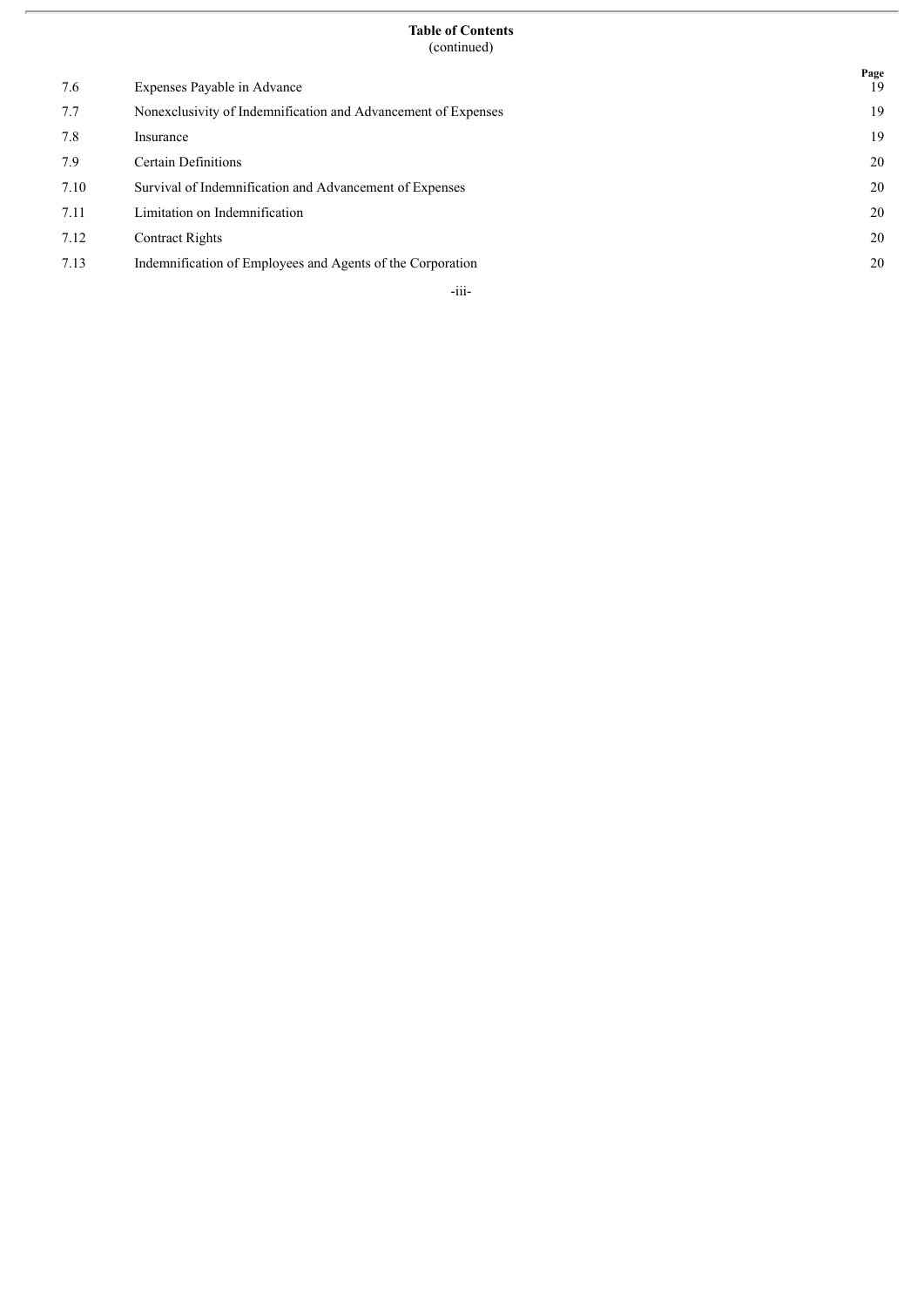**Table of Contents**
(continued)

| | | Page |
|---|---|---|
| 7.6 | Expenses Payable in Advance | 19 |
| 7.7 | Nonexclusivity of Indemnification and Advancement of Expenses | 19 |
| 7.8 | Insurance | 19 |
| 7.9 | Certain Definitions | 20 |
| 7.10 | Survival of Indemnification and Advancement of Expenses | 20 |
| 7.11 | Limitation on Indemnification | 20 |
| 7.12 | Contract Rights | 20 |
| 7.13 | Indemnification of Employees and Agents of the Corporation | 20 |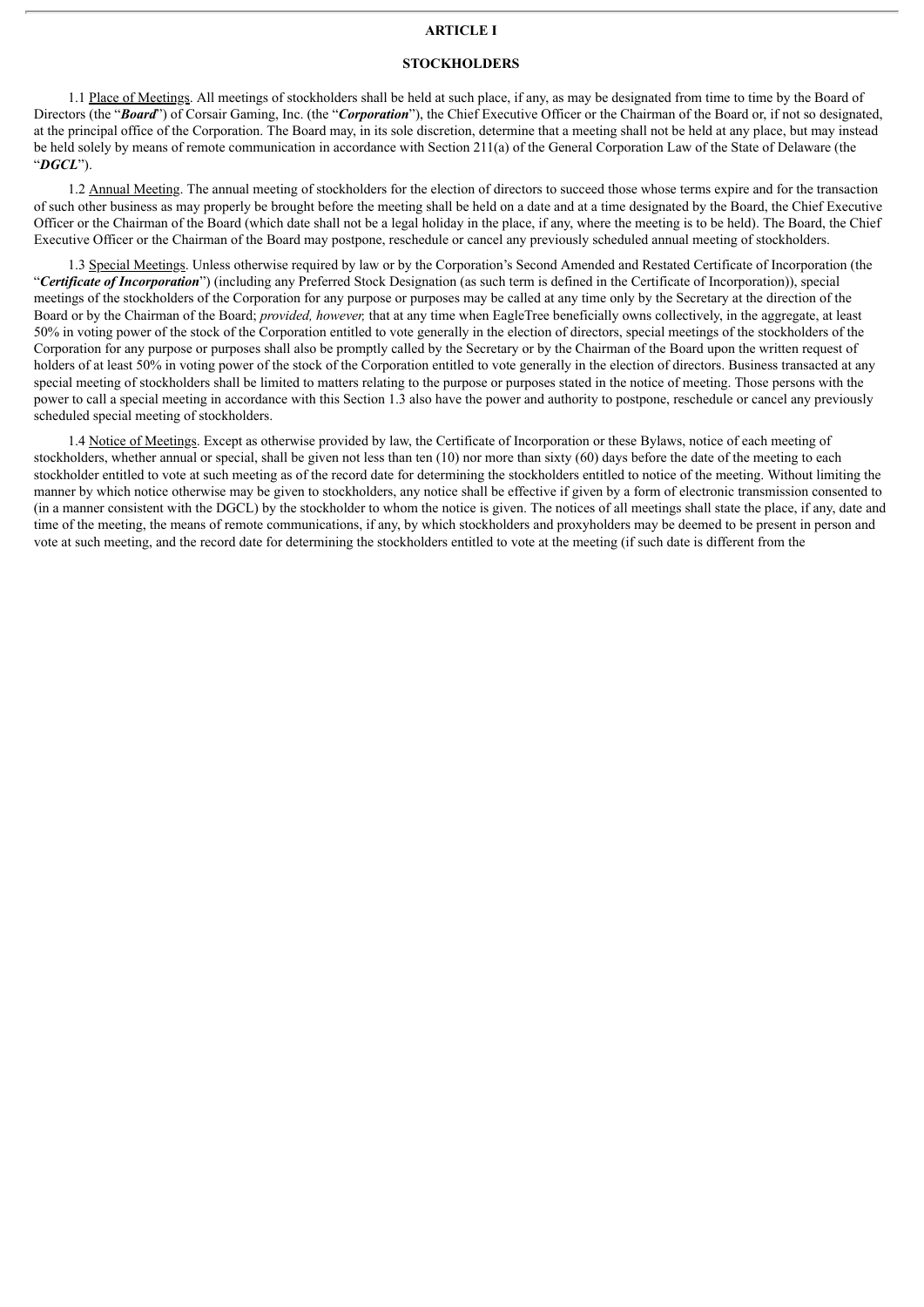## ARTICLE I

## STOCKHOLDERS

1.1 Place of Meetings. All meetings of stockholders shall be held at such place, if any, as may be designated from time to time by the Board of Directors (the "***Board***") of Corsair Gaming, Inc. (the "***Corporation***"), the Chief Executive Officer or the Chairman of the Board or, if not so designated, at the principal office of the Corporation. The Board may, in its sole discretion, determine that a meeting shall not be held at any place, but may instead be held solely by means of remote communication in accordance with Section 211(a) of the General Corporation Law of the State of Delaware (the "***DGCL***").

1.2 Annual Meeting. The annual meeting of stockholders for the election of directors to succeed those whose terms expire and for the transaction of such other business as may properly be brought before the meeting shall be held on a date and at a time designated by the Board, the Chief Executive Officer or the Chairman of the Board (which date shall not be a legal holiday in the place, if any, where the meeting is to be held). The Board, the Chief Executive Officer or the Chairman of the Board may postpone, reschedule or cancel any previously scheduled annual meeting of stockholders.

1.3 Special Meetings. Unless otherwise required by law or by the Corporation's Second Amended and Restated Certificate of Incorporation (the "***Certificate of Incorporation***") (including any Preferred Stock Designation (as such term is defined in the Certificate of Incorporation)), special meetings of the stockholders of the Corporation for any purpose or purposes may be called at any time only by the Secretary at the direction of the Board or by the Chairman of the Board; *provided, however,* that at any time when EagleTree beneficially owns collectively, in the aggregate, at least 50% in voting power of the stock of the Corporation entitled to vote generally in the election of directors, special meetings of the stockholders of the Corporation for any purpose or purposes shall also be promptly called by the Secretary or by the Chairman of the Board upon the written request of holders of at least 50% in voting power of the stock of the Corporation entitled to vote generally in the election of directors. Business transacted at any special meeting of stockholders shall be limited to matters relating to the purpose or purposes stated in the notice of meeting. Those persons with the power to call a special meeting in accordance with this Section 1.3 also have the power and authority to postpone, reschedule or cancel any previously scheduled special meeting of stockholders.

1.4 Notice of Meetings. Except as otherwise provided by law, the Certificate of Incorporation or these Bylaws, notice of each meeting of stockholders, whether annual or special, shall be given not less than ten (10) nor more than sixty (60) days before the date of the meeting to each stockholder entitled to vote at such meeting as of the record date for determining the stockholders entitled to notice of the meeting. Without limiting the manner by which notice otherwise may be given to stockholders, any notice shall be effective if given by a form of electronic transmission consented to (in a manner consistent with the DGCL) by the stockholder to whom the notice is given. The notices of all meetings shall state the place, if any, date and time of the meeting, the means of remote communications, if any, by which stockholders and proxyholders may be deemed to be present in person and vote at such meeting, and the record date for determining the stockholders entitled to vote at the meeting (if such date is different from the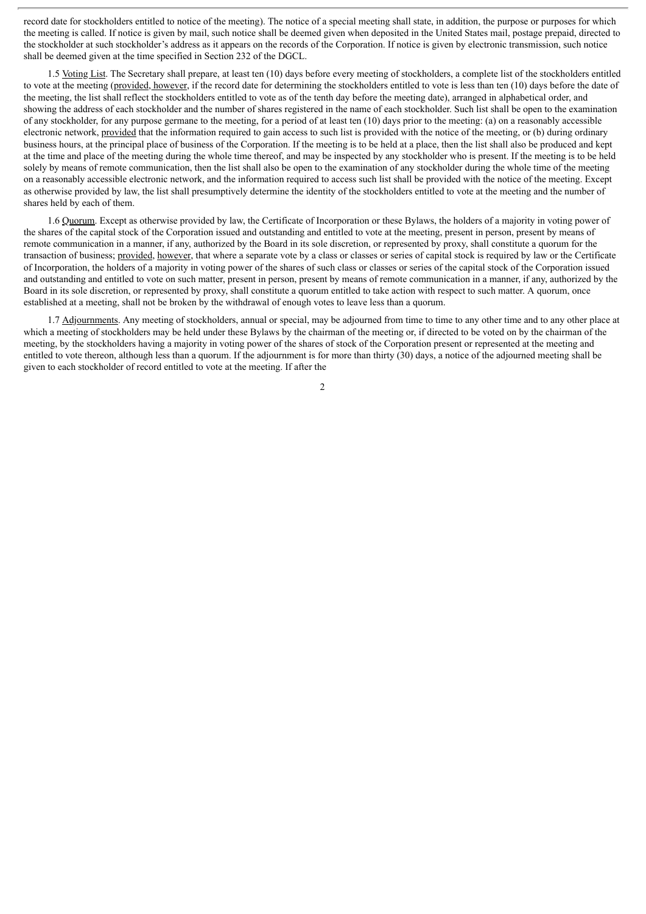record date for stockholders entitled to notice of the meeting). The notice of a special meeting shall state, in addition, the purpose or purposes for which the meeting is called. If notice is given by mail, such notice shall be deemed given when deposited in the United States mail, postage prepaid, directed to the stockholder at such stockholder's address as it appears on the records of the Corporation. If notice is given by electronic transmission, such notice shall be deemed given at the time specified in Section 232 of the DGCL.

1.5 Voting List. The Secretary shall prepare, at least ten (10) days before every meeting of stockholders, a complete list of the stockholders entitled to vote at the meeting (provided, however, if the record date for determining the stockholders entitled to vote is less than ten (10) days before the date of the meeting, the list shall reflect the stockholders entitled to vote as of the tenth day before the meeting date), arranged in alphabetical order, and showing the address of each stockholder and the number of shares registered in the name of each stockholder. Such list shall be open to the examination of any stockholder, for any purpose germane to the meeting, for a period of at least ten (10) days prior to the meeting: (a) on a reasonably accessible electronic network, provided that the information required to gain access to such list is provided with the notice of the meeting, or (b) during ordinary business hours, at the principal place of business of the Corporation. If the meeting is to be held at a place, then the list shall also be produced and kept at the time and place of the meeting during the whole time thereof, and may be inspected by any stockholder who is present. If the meeting is to be held solely by means of remote communication, then the list shall also be open to the examination of any stockholder during the whole time of the meeting on a reasonably accessible electronic network, and the information required to access such list shall be provided with the notice of the meeting. Except as otherwise provided by law, the list shall presumptively determine the identity of the stockholders entitled to vote at the meeting and the number of shares held by each of them.

1.6 Quorum. Except as otherwise provided by law, the Certificate of Incorporation or these Bylaws, the holders of a majority in voting power of the shares of the capital stock of the Corporation issued and outstanding and entitled to vote at the meeting, present in person, present by means of remote communication in a manner, if any, authorized by the Board in its sole discretion, or represented by proxy, shall constitute a quorum for the transaction of business; provided, however, that where a separate vote by a class or classes or series of capital stock is required by law or the Certificate of Incorporation, the holders of a majority in voting power of the shares of such class or classes or series of the capital stock of the Corporation issued and outstanding and entitled to vote on such matter, present in person, present by means of remote communication in a manner, if any, authorized by the Board in its sole discretion, or represented by proxy, shall constitute a quorum entitled to take action with respect to such matter. A quorum, once established at a meeting, shall not be broken by the withdrawal of enough votes to leave less than a quorum.

1.7 Adjournments. Any meeting of stockholders, annual or special, may be adjourned from time to time to any other time and to any other place at which a meeting of stockholders may be held under these Bylaws by the chairman of the meeting or, if directed to be voted on by the chairman of the meeting, by the stockholders having a majority in voting power of the shares of stock of the Corporation present or represented at the meeting and entitled to vote thereon, although less than a quorum. If the adjournment is for more than thirty (30) days, a notice of the adjourned meeting shall be given to each stockholder of record entitled to vote at the meeting. If after the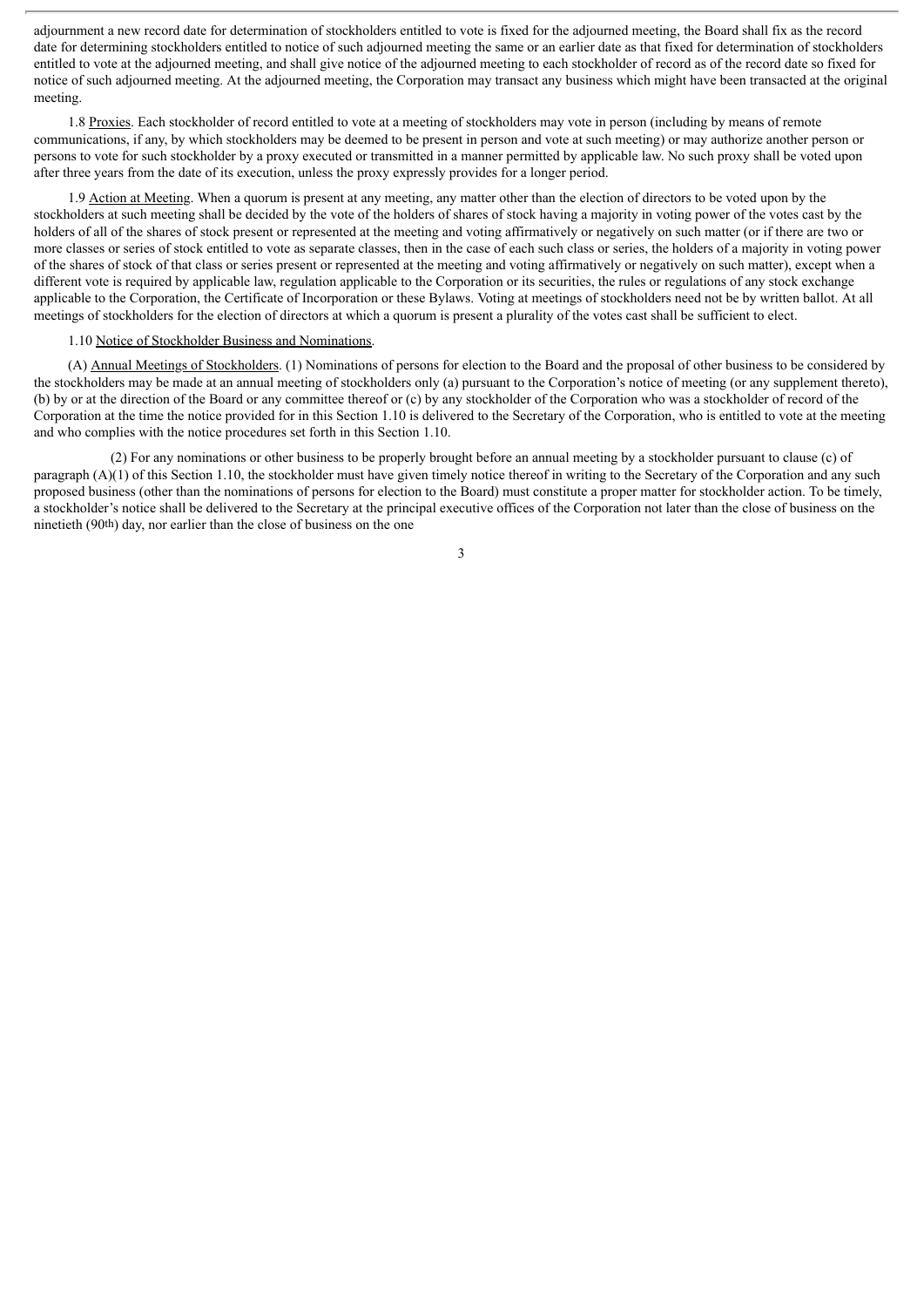adjournment a new record date for determination of stockholders entitled to vote is fixed for the adjourned meeting, the Board shall fix as the record date for determining stockholders entitled to notice of such adjourned meeting the same or an earlier date as that fixed for determination of stockholders entitled to vote at the adjourned meeting, and shall give notice of the adjourned meeting to each stockholder of record as of the record date so fixed for notice of such adjourned meeting. At the adjourned meeting, the Corporation may transact any business which might have been transacted at the original meeting.

1.8 Proxies. Each stockholder of record entitled to vote at a meeting of stockholders may vote in person (including by means of remote communications, if any, by which stockholders may be deemed to be present in person and vote at such meeting) or may authorize another person or persons to vote for such stockholder by a proxy executed or transmitted in a manner permitted by applicable law. No such proxy shall be voted upon after three years from the date of its execution, unless the proxy expressly provides for a longer period.

1.9 Action at Meeting. When a quorum is present at any meeting, any matter other than the election of directors to be voted upon by the stockholders at such meeting shall be decided by the vote of the holders of shares of stock having a majority in voting power of the votes cast by the holders of all of the shares of stock present or represented at the meeting and voting affirmatively or negatively on such matter (or if there are two or more classes or series of stock entitled to vote as separate classes, then in the case of each such class or series, the holders of a majority in voting power of the shares of stock of that class or series present or represented at the meeting and voting affirmatively or negatively on such matter), except when a different vote is required by applicable law, regulation applicable to the Corporation or its securities, the rules or regulations of any stock exchange applicable to the Corporation, the Certificate of Incorporation or these Bylaws. Voting at meetings of stockholders need not be by written ballot. At all meetings of stockholders for the election of directors at which a quorum is present a plurality of the votes cast shall be sufficient to elect.

1.10 Notice of Stockholder Business and Nominations.

(A) Annual Meetings of Stockholders. (1) Nominations of persons for election to the Board and the proposal of other business to be considered by the stockholders may be made at an annual meeting of stockholders only (a) pursuant to the Corporation's notice of meeting (or any supplement thereto), (b) by or at the direction of the Board or any committee thereof or (c) by any stockholder of the Corporation who was a stockholder of record of the Corporation at the time the notice provided for in this Section 1.10 is delivered to the Secretary of the Corporation, who is entitled to vote at the meeting and who complies with the notice procedures set forth in this Section 1.10.

(2) For any nominations or other business to be properly brought before an annual meeting by a stockholder pursuant to clause (c) of paragraph (A)(1) of this Section 1.10, the stockholder must have given timely notice thereof in writing to the Secretary of the Corporation and any such proposed business (other than the nominations of persons for election to the Board) must constitute a proper matter for stockholder action. To be timely, a stockholder's notice shall be delivered to the Secretary at the principal executive offices of the Corporation not later than the close of business on the ninetieth (90th) day, nor earlier than the close of business on the one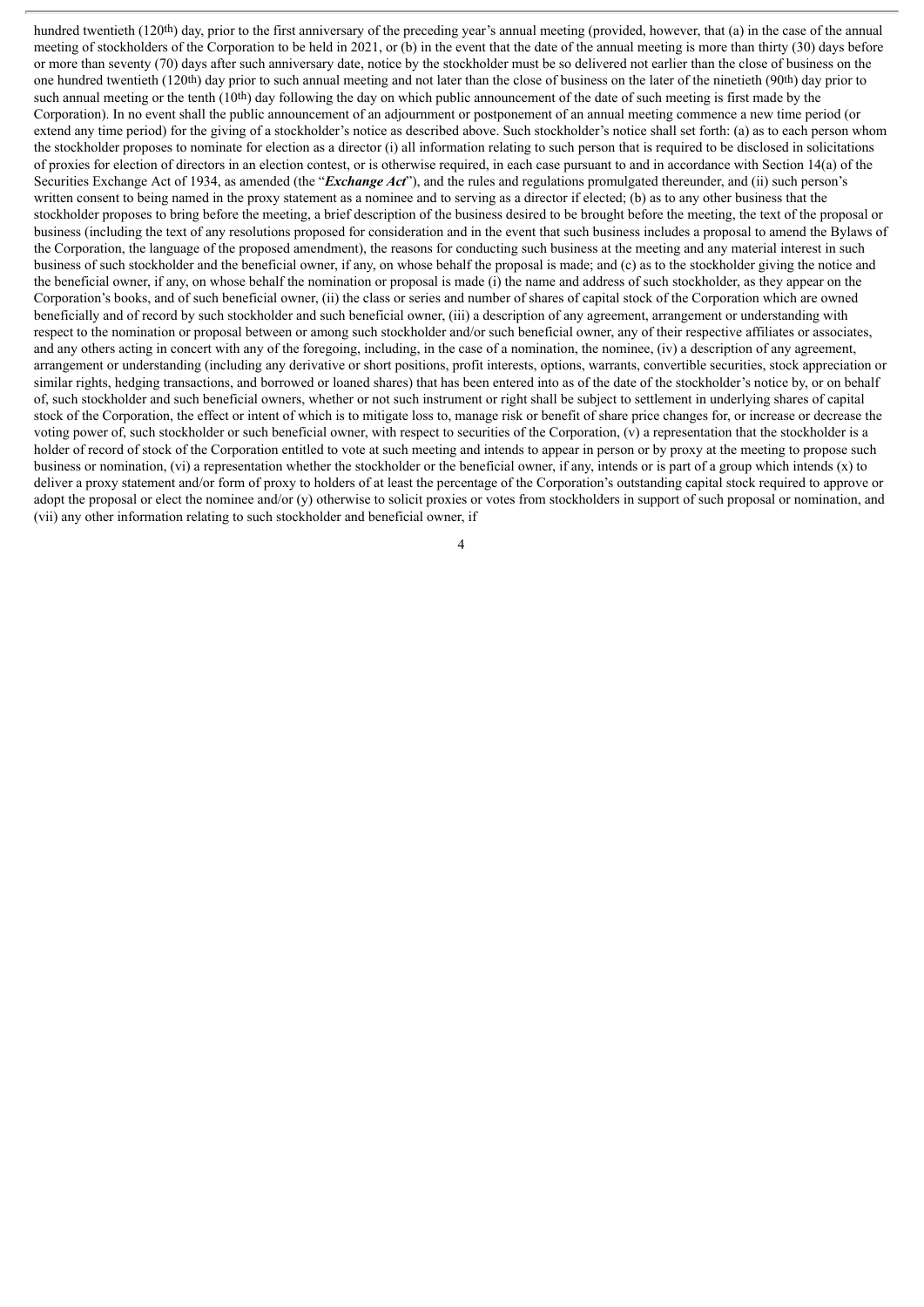hundred twentieth (120th) day, prior to the first anniversary of the preceding year's annual meeting (provided, however, that (a) in the case of the annual meeting of stockholders of the Corporation to be held in 2021, or (b) in the event that the date of the annual meeting is more than thirty (30) days before or more than seventy (70) days after such anniversary date, notice by the stockholder must be so delivered not earlier than the close of business on the one hundred twentieth (120th) day prior to such annual meeting and not later than the close of business on the later of the ninetieth (90th) day prior to such annual meeting or the tenth (10th) day following the day on which public announcement of the date of such meeting is first made by the Corporation). In no event shall the public announcement of an adjournment or postponement of an annual meeting commence a new time period (or extend any time period) for the giving of a stockholder's notice as described above. Such stockholder's notice shall set forth: (a) as to each person whom the stockholder proposes to nominate for election as a director (i) all information relating to such person that is required to be disclosed in solicitations of proxies for election of directors in an election contest, or is otherwise required, in each case pursuant to and in accordance with Section 14(a) of the Securities Exchange Act of 1934, as amended (the "***Exchange Act***"), and the rules and regulations promulgated thereunder, and (ii) such person's written consent to being named in the proxy statement as a nominee and to serving as a director if elected; (b) as to any other business that the stockholder proposes to bring before the meeting, a brief description of the business desired to be brought before the meeting, the text of the proposal or business (including the text of any resolutions proposed for consideration and in the event that such business includes a proposal to amend the Bylaws of the Corporation, the language of the proposed amendment), the reasons for conducting such business at the meeting and any material interest in such business of such stockholder and the beneficial owner, if any, on whose behalf the proposal is made; and (c) as to the stockholder giving the notice and the beneficial owner, if any, on whose behalf the nomination or proposal is made (i) the name and address of such stockholder, as they appear on the Corporation's books, and of such beneficial owner, (ii) the class or series and number of shares of capital stock of the Corporation which are owned beneficially and of record by such stockholder and such beneficial owner, (iii) a description of any agreement, arrangement or understanding with respect to the nomination or proposal between or among such stockholder and/or such beneficial owner, any of their respective affiliates or associates, and any others acting in concert with any of the foregoing, including, in the case of a nomination, the nominee, (iv) a description of any agreement, arrangement or understanding (including any derivative or short positions, profit interests, options, warrants, convertible securities, stock appreciation or similar rights, hedging transactions, and borrowed or loaned shares) that has been entered into as of the date of the stockholder's notice by, or on behalf of, such stockholder and such beneficial owners, whether or not such instrument or right shall be subject to settlement in underlying shares of capital stock of the Corporation, the effect or intent of which is to mitigate loss to, manage risk or benefit of share price changes for, or increase or decrease the voting power of, such stockholder or such beneficial owner, with respect to securities of the Corporation, (v) a representation that the stockholder is a holder of record of stock of the Corporation entitled to vote at such meeting and intends to appear in person or by proxy at the meeting to propose such business or nomination, (vi) a representation whether the stockholder or the beneficial owner, if any, intends or is part of a group which intends (x) to deliver a proxy statement and/or form of proxy to holders of at least the percentage of the Corporation's outstanding capital stock required to approve or adopt the proposal or elect the nominee and/or (y) otherwise to solicit proxies or votes from stockholders in support of such proposal or nomination, and (vii) any other information relating to such stockholder and beneficial owner, if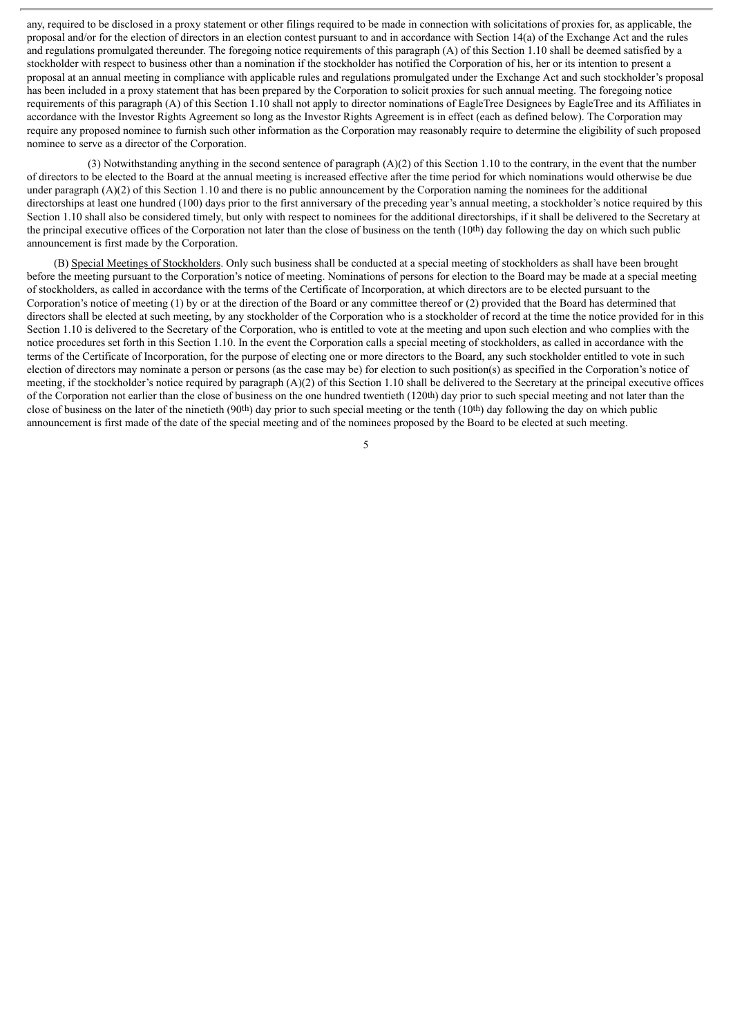any, required to be disclosed in a proxy statement or other filings required to be made in connection with solicitations of proxies for, as applicable, the proposal and/or for the election of directors in an election contest pursuant to and in accordance with Section 14(a) of the Exchange Act and the rules and regulations promulgated thereunder. The foregoing notice requirements of this paragraph (A) of this Section 1.10 shall be deemed satisfied by a stockholder with respect to business other than a nomination if the stockholder has notified the Corporation of his, her or its intention to present a proposal at an annual meeting in compliance with applicable rules and regulations promulgated under the Exchange Act and such stockholder's proposal has been included in a proxy statement that has been prepared by the Corporation to solicit proxies for such annual meeting. The foregoing notice requirements of this paragraph (A) of this Section 1.10 shall not apply to director nominations of EagleTree Designees by EagleTree and its Affiliates in accordance with the Investor Rights Agreement so long as the Investor Rights Agreement is in effect (each as defined below). The Corporation may require any proposed nominee to furnish such other information as the Corporation may reasonably require to determine the eligibility of such proposed nominee to serve as a director of the Corporation.

(3) Notwithstanding anything in the second sentence of paragraph (A)(2) of this Section 1.10 to the contrary, in the event that the number of directors to be elected to the Board at the annual meeting is increased effective after the time period for which nominations would otherwise be due under paragraph (A)(2) of this Section 1.10 and there is no public announcement by the Corporation naming the nominees for the additional directorships at least one hundred (100) days prior to the first anniversary of the preceding year's annual meeting, a stockholder's notice required by this Section 1.10 shall also be considered timely, but only with respect to nominees for the additional directorships, if it shall be delivered to the Secretary at the principal executive offices of the Corporation not later than the close of business on the tenth (10th) day following the day on which such public announcement is first made by the Corporation.

(B) Special Meetings of Stockholders. Only such business shall be conducted at a special meeting of stockholders as shall have been brought before the meeting pursuant to the Corporation's notice of meeting. Nominations of persons for election to the Board may be made at a special meeting of stockholders, as called in accordance with the terms of the Certificate of Incorporation, at which directors are to be elected pursuant to the Corporation's notice of meeting (1) by or at the direction of the Board or any committee thereof or (2) provided that the Board has determined that directors shall be elected at such meeting, by any stockholder of the Corporation who is a stockholder of record at the time the notice provided for in this Section 1.10 is delivered to the Secretary of the Corporation, who is entitled to vote at the meeting and upon such election and who complies with the notice procedures set forth in this Section 1.10. In the event the Corporation calls a special meeting of stockholders, as called in accordance with the terms of the Certificate of Incorporation, for the purpose of electing one or more directors to the Board, any such stockholder entitled to vote in such election of directors may nominate a person or persons (as the case may be) for election to such position(s) as specified in the Corporation's notice of meeting, if the stockholder's notice required by paragraph (A)(2) of this Section 1.10 shall be delivered to the Secretary at the principal executive offices of the Corporation not earlier than the close of business on the one hundred twentieth (120th) day prior to such special meeting and not later than the close of business on the later of the ninetieth (90th) day prior to such special meeting or the tenth (10th) day following the day on which public announcement is first made of the date of the special meeting and of the nominees proposed by the Board to be elected at such meeting.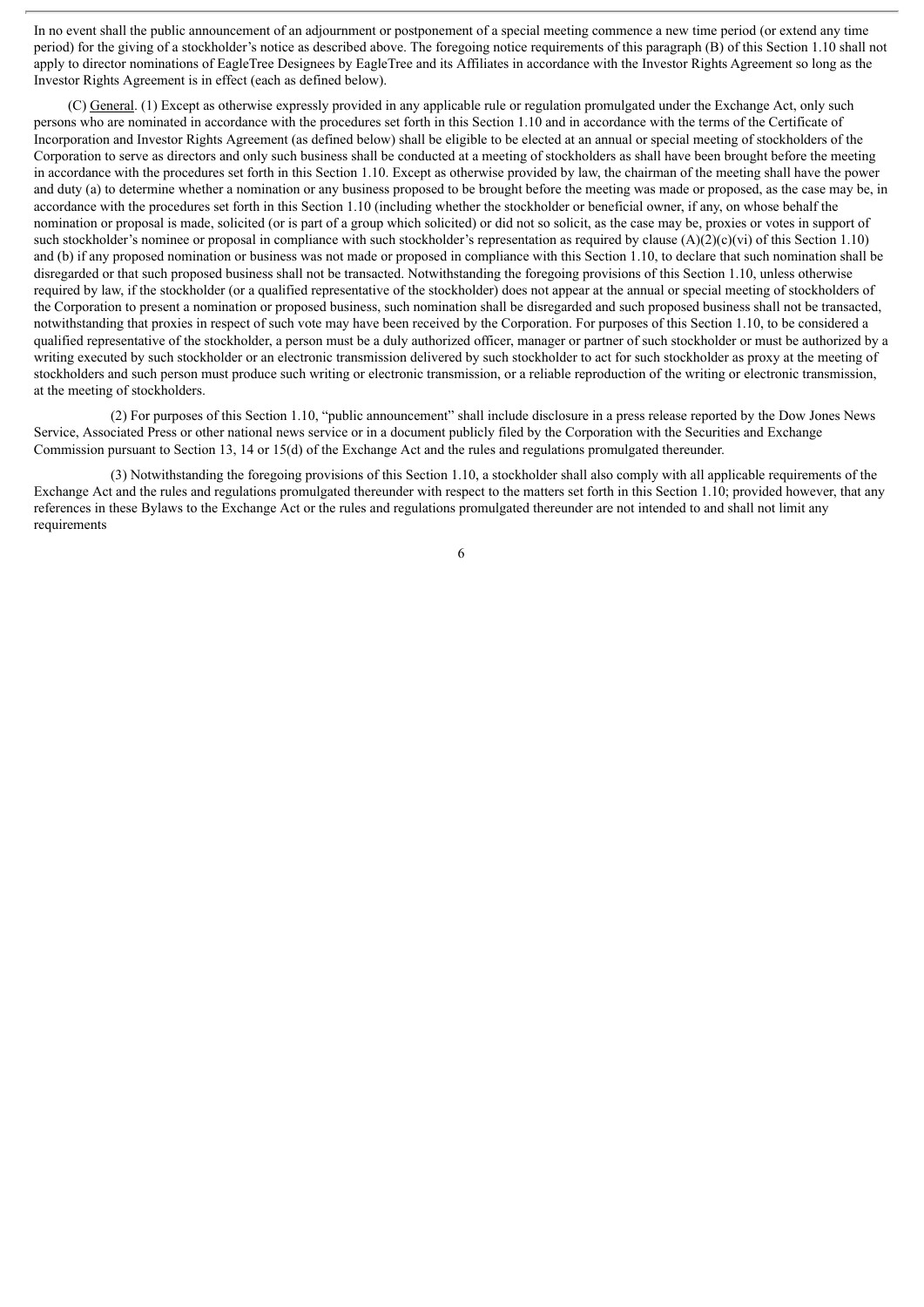In no event shall the public announcement of an adjournment or postponement of a special meeting commence a new time period (or extend any time period) for the giving of a stockholder's notice as described above. The foregoing notice requirements of this paragraph (B) of this Section 1.10 shall not apply to director nominations of EagleTree Designees by EagleTree and its Affiliates in accordance with the Investor Rights Agreement so long as the Investor Rights Agreement is in effect (each as defined below).

(C) General. (1) Except as otherwise expressly provided in any applicable rule or regulation promulgated under the Exchange Act, only such persons who are nominated in accordance with the procedures set forth in this Section 1.10 and in accordance with the terms of the Certificate of Incorporation and Investor Rights Agreement (as defined below) shall be eligible to be elected at an annual or special meeting of stockholders of the Corporation to serve as directors and only such business shall be conducted at a meeting of stockholders as shall have been brought before the meeting in accordance with the procedures set forth in this Section 1.10. Except as otherwise provided by law, the chairman of the meeting shall have the power and duty (a) to determine whether a nomination or any business proposed to be brought before the meeting was made or proposed, as the case may be, in accordance with the procedures set forth in this Section 1.10 (including whether the stockholder or beneficial owner, if any, on whose behalf the nomination or proposal is made, solicited (or is part of a group which solicited) or did not so solicit, as the case may be, proxies or votes in support of such stockholder's nominee or proposal in compliance with such stockholder's representation as required by clause (A)(2)(c)(vi) of this Section 1.10) and (b) if any proposed nomination or business was not made or proposed in compliance with this Section 1.10, to declare that such nomination shall be disregarded or that such proposed business shall not be transacted. Notwithstanding the foregoing provisions of this Section 1.10, unless otherwise required by law, if the stockholder (or a qualified representative of the stockholder) does not appear at the annual or special meeting of stockholders of the Corporation to present a nomination or proposed business, such nomination shall be disregarded and such proposed business shall not be transacted, notwithstanding that proxies in respect of such vote may have been received by the Corporation. For purposes of this Section 1.10, to be considered a qualified representative of the stockholder, a person must be a duly authorized officer, manager or partner of such stockholder or must be authorized by a writing executed by such stockholder or an electronic transmission delivered by such stockholder to act for such stockholder as proxy at the meeting of stockholders and such person must produce such writing or electronic transmission, or a reliable reproduction of the writing or electronic transmission, at the meeting of stockholders.

(2) For purposes of this Section 1.10, "public announcement" shall include disclosure in a press release reported by the Dow Jones News Service, Associated Press or other national news service or in a document publicly filed by the Corporation with the Securities and Exchange Commission pursuant to Section 13, 14 or 15(d) of the Exchange Act and the rules and regulations promulgated thereunder.

(3) Notwithstanding the foregoing provisions of this Section 1.10, a stockholder shall also comply with all applicable requirements of the Exchange Act and the rules and regulations promulgated thereunder with respect to the matters set forth in this Section 1.10; provided however, that any references in these Bylaws to the Exchange Act or the rules and regulations promulgated thereunder are not intended to and shall not limit any requirements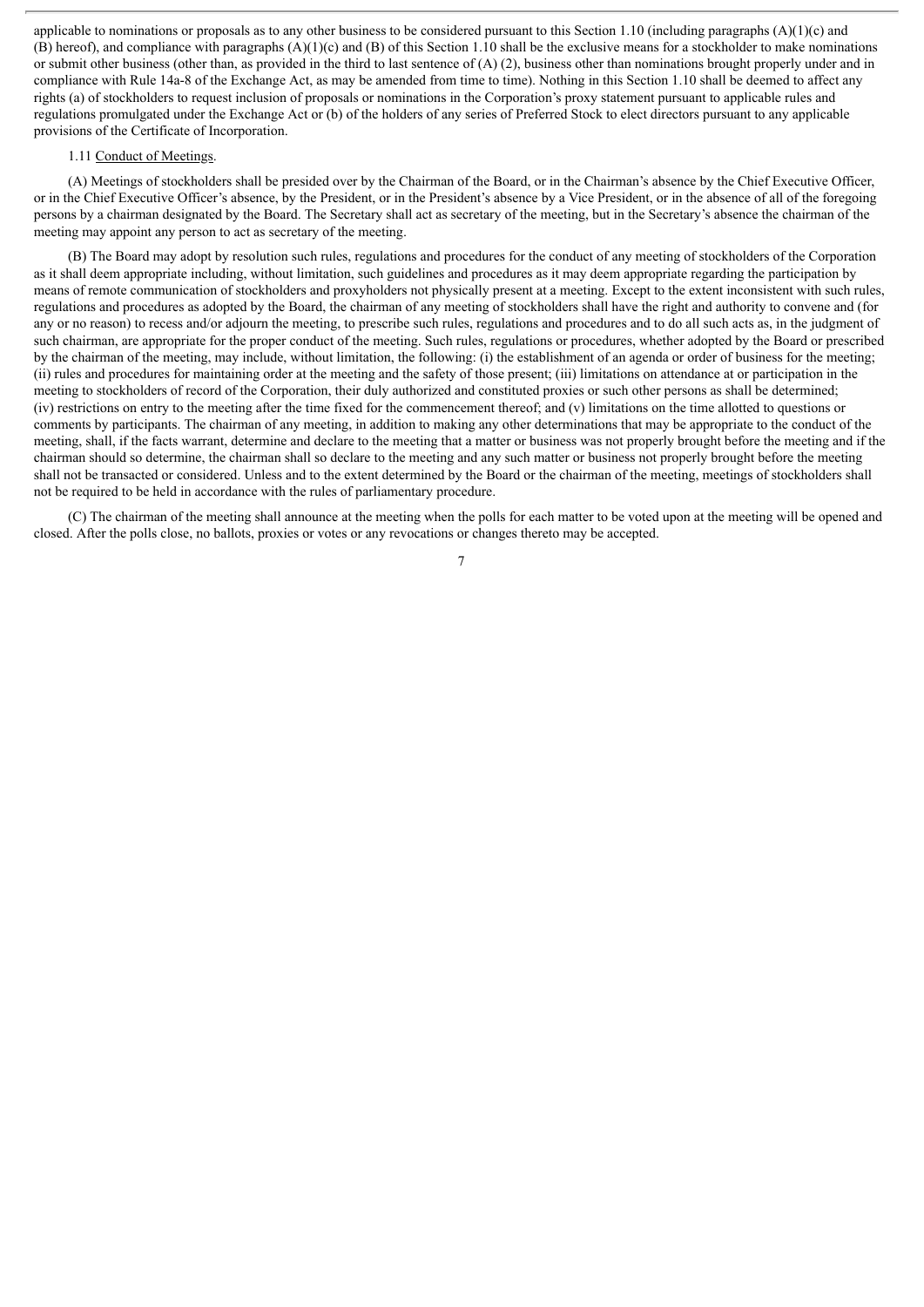applicable to nominations or proposals as to any other business to be considered pursuant to this Section 1.10 (including paragraphs (A)(1)(c) and (B) hereof), and compliance with paragraphs (A)(1)(c) and (B) of this Section 1.10 shall be the exclusive means for a stockholder to make nominations or submit other business (other than, as provided in the third to last sentence of (A) (2), business other than nominations brought properly under and in compliance with Rule 14a-8 of the Exchange Act, as may be amended from time to time). Nothing in this Section 1.10 shall be deemed to affect any rights (a) of stockholders to request inclusion of proposals or nominations in the Corporation's proxy statement pursuant to applicable rules and regulations promulgated under the Exchange Act or (b) of the holders of any series of Preferred Stock to elect directors pursuant to any applicable provisions of the Certificate of Incorporation.

1.11 Conduct of Meetings.

(A) Meetings of stockholders shall be presided over by the Chairman of the Board, or in the Chairman's absence by the Chief Executive Officer, or in the Chief Executive Officer's absence, by the President, or in the President's absence by a Vice President, or in the absence of all of the foregoing persons by a chairman designated by the Board. The Secretary shall act as secretary of the meeting, but in the Secretary's absence the chairman of the meeting may appoint any person to act as secretary of the meeting.

(B) The Board may adopt by resolution such rules, regulations and procedures for the conduct of any meeting of stockholders of the Corporation as it shall deem appropriate including, without limitation, such guidelines and procedures as it may deem appropriate regarding the participation by means of remote communication of stockholders and proxyholders not physically present at a meeting. Except to the extent inconsistent with such rules, regulations and procedures as adopted by the Board, the chairman of any meeting of stockholders shall have the right and authority to convene and (for any or no reason) to recess and/or adjourn the meeting, to prescribe such rules, regulations and procedures and to do all such acts as, in the judgment of such chairman, are appropriate for the proper conduct of the meeting. Such rules, regulations or procedures, whether adopted by the Board or prescribed by the chairman of the meeting, may include, without limitation, the following: (i) the establishment of an agenda or order of business for the meeting; (ii) rules and procedures for maintaining order at the meeting and the safety of those present; (iii) limitations on attendance at or participation in the meeting to stockholders of record of the Corporation, their duly authorized and constituted proxies or such other persons as shall be determined; (iv) restrictions on entry to the meeting after the time fixed for the commencement thereof; and (v) limitations on the time allotted to questions or comments by participants. The chairman of any meeting, in addition to making any other determinations that may be appropriate to the conduct of the meeting, shall, if the facts warrant, determine and declare to the meeting that a matter or business was not properly brought before the meeting and if the chairman should so determine, the chairman shall so declare to the meeting and any such matter or business not properly brought before the meeting shall not be transacted or considered. Unless and to the extent determined by the Board or the chairman of the meeting, meetings of stockholders shall not be required to be held in accordance with the rules of parliamentary procedure.

(C) The chairman of the meeting shall announce at the meeting when the polls for each matter to be voted upon at the meeting will be opened and closed. After the polls close, no ballots, proxies or votes or any revocations or changes thereto may be accepted.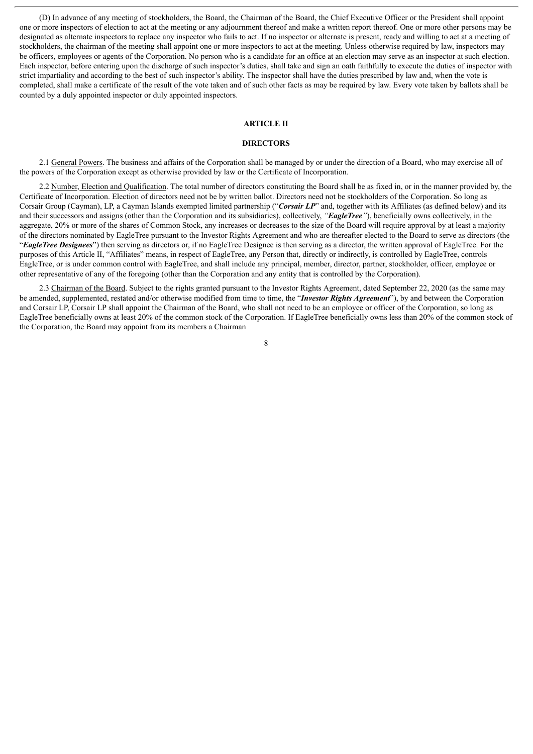(D) In advance of any meeting of stockholders, the Board, the Chairman of the Board, the Chief Executive Officer or the President shall appoint one or more inspectors of election to act at the meeting or any adjournment thereof and make a written report thereof. One or more other persons may be designated as alternate inspectors to replace any inspector who fails to act. If no inspector or alternate is present, ready and willing to act at a meeting of stockholders, the chairman of the meeting shall appoint one or more inspectors to act at the meeting. Unless otherwise required by law, inspectors may be officers, employees or agents of the Corporation. No person who is a candidate for an office at an election may serve as an inspector at such election. Each inspector, before entering upon the discharge of such inspector's duties, shall take and sign an oath faithfully to execute the duties of inspector with strict impartiality and according to the best of such inspector's ability. The inspector shall have the duties prescribed by law and, when the vote is completed, shall make a certificate of the result of the vote taken and of such other facts as may be required by law. Every vote taken by ballots shall be counted by a duly appointed inspector or duly appointed inspectors.

# ARTICLE II

# DIRECTORS

2.1 General Powers. The business and affairs of the Corporation shall be managed by or under the direction of a Board, who may exercise all of the powers of the Corporation except as otherwise provided by law or the Certificate of Incorporation.

2.2 Number, Election and Qualification. The total number of directors constituting the Board shall be as fixed in, or in the manner provided by, the Certificate of Incorporation. Election of directors need not be by written ballot. Directors need not be stockholders of the Corporation. So long as Corsair Group (Cayman), LP, a Cayman Islands exempted limited partnership ("***Corsair LP***" and, together with its Affiliates (as defined below) and its and their successors and assigns (other than the Corporation and its subsidiaries), collectively, *"**EagleTree**"*), beneficially owns collectively, in the aggregate, 20% or more of the shares of Common Stock, any increases or decreases to the size of the Board will require approval by at least a majority of the directors nominated by EagleTree pursuant to the Investor Rights Agreement and who are thereafter elected to the Board to serve as directors (the "***EagleTree Designees***") then serving as directors or, if no EagleTree Designee is then serving as a director, the written approval of EagleTree. For the purposes of this Article II, "Affiliates" means, in respect of EagleTree, any Person that, directly or indirectly, is controlled by EagleTree, controls EagleTree, or is under common control with EagleTree, and shall include any principal, member, director, partner, stockholder, officer, employee or other representative of any of the foregoing (other than the Corporation and any entity that is controlled by the Corporation).

2.3 Chairman of the Board. Subject to the rights granted pursuant to the Investor Rights Agreement, dated September 22, 2020 (as the same may be amended, supplemented, restated and/or otherwise modified from time to time, the "***Investor Rights Agreement***"), by and between the Corporation and Corsair LP, Corsair LP shall appoint the Chairman of the Board, who shall not need to be an employee or officer of the Corporation, so long as EagleTree beneficially owns at least 20% of the common stock of the Corporation. If EagleTree beneficially owns less than 20% of the common stock of the Corporation, the Board may appoint from its members a Chairman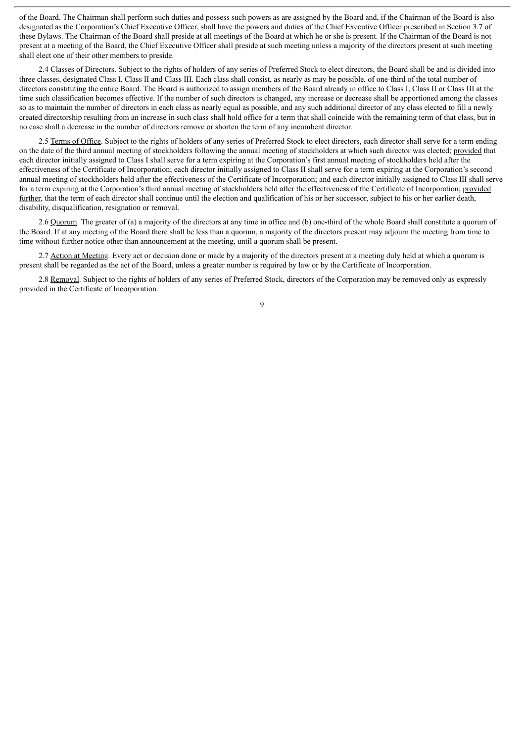of the Board. The Chairman shall perform such duties and possess such powers as are assigned by the Board and, if the Chairman of the Board is also designated as the Corporation's Chief Executive Officer, shall have the powers and duties of the Chief Executive Officer prescribed in Section 3.7 of these Bylaws. The Chairman of the Board shall preside at all meetings of the Board at which he or she is present. If the Chairman of the Board is not present at a meeting of the Board, the Chief Executive Officer shall preside at such meeting unless a majority of the directors present at such meeting shall elect one of their other members to preside.

2.4 Classes of Directors. Subject to the rights of holders of any series of Preferred Stock to elect directors, the Board shall be and is divided into three classes, designated Class I, Class II and Class III. Each class shall consist, as nearly as may be possible, of one-third of the total number of directors constituting the entire Board. The Board is authorized to assign members of the Board already in office to Class I, Class II or Class III at the time such classification becomes effective. If the number of such directors is changed, any increase or decrease shall be apportioned among the classes so as to maintain the number of directors in each class as nearly equal as possible, and any such additional director of any class elected to fill a newly created directorship resulting from an increase in such class shall hold office for a term that shall coincide with the remaining term of that class, but in no case shall a decrease in the number of directors remove or shorten the term of any incumbent director.

2.5 Terms of Office. Subject to the rights of holders of any series of Preferred Stock to elect directors, each director shall serve for a term ending on the date of the third annual meeting of stockholders following the annual meeting of stockholders at which such director was elected; provided that each director initially assigned to Class I shall serve for a term expiring at the Corporation's first annual meeting of stockholders held after the effectiveness of the Certificate of Incorporation; each director initially assigned to Class II shall serve for a term expiring at the Corporation's second annual meeting of stockholders held after the effectiveness of the Certificate of Incorporation; and each director initially assigned to Class III shall serve for a term expiring at the Corporation's third annual meeting of stockholders held after the effectiveness of the Certificate of Incorporation; provided further, that the term of each director shall continue until the election and qualification of his or her successor, subject to his or her earlier death, disability, disqualification, resignation or removal.

2.6 Quorum. The greater of (a) a majority of the directors at any time in office and (b) one-third of the whole Board shall constitute a quorum of the Board. If at any meeting of the Board there shall be less than a quorum, a majority of the directors present may adjourn the meeting from time to time without further notice other than announcement at the meeting, until a quorum shall be present.

2.7 Action at Meeting. Every act or decision done or made by a majority of the directors present at a meeting duly held at which a quorum is present shall be regarded as the act of the Board, unless a greater number is required by law or by the Certificate of Incorporation.

2.8 Removal. Subject to the rights of holders of any series of Preferred Stock, directors of the Corporation may be removed only as expressly provided in the Certificate of Incorporation.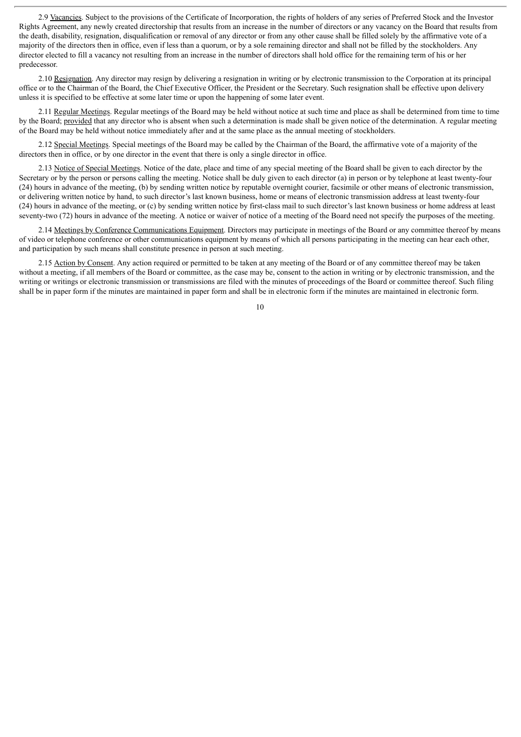2.9 Vacancies. Subject to the provisions of the Certificate of Incorporation, the rights of holders of any series of Preferred Stock and the Investor Rights Agreement, any newly created directorship that results from an increase in the number of directors or any vacancy on the Board that results from the death, disability, resignation, disqualification or removal of any director or from any other cause shall be filled solely by the affirmative vote of a majority of the directors then in office, even if less than a quorum, or by a sole remaining director and shall not be filled by the stockholders. Any director elected to fill a vacancy not resulting from an increase in the number of directors shall hold office for the remaining term of his or her predecessor.

2.10 Resignation. Any director may resign by delivering a resignation in writing or by electronic transmission to the Corporation at its principal office or to the Chairman of the Board, the Chief Executive Officer, the President or the Secretary. Such resignation shall be effective upon delivery unless it is specified to be effective at some later time or upon the happening of some later event.

2.11 Regular Meetings. Regular meetings of the Board may be held without notice at such time and place as shall be determined from time to time by the Board; provided that any director who is absent when such a determination is made shall be given notice of the determination. A regular meeting of the Board may be held without notice immediately after and at the same place as the annual meeting of stockholders.

2.12 Special Meetings. Special meetings of the Board may be called by the Chairman of the Board, the affirmative vote of a majority of the directors then in office, or by one director in the event that there is only a single director in office.

2.13 Notice of Special Meetings. Notice of the date, place and time of any special meeting of the Board shall be given to each director by the Secretary or by the person or persons calling the meeting. Notice shall be duly given to each director (a) in person or by telephone at least twenty-four (24) hours in advance of the meeting, (b) by sending written notice by reputable overnight courier, facsimile or other means of electronic transmission, or delivering written notice by hand, to such director's last known business, home or means of electronic transmission address at least twenty-four (24) hours in advance of the meeting, or (c) by sending written notice by first-class mail to such director's last known business or home address at least seventy-two (72) hours in advance of the meeting. A notice or waiver of notice of a meeting of the Board need not specify the purposes of the meeting.

2.14 Meetings by Conference Communications Equipment. Directors may participate in meetings of the Board or any committee thereof by means of video or telephone conference or other communications equipment by means of which all persons participating in the meeting can hear each other, and participation by such means shall constitute presence in person at such meeting.

2.15 Action by Consent. Any action required or permitted to be taken at any meeting of the Board or of any committee thereof may be taken without a meeting, if all members of the Board or committee, as the case may be, consent to the action in writing or by electronic transmission, and the writing or writings or electronic transmission or transmissions are filed with the minutes of proceedings of the Board or committee thereof. Such filing shall be in paper form if the minutes are maintained in paper form and shall be in electronic form if the minutes are maintained in electronic form.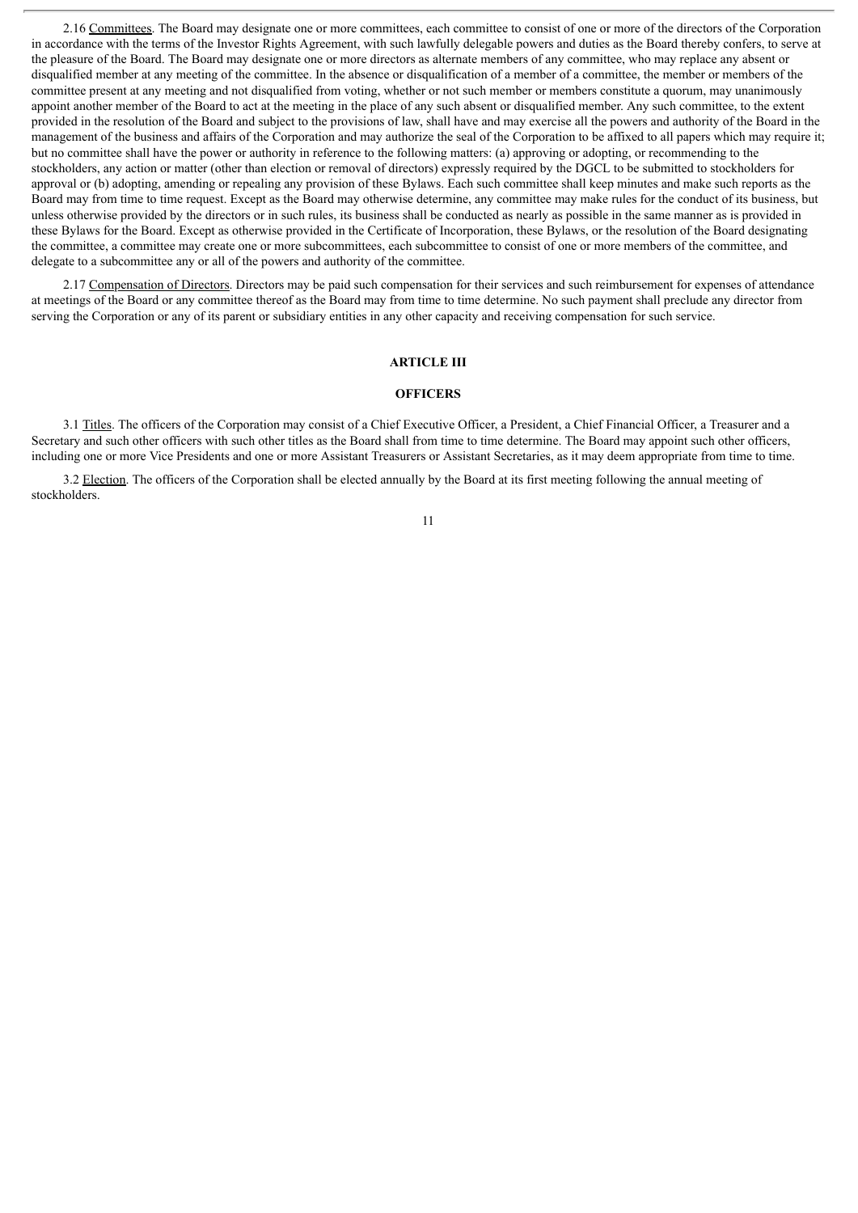2.16 Committees. The Board may designate one or more committees, each committee to consist of one or more of the directors of the Corporation in accordance with the terms of the Investor Rights Agreement, with such lawfully delegable powers and duties as the Board thereby confers, to serve at the pleasure of the Board. The Board may designate one or more directors as alternate members of any committee, who may replace any absent or disqualified member at any meeting of the committee. In the absence or disqualification of a member of a committee, the member or members of the committee present at any meeting and not disqualified from voting, whether or not such member or members constitute a quorum, may unanimously appoint another member of the Board to act at the meeting in the place of any such absent or disqualified member. Any such committee, to the extent provided in the resolution of the Board and subject to the provisions of law, shall have and may exercise all the powers and authority of the Board in the management of the business and affairs of the Corporation and may authorize the seal of the Corporation to be affixed to all papers which may require it; but no committee shall have the power or authority in reference to the following matters: (a) approving or adopting, or recommending to the stockholders, any action or matter (other than election or removal of directors) expressly required by the DGCL to be submitted to stockholders for approval or (b) adopting, amending or repealing any provision of these Bylaws. Each such committee shall keep minutes and make such reports as the Board may from time to time request. Except as the Board may otherwise determine, any committee may make rules for the conduct of its business, but unless otherwise provided by the directors or in such rules, its business shall be conducted as nearly as possible in the same manner as is provided in these Bylaws for the Board. Except as otherwise provided in the Certificate of Incorporation, these Bylaws, or the resolution of the Board designating the committee, a committee may create one or more subcommittees, each subcommittee to consist of one or more members of the committee, and delegate to a subcommittee any or all of the powers and authority of the committee.

2.17 Compensation of Directors. Directors may be paid such compensation for their services and such reimbursement for expenses of attendance at meetings of the Board or any committee thereof as the Board may from time to time determine. No such payment shall preclude any director from serving the Corporation or any of its parent or subsidiary entities in any other capacity and receiving compensation for such service.

## ARTICLE III

## OFFICERS

3.1 Titles. The officers of the Corporation may consist of a Chief Executive Officer, a President, a Chief Financial Officer, a Treasurer and a Secretary and such other officers with such other titles as the Board shall from time to time determine. The Board may appoint such other officers, including one or more Vice Presidents and one or more Assistant Treasurers or Assistant Secretaries, as it may deem appropriate from time to time.

3.2 Election. The officers of the Corporation shall be elected annually by the Board at its first meeting following the annual meeting of stockholders.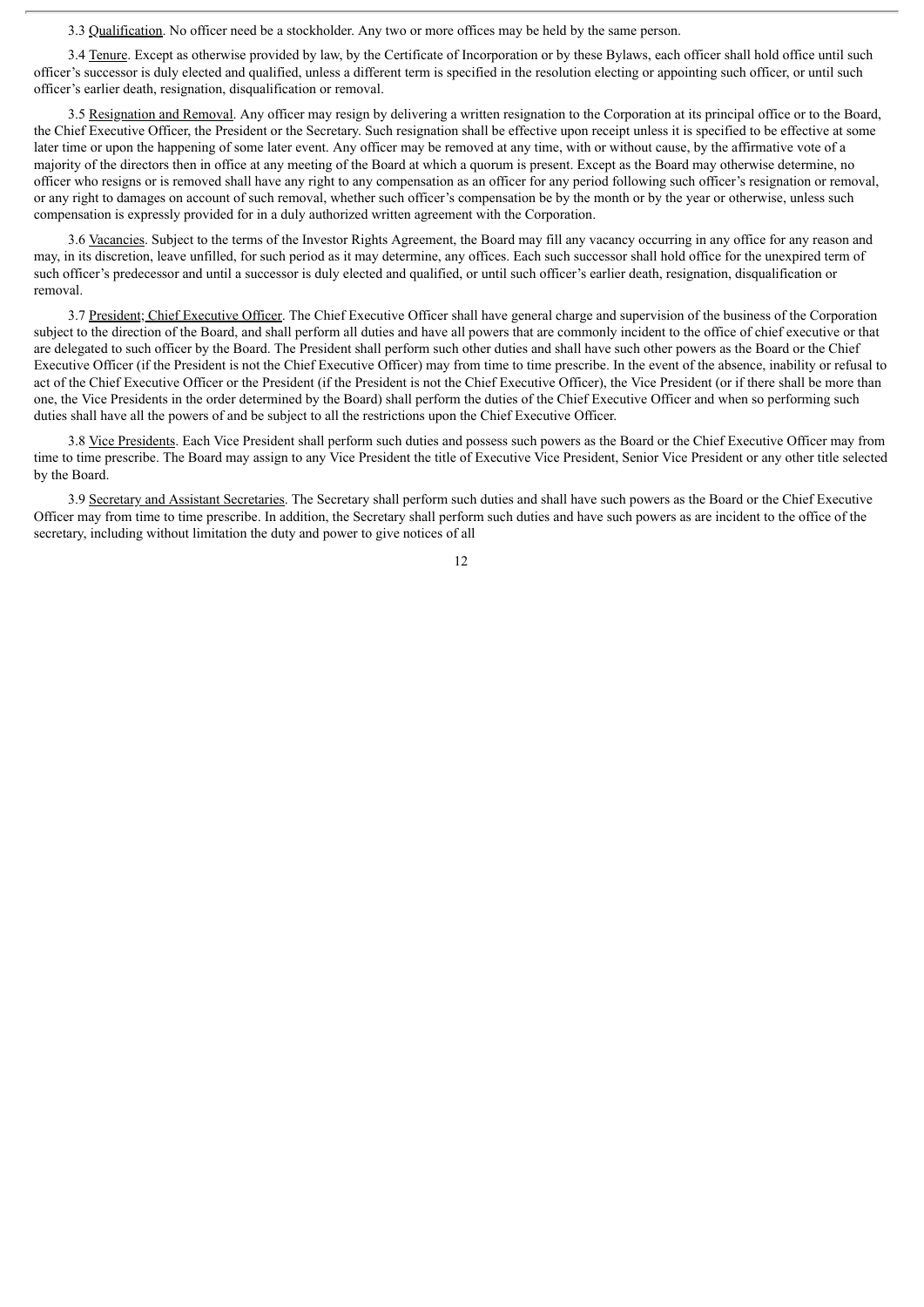3.3 Qualification. No officer need be a stockholder. Any two or more offices may be held by the same person.

3.4 Tenure. Except as otherwise provided by law, by the Certificate of Incorporation or by these Bylaws, each officer shall hold office until such officer's successor is duly elected and qualified, unless a different term is specified in the resolution electing or appointing such officer, or until such officer's earlier death, resignation, disqualification or removal.

3.5 Resignation and Removal. Any officer may resign by delivering a written resignation to the Corporation at its principal office or to the Board, the Chief Executive Officer, the President or the Secretary. Such resignation shall be effective upon receipt unless it is specified to be effective at some later time or upon the happening of some later event. Any officer may be removed at any time, with or without cause, by the affirmative vote of a majority of the directors then in office at any meeting of the Board at which a quorum is present. Except as the Board may otherwise determine, no officer who resigns or is removed shall have any right to any compensation as an officer for any period following such officer's resignation or removal, or any right to damages on account of such removal, whether such officer's compensation be by the month or by the year or otherwise, unless such compensation is expressly provided for in a duly authorized written agreement with the Corporation.

3.6 Vacancies. Subject to the terms of the Investor Rights Agreement, the Board may fill any vacancy occurring in any office for any reason and may, in its discretion, leave unfilled, for such period as it may determine, any offices. Each such successor shall hold office for the unexpired term of such officer's predecessor and until a successor is duly elected and qualified, or until such officer's earlier death, resignation, disqualification or removal.

3.7 President; Chief Executive Officer. The Chief Executive Officer shall have general charge and supervision of the business of the Corporation subject to the direction of the Board, and shall perform all duties and have all powers that are commonly incident to the office of chief executive or that are delegated to such officer by the Board. The President shall perform such other duties and shall have such other powers as the Board or the Chief Executive Officer (if the President is not the Chief Executive Officer) may from time to time prescribe. In the event of the absence, inability or refusal to act of the Chief Executive Officer or the President (if the President is not the Chief Executive Officer), the Vice President (or if there shall be more than one, the Vice Presidents in the order determined by the Board) shall perform the duties of the Chief Executive Officer and when so performing such duties shall have all the powers of and be subject to all the restrictions upon the Chief Executive Officer.

3.8 Vice Presidents. Each Vice President shall perform such duties and possess such powers as the Board or the Chief Executive Officer may from time to time prescribe. The Board may assign to any Vice President the title of Executive Vice President, Senior Vice President or any other title selected by the Board.

3.9 Secretary and Assistant Secretaries. The Secretary shall perform such duties and shall have such powers as the Board or the Chief Executive Officer may from time to time prescribe. In addition, the Secretary shall perform such duties and have such powers as are incident to the office of the secretary, including without limitation the duty and power to give notices of all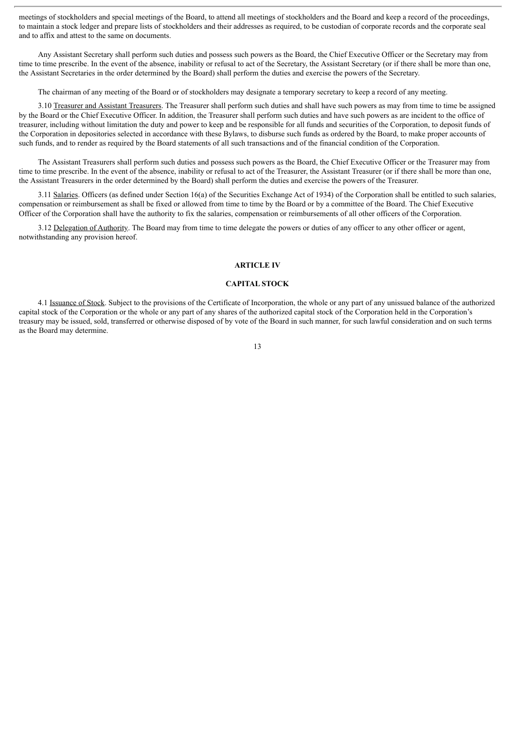meetings of stockholders and special meetings of the Board, to attend all meetings of stockholders and the Board and keep a record of the proceedings, to maintain a stock ledger and prepare lists of stockholders and their addresses as required, to be custodian of corporate records and the corporate seal and to affix and attest to the same on documents.

Any Assistant Secretary shall perform such duties and possess such powers as the Board, the Chief Executive Officer or the Secretary may from time to time prescribe. In the event of the absence, inability or refusal to act of the Secretary, the Assistant Secretary (or if there shall be more than one, the Assistant Secretaries in the order determined by the Board) shall perform the duties and exercise the powers of the Secretary.

The chairman of any meeting of the Board or of stockholders may designate a temporary secretary to keep a record of any meeting.

3.10 Treasurer and Assistant Treasurers. The Treasurer shall perform such duties and shall have such powers as may from time to time be assigned by the Board or the Chief Executive Officer. In addition, the Treasurer shall perform such duties and have such powers as are incident to the office of treasurer, including without limitation the duty and power to keep and be responsible for all funds and securities of the Corporation, to deposit funds of the Corporation in depositories selected in accordance with these Bylaws, to disburse such funds as ordered by the Board, to make proper accounts of such funds, and to render as required by the Board statements of all such transactions and of the financial condition of the Corporation.

The Assistant Treasurers shall perform such duties and possess such powers as the Board, the Chief Executive Officer or the Treasurer may from time to time prescribe. In the event of the absence, inability or refusal to act of the Treasurer, the Assistant Treasurer (or if there shall be more than one, the Assistant Treasurers in the order determined by the Board) shall perform the duties and exercise the powers of the Treasurer.

3.11 Salaries. Officers (as defined under Section 16(a) of the Securities Exchange Act of 1934) of the Corporation shall be entitled to such salaries, compensation or reimbursement as shall be fixed or allowed from time to time by the Board or by a committee of the Board. The Chief Executive Officer of the Corporation shall have the authority to fix the salaries, compensation or reimbursements of all other officers of the Corporation.

3.12 Delegation of Authority. The Board may from time to time delegate the powers or duties of any officer to any other officer or agent, notwithstanding any provision hereof.

## ARTICLE IV

## CAPITAL STOCK

4.1 Issuance of Stock. Subject to the provisions of the Certificate of Incorporation, the whole or any part of any unissued balance of the authorized capital stock of the Corporation or the whole or any part of any shares of the authorized capital stock of the Corporation held in the Corporation's treasury may be issued, sold, transferred or otherwise disposed of by vote of the Board in such manner, for such lawful consideration and on such terms as the Board may determine.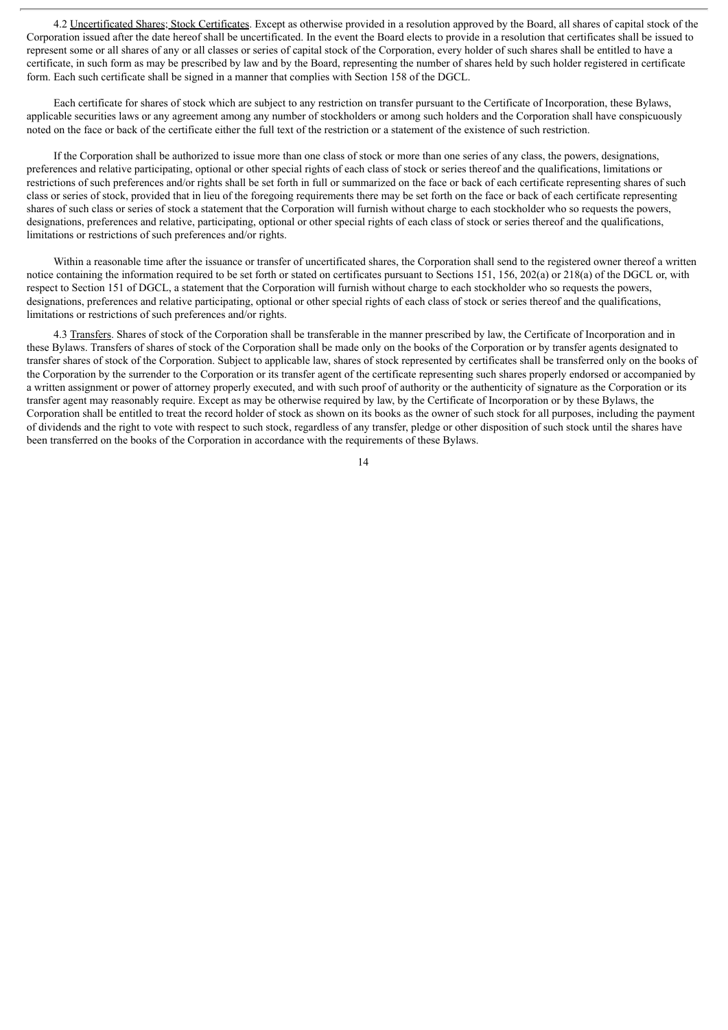4.2 Uncertificated Shares; Stock Certificates. Except as otherwise provided in a resolution approved by the Board, all shares of capital stock of the Corporation issued after the date hereof shall be uncertificated. In the event the Board elects to provide in a resolution that certificates shall be issued to represent some or all shares of any or all classes or series of capital stock of the Corporation, every holder of such shares shall be entitled to have a certificate, in such form as may be prescribed by law and by the Board, representing the number of shares held by such holder registered in certificate form. Each such certificate shall be signed in a manner that complies with Section 158 of the DGCL.

Each certificate for shares of stock which are subject to any restriction on transfer pursuant to the Certificate of Incorporation, these Bylaws, applicable securities laws or any agreement among any number of stockholders or among such holders and the Corporation shall have conspicuously noted on the face or back of the certificate either the full text of the restriction or a statement of the existence of such restriction.

If the Corporation shall be authorized to issue more than one class of stock or more than one series of any class, the powers, designations, preferences and relative participating, optional or other special rights of each class of stock or series thereof and the qualifications, limitations or restrictions of such preferences and/or rights shall be set forth in full or summarized on the face or back of each certificate representing shares of such class or series of stock, provided that in lieu of the foregoing requirements there may be set forth on the face or back of each certificate representing shares of such class or series of stock a statement that the Corporation will furnish without charge to each stockholder who so requests the powers, designations, preferences and relative, participating, optional or other special rights of each class of stock or series thereof and the qualifications, limitations or restrictions of such preferences and/or rights.

Within a reasonable time after the issuance or transfer of uncertificated shares, the Corporation shall send to the registered owner thereof a written notice containing the information required to be set forth or stated on certificates pursuant to Sections 151, 156, 202(a) or 218(a) of the DGCL or, with respect to Section 151 of DGCL, a statement that the Corporation will furnish without charge to each stockholder who so requests the powers, designations, preferences and relative participating, optional or other special rights of each class of stock or series thereof and the qualifications, limitations or restrictions of such preferences and/or rights.

4.3 Transfers. Shares of stock of the Corporation shall be transferable in the manner prescribed by law, the Certificate of Incorporation and in these Bylaws. Transfers of shares of stock of the Corporation shall be made only on the books of the Corporation or by transfer agents designated to transfer shares of stock of the Corporation. Subject to applicable law, shares of stock represented by certificates shall be transferred only on the books of the Corporation by the surrender to the Corporation or its transfer agent of the certificate representing such shares properly endorsed or accompanied by a written assignment or power of attorney properly executed, and with such proof of authority or the authenticity of signature as the Corporation or its transfer agent may reasonably require. Except as may be otherwise required by law, by the Certificate of Incorporation or by these Bylaws, the Corporation shall be entitled to treat the record holder of stock as shown on its books as the owner of such stock for all purposes, including the payment of dividends and the right to vote with respect to such stock, regardless of any transfer, pledge or other disposition of such stock until the shares have been transferred on the books of the Corporation in accordance with the requirements of these Bylaws.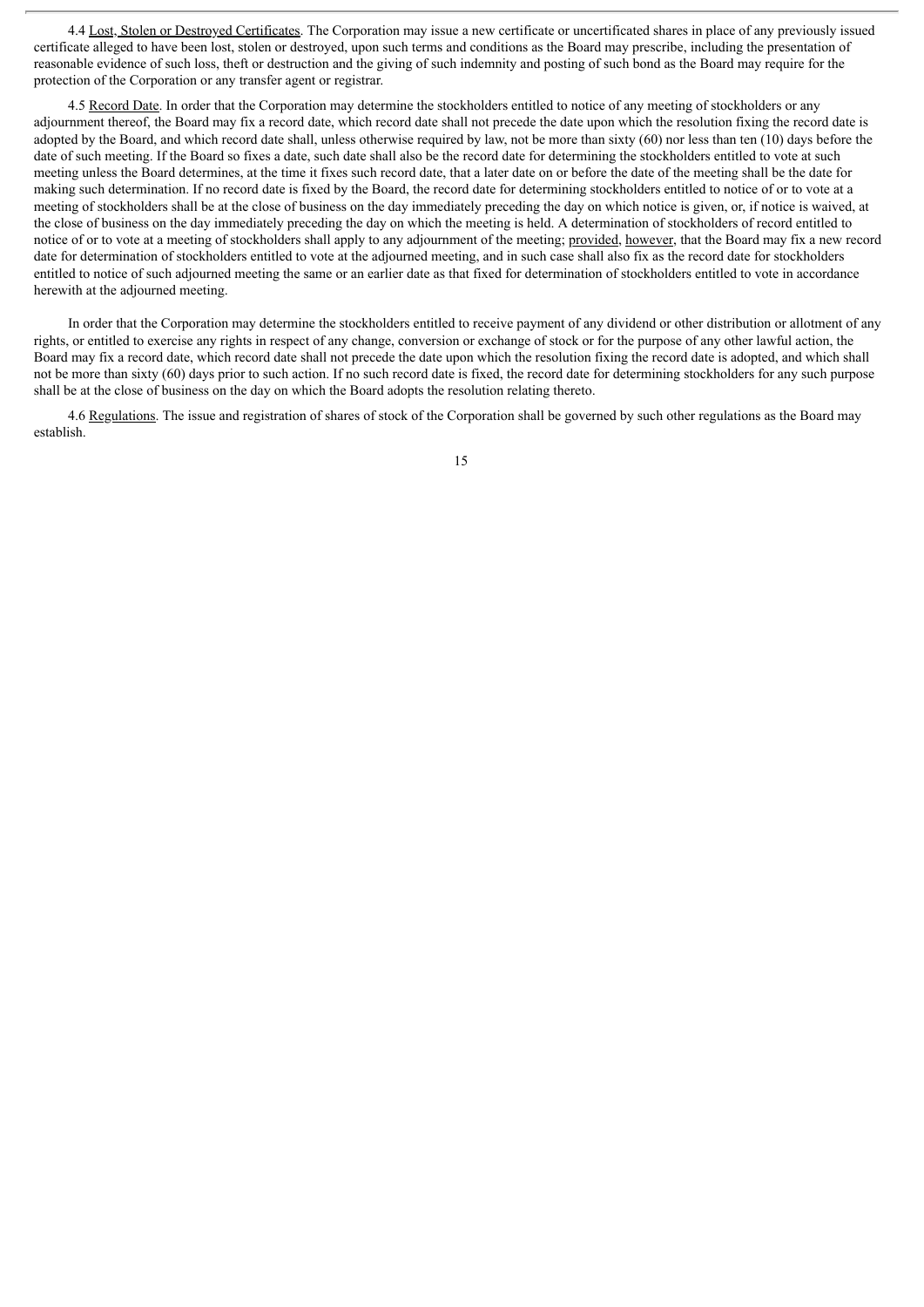4.4 Lost, Stolen or Destroyed Certificates. The Corporation may issue a new certificate or uncertificated shares in place of any previously issued certificate alleged to have been lost, stolen or destroyed, upon such terms and conditions as the Board may prescribe, including the presentation of reasonable evidence of such loss, theft or destruction and the giving of such indemnity and posting of such bond as the Board may require for the protection of the Corporation or any transfer agent or registrar.

4.5 Record Date. In order that the Corporation may determine the stockholders entitled to notice of any meeting of stockholders or any adjournment thereof, the Board may fix a record date, which record date shall not precede the date upon which the resolution fixing the record date is adopted by the Board, and which record date shall, unless otherwise required by law, not be more than sixty (60) nor less than ten (10) days before the date of such meeting. If the Board so fixes a date, such date shall also be the record date for determining the stockholders entitled to vote at such meeting unless the Board determines, at the time it fixes such record date, that a later date on or before the date of the meeting shall be the date for making such determination. If no record date is fixed by the Board, the record date for determining stockholders entitled to notice of or to vote at a meeting of stockholders shall be at the close of business on the day immediately preceding the day on which notice is given, or, if notice is waived, at the close of business on the day immediately preceding the day on which the meeting is held. A determination of stockholders of record entitled to notice of or to vote at a meeting of stockholders shall apply to any adjournment of the meeting; provided, however, that the Board may fix a new record date for determination of stockholders entitled to vote at the adjourned meeting, and in such case shall also fix as the record date for stockholders entitled to notice of such adjourned meeting the same or an earlier date as that fixed for determination of stockholders entitled to vote in accordance herewith at the adjourned meeting.

In order that the Corporation may determine the stockholders entitled to receive payment of any dividend or other distribution or allotment of any rights, or entitled to exercise any rights in respect of any change, conversion or exchange of stock or for the purpose of any other lawful action, the Board may fix a record date, which record date shall not precede the date upon which the resolution fixing the record date is adopted, and which shall not be more than sixty (60) days prior to such action. If no such record date is fixed, the record date for determining stockholders for any such purpose shall be at the close of business on the day on which the Board adopts the resolution relating thereto.

4.6 Regulations. The issue and registration of shares of stock of the Corporation shall be governed by such other regulations as the Board may establish.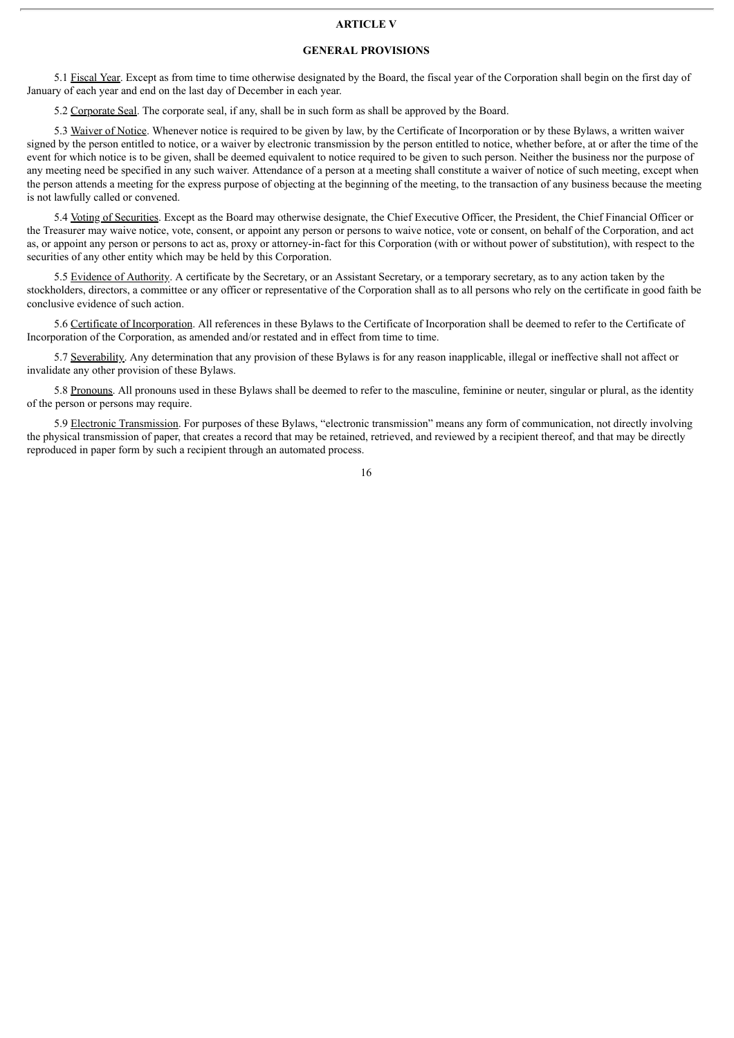## ARTICLE V

## GENERAL PROVISIONS

5.1 Fiscal Year. Except as from time to time otherwise designated by the Board, the fiscal year of the Corporation shall begin on the first day of January of each year and end on the last day of December in each year.

5.2 Corporate Seal. The corporate seal, if any, shall be in such form as shall be approved by the Board.

5.3 Waiver of Notice. Whenever notice is required to be given by law, by the Certificate of Incorporation or by these Bylaws, a written waiver signed by the person entitled to notice, or a waiver by electronic transmission by the person entitled to notice, whether before, at or after the time of the event for which notice is to be given, shall be deemed equivalent to notice required to be given to such person. Neither the business nor the purpose of any meeting need be specified in any such waiver. Attendance of a person at a meeting shall constitute a waiver of notice of such meeting, except when the person attends a meeting for the express purpose of objecting at the beginning of the meeting, to the transaction of any business because the meeting is not lawfully called or convened.

5.4 Voting of Securities. Except as the Board may otherwise designate, the Chief Executive Officer, the President, the Chief Financial Officer or the Treasurer may waive notice, vote, consent, or appoint any person or persons to waive notice, vote or consent, on behalf of the Corporation, and act as, or appoint any person or persons to act as, proxy or attorney-in-fact for this Corporation (with or without power of substitution), with respect to the securities of any other entity which may be held by this Corporation.

5.5 Evidence of Authority. A certificate by the Secretary, or an Assistant Secretary, or a temporary secretary, as to any action taken by the stockholders, directors, a committee or any officer or representative of the Corporation shall as to all persons who rely on the certificate in good faith be conclusive evidence of such action.

5.6 Certificate of Incorporation. All references in these Bylaws to the Certificate of Incorporation shall be deemed to refer to the Certificate of Incorporation of the Corporation, as amended and/or restated and in effect from time to time.

5.7 Severability. Any determination that any provision of these Bylaws is for any reason inapplicable, illegal or ineffective shall not affect or invalidate any other provision of these Bylaws.

5.8 Pronouns. All pronouns used in these Bylaws shall be deemed to refer to the masculine, feminine or neuter, singular or plural, as the identity of the person or persons may require.

5.9 Electronic Transmission. For purposes of these Bylaws, "electronic transmission" means any form of communication, not directly involving the physical transmission of paper, that creates a record that may be retained, retrieved, and reviewed by a recipient thereof, and that may be directly reproduced in paper form by such a recipient through an automated process.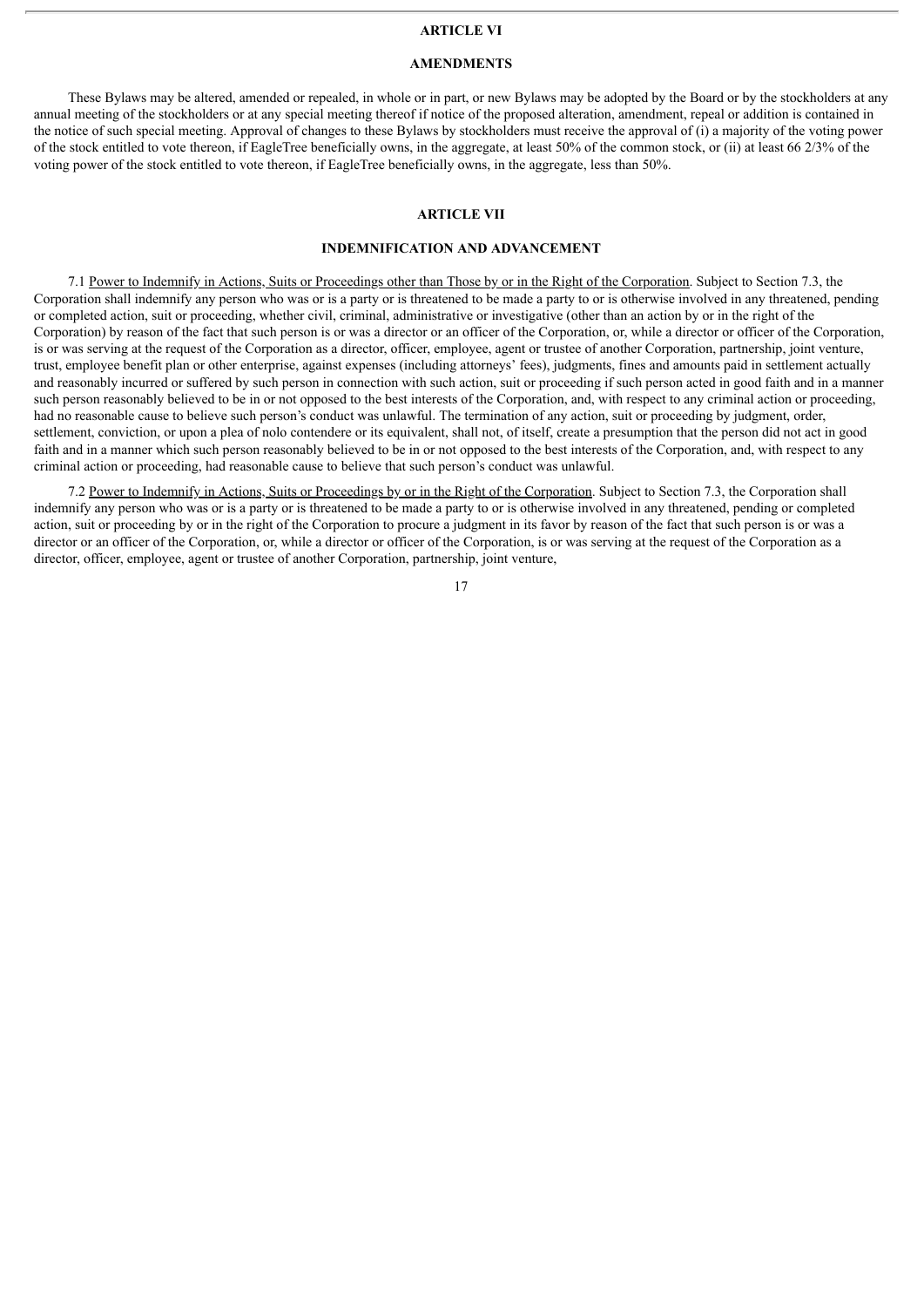## ARTICLE VI

## AMENDMENTS

These Bylaws may be altered, amended or repealed, in whole or in part, or new Bylaws may be adopted by the Board or by the stockholders at any annual meeting of the stockholders or at any special meeting thereof if notice of the proposed alteration, amendment, repeal or addition is contained in the notice of such special meeting. Approval of changes to these Bylaws by stockholders must receive the approval of (i) a majority of the voting power of the stock entitled to vote thereon, if EagleTree beneficially owns, in the aggregate, at least 50% of the common stock, or (ii) at least 66 2/3% of the voting power of the stock entitled to vote thereon, if EagleTree beneficially owns, in the aggregate, less than 50%.

## ARTICLE VII

## INDEMNIFICATION AND ADVANCEMENT

7.1 Power to Indemnify in Actions, Suits or Proceedings other than Those by or in the Right of the Corporation. Subject to Section 7.3, the Corporation shall indemnify any person who was or is a party or is threatened to be made a party to or is otherwise involved in any threatened, pending or completed action, suit or proceeding, whether civil, criminal, administrative or investigative (other than an action by or in the right of the Corporation) by reason of the fact that such person is or was a director or an officer of the Corporation, or, while a director or officer of the Corporation, is or was serving at the request of the Corporation as a director, officer, employee, agent or trustee of another Corporation, partnership, joint venture, trust, employee benefit plan or other enterprise, against expenses (including attorneys' fees), judgments, fines and amounts paid in settlement actually and reasonably incurred or suffered by such person in connection with such action, suit or proceeding if such person acted in good faith and in a manner such person reasonably believed to be in or not opposed to the best interests of the Corporation, and, with respect to any criminal action or proceeding, had no reasonable cause to believe such person's conduct was unlawful. The termination of any action, suit or proceeding by judgment, order, settlement, conviction, or upon a plea of nolo contendere or its equivalent, shall not, of itself, create a presumption that the person did not act in good faith and in a manner which such person reasonably believed to be in or not opposed to the best interests of the Corporation, and, with respect to any criminal action or proceeding, had reasonable cause to believe that such person's conduct was unlawful.

7.2 Power to Indemnify in Actions, Suits or Proceedings by or in the Right of the Corporation. Subject to Section 7.3, the Corporation shall indemnify any person who was or is a party or is threatened to be made a party to or is otherwise involved in any threatened, pending or completed action, suit or proceeding by or in the right of the Corporation to procure a judgment in its favor by reason of the fact that such person is or was a director or an officer of the Corporation, or, while a director or officer of the Corporation, is or was serving at the request of the Corporation as a director, officer, employee, agent or trustee of another Corporation, partnership, joint venture,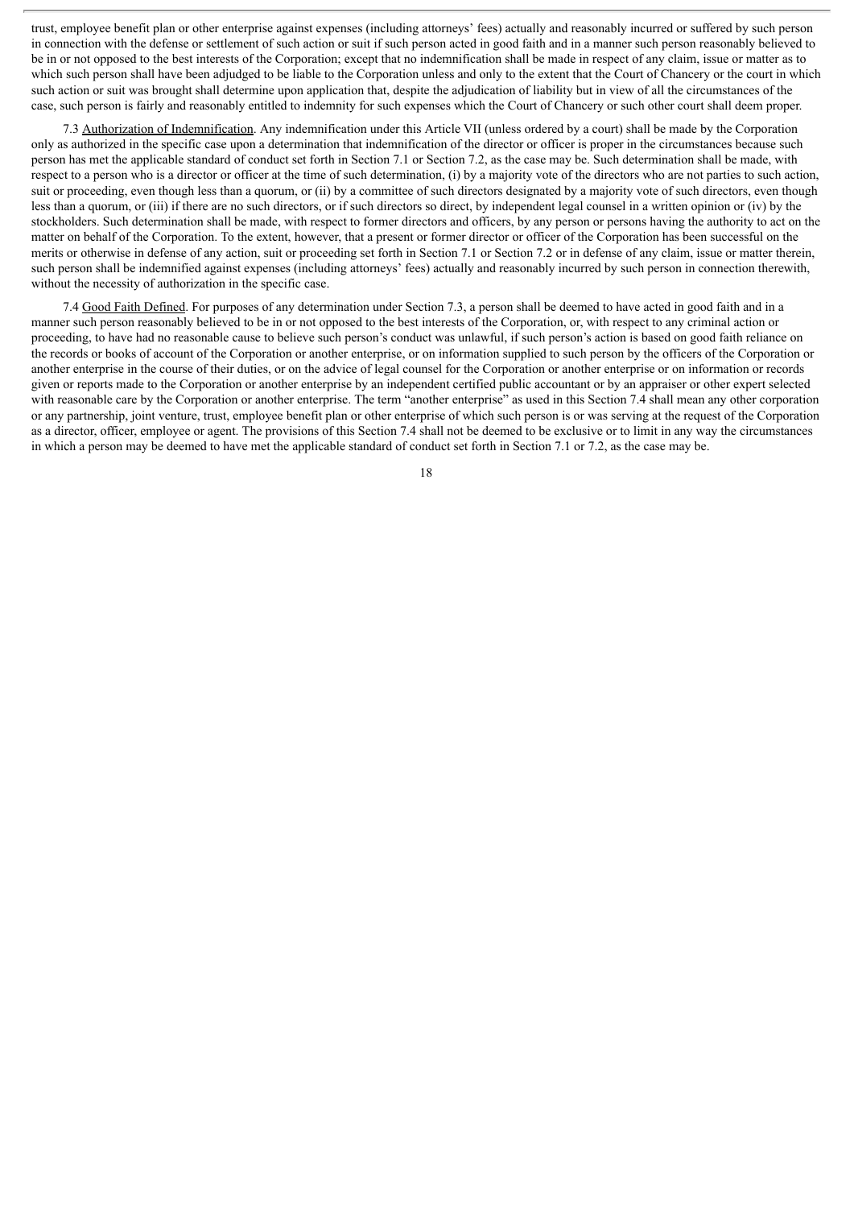trust, employee benefit plan or other enterprise against expenses (including attorneys' fees) actually and reasonably incurred or suffered by such person in connection with the defense or settlement of such action or suit if such person acted in good faith and in a manner such person reasonably believed to be in or not opposed to the best interests of the Corporation; except that no indemnification shall be made in respect of any claim, issue or matter as to which such person shall have been adjudged to be liable to the Corporation unless and only to the extent that the Court of Chancery or the court in which such action or suit was brought shall determine upon application that, despite the adjudication of liability but in view of all the circumstances of the case, such person is fairly and reasonably entitled to indemnity for such expenses which the Court of Chancery or such other court shall deem proper.

7.3 Authorization of Indemnification. Any indemnification under this Article VII (unless ordered by a court) shall be made by the Corporation only as authorized in the specific case upon a determination that indemnification of the director or officer is proper in the circumstances because such person has met the applicable standard of conduct set forth in Section 7.1 or Section 7.2, as the case may be. Such determination shall be made, with respect to a person who is a director or officer at the time of such determination, (i) by a majority vote of the directors who are not parties to such action, suit or proceeding, even though less than a quorum, or (ii) by a committee of such directors designated by a majority vote of such directors, even though less than a quorum, or (iii) if there are no such directors, or if such directors so direct, by independent legal counsel in a written opinion or (iv) by the stockholders. Such determination shall be made, with respect to former directors and officers, by any person or persons having the authority to act on the matter on behalf of the Corporation. To the extent, however, that a present or former director or officer of the Corporation has been successful on the merits or otherwise in defense of any action, suit or proceeding set forth in Section 7.1 or Section 7.2 or in defense of any claim, issue or matter therein, such person shall be indemnified against expenses (including attorneys' fees) actually and reasonably incurred by such person in connection therewith, without the necessity of authorization in the specific case.

7.4 Good Faith Defined. For purposes of any determination under Section 7.3, a person shall be deemed to have acted in good faith and in a manner such person reasonably believed to be in or not opposed to the best interests of the Corporation, or, with respect to any criminal action or proceeding, to have had no reasonable cause to believe such person's conduct was unlawful, if such person's action is based on good faith reliance on the records or books of account of the Corporation or another enterprise, or on information supplied to such person by the officers of the Corporation or another enterprise in the course of their duties, or on the advice of legal counsel for the Corporation or another enterprise or on information or records given or reports made to the Corporation or another enterprise by an independent certified public accountant or by an appraiser or other expert selected with reasonable care by the Corporation or another enterprise. The term "another enterprise" as used in this Section 7.4 shall mean any other corporation or any partnership, joint venture, trust, employee benefit plan or other enterprise of which such person is or was serving at the request of the Corporation as a director, officer, employee or agent. The provisions of this Section 7.4 shall not be deemed to be exclusive or to limit in any way the circumstances in which a person may be deemed to have met the applicable standard of conduct set forth in Section 7.1 or 7.2, as the case may be.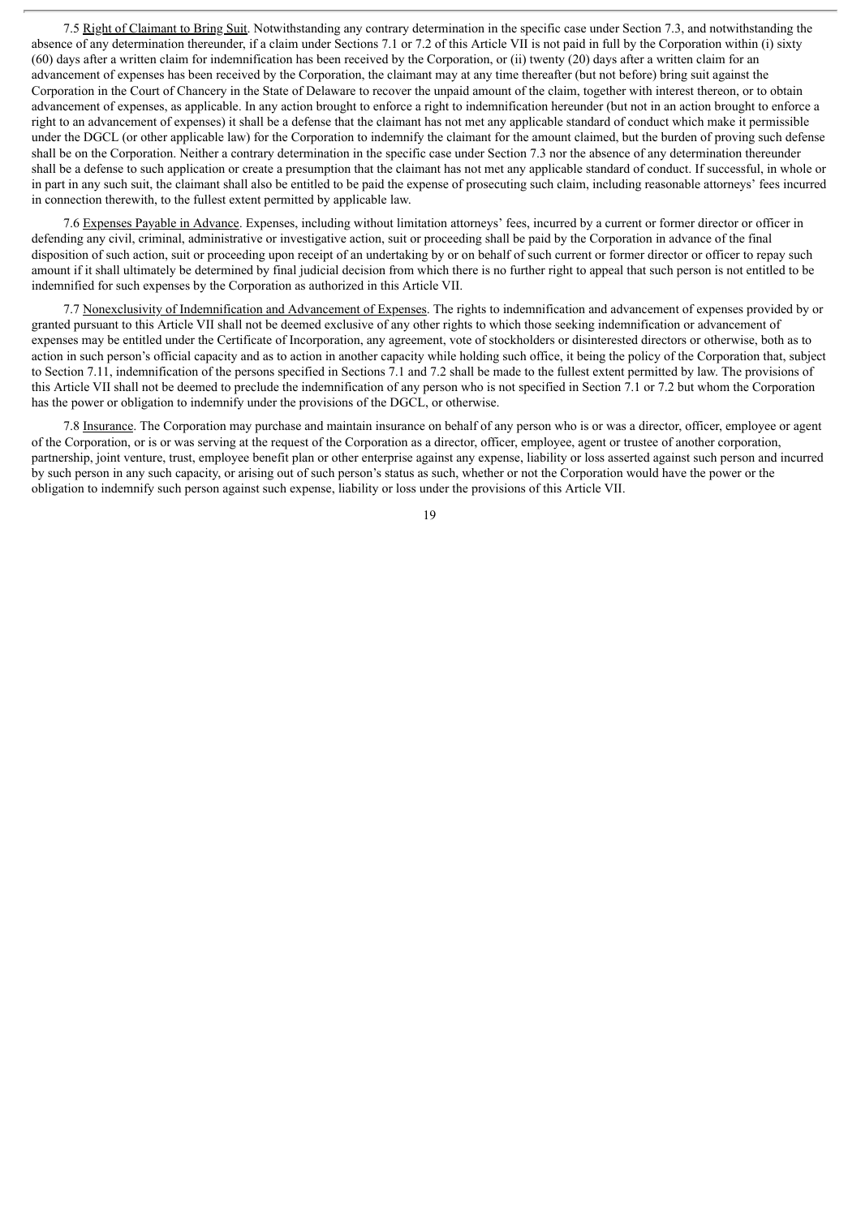7.5 Right of Claimant to Bring Suit. Notwithstanding any contrary determination in the specific case under Section 7.3, and notwithstanding the absence of any determination thereunder, if a claim under Sections 7.1 or 7.2 of this Article VII is not paid in full by the Corporation within (i) sixty (60) days after a written claim for indemnification has been received by the Corporation, or (ii) twenty (20) days after a written claim for an advancement of expenses has been received by the Corporation, the claimant may at any time thereafter (but not before) bring suit against the Corporation in the Court of Chancery in the State of Delaware to recover the unpaid amount of the claim, together with interest thereon, or to obtain advancement of expenses, as applicable. In any action brought to enforce a right to indemnification hereunder (but not in an action brought to enforce a right to an advancement of expenses) it shall be a defense that the claimant has not met any applicable standard of conduct which make it permissible under the DGCL (or other applicable law) for the Corporation to indemnify the claimant for the amount claimed, but the burden of proving such defense shall be on the Corporation. Neither a contrary determination in the specific case under Section 7.3 nor the absence of any determination thereunder shall be a defense to such application or create a presumption that the claimant has not met any applicable standard of conduct. If successful, in whole or in part in any such suit, the claimant shall also be entitled to be paid the expense of prosecuting such claim, including reasonable attorneys' fees incurred in connection therewith, to the fullest extent permitted by applicable law.

7.6 Expenses Payable in Advance. Expenses, including without limitation attorneys' fees, incurred by a current or former director or officer in defending any civil, criminal, administrative or investigative action, suit or proceeding shall be paid by the Corporation in advance of the final disposition of such action, suit or proceeding upon receipt of an undertaking by or on behalf of such current or former director or officer to repay such amount if it shall ultimately be determined by final judicial decision from which there is no further right to appeal that such person is not entitled to be indemnified for such expenses by the Corporation as authorized in this Article VII.

7.7 Nonexclusivity of Indemnification and Advancement of Expenses. The rights to indemnification and advancement of expenses provided by or granted pursuant to this Article VII shall not be deemed exclusive of any other rights to which those seeking indemnification or advancement of expenses may be entitled under the Certificate of Incorporation, any agreement, vote of stockholders or disinterested directors or otherwise, both as to action in such person's official capacity and as to action in another capacity while holding such office, it being the policy of the Corporation that, subject to Section 7.11, indemnification of the persons specified in Sections 7.1 and 7.2 shall be made to the fullest extent permitted by law. The provisions of this Article VII shall not be deemed to preclude the indemnification of any person who is not specified in Section 7.1 or 7.2 but whom the Corporation has the power or obligation to indemnify under the provisions of the DGCL, or otherwise.

7.8 Insurance. The Corporation may purchase and maintain insurance on behalf of any person who is or was a director, officer, employee or agent of the Corporation, or is or was serving at the request of the Corporation as a director, officer, employee, agent or trustee of another corporation, partnership, joint venture, trust, employee benefit plan or other enterprise against any expense, liability or loss asserted against such person and incurred by such person in any such capacity, or arising out of such person's status as such, whether or not the Corporation would have the power or the obligation to indemnify such person against such expense, liability or loss under the provisions of this Article VII.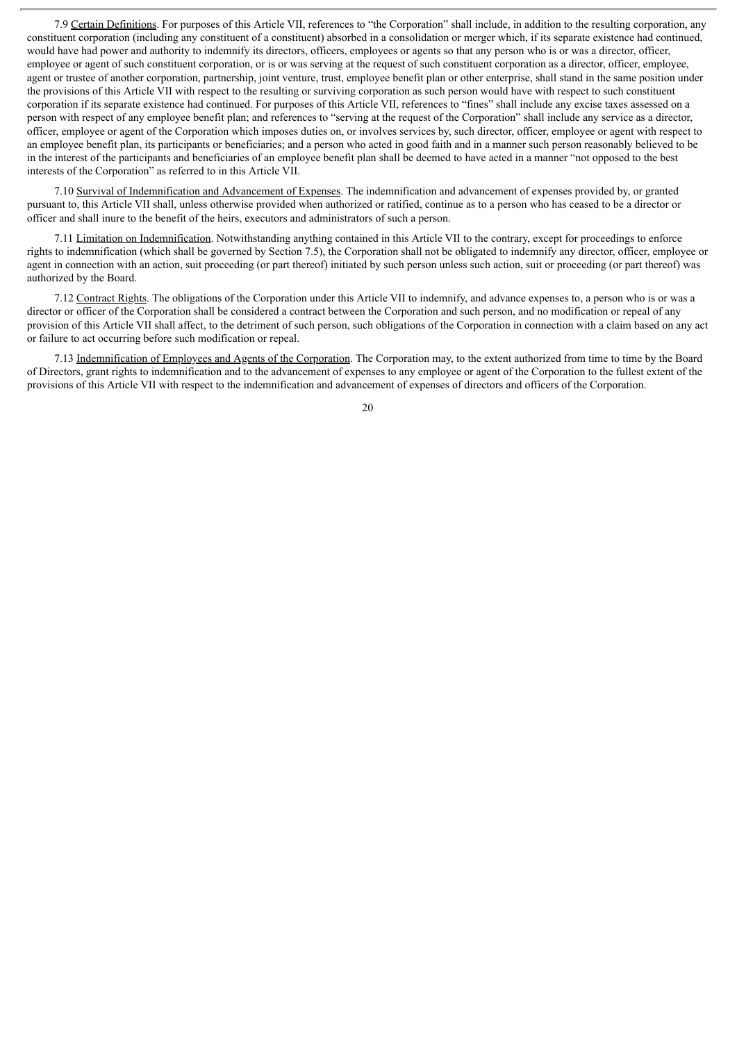7.9 Certain Definitions. For purposes of this Article VII, references to "the Corporation" shall include, in addition to the resulting corporation, any constituent corporation (including any constituent of a constituent) absorbed in a consolidation or merger which, if its separate existence had continued, would have had power and authority to indemnify its directors, officers, employees or agents so that any person who is or was a director, officer, employee or agent of such constituent corporation, or is or was serving at the request of such constituent corporation as a director, officer, employee, agent or trustee of another corporation, partnership, joint venture, trust, employee benefit plan or other enterprise, shall stand in the same position under the provisions of this Article VII with respect to the resulting or surviving corporation as such person would have with respect to such constituent corporation if its separate existence had continued. For purposes of this Article VII, references to "fines" shall include any excise taxes assessed on a person with respect of any employee benefit plan; and references to "serving at the request of the Corporation" shall include any service as a director, officer, employee or agent of the Corporation which imposes duties on, or involves services by, such director, officer, employee or agent with respect to an employee benefit plan, its participants or beneficiaries; and a person who acted in good faith and in a manner such person reasonably believed to be in the interest of the participants and beneficiaries of an employee benefit plan shall be deemed to have acted in a manner "not opposed to the best interests of the Corporation" as referred to in this Article VII.

7.10 Survival of Indemnification and Advancement of Expenses. The indemnification and advancement of expenses provided by, or granted pursuant to, this Article VII shall, unless otherwise provided when authorized or ratified, continue as to a person who has ceased to be a director or officer and shall inure to the benefit of the heirs, executors and administrators of such a person.

7.11 Limitation on Indemnification. Notwithstanding anything contained in this Article VII to the contrary, except for proceedings to enforce rights to indemnification (which shall be governed by Section 7.5), the Corporation shall not be obligated to indemnify any director, officer, employee or agent in connection with an action, suit proceeding (or part thereof) initiated by such person unless such action, suit or proceeding (or part thereof) was authorized by the Board.

7.12 Contract Rights. The obligations of the Corporation under this Article VII to indemnify, and advance expenses to, a person who is or was a director or officer of the Corporation shall be considered a contract between the Corporation and such person, and no modification or repeal of any provision of this Article VII shall affect, to the detriment of such person, such obligations of the Corporation in connection with a claim based on any act or failure to act occurring before such modification or repeal.

7.13 Indemnification of Employees and Agents of the Corporation. The Corporation may, to the extent authorized from time to time by the Board of Directors, grant rights to indemnification and to the advancement of expenses to any employee or agent of the Corporation to the fullest extent of the provisions of this Article VII with respect to the indemnification and advancement of expenses of directors and officers of the Corporation.